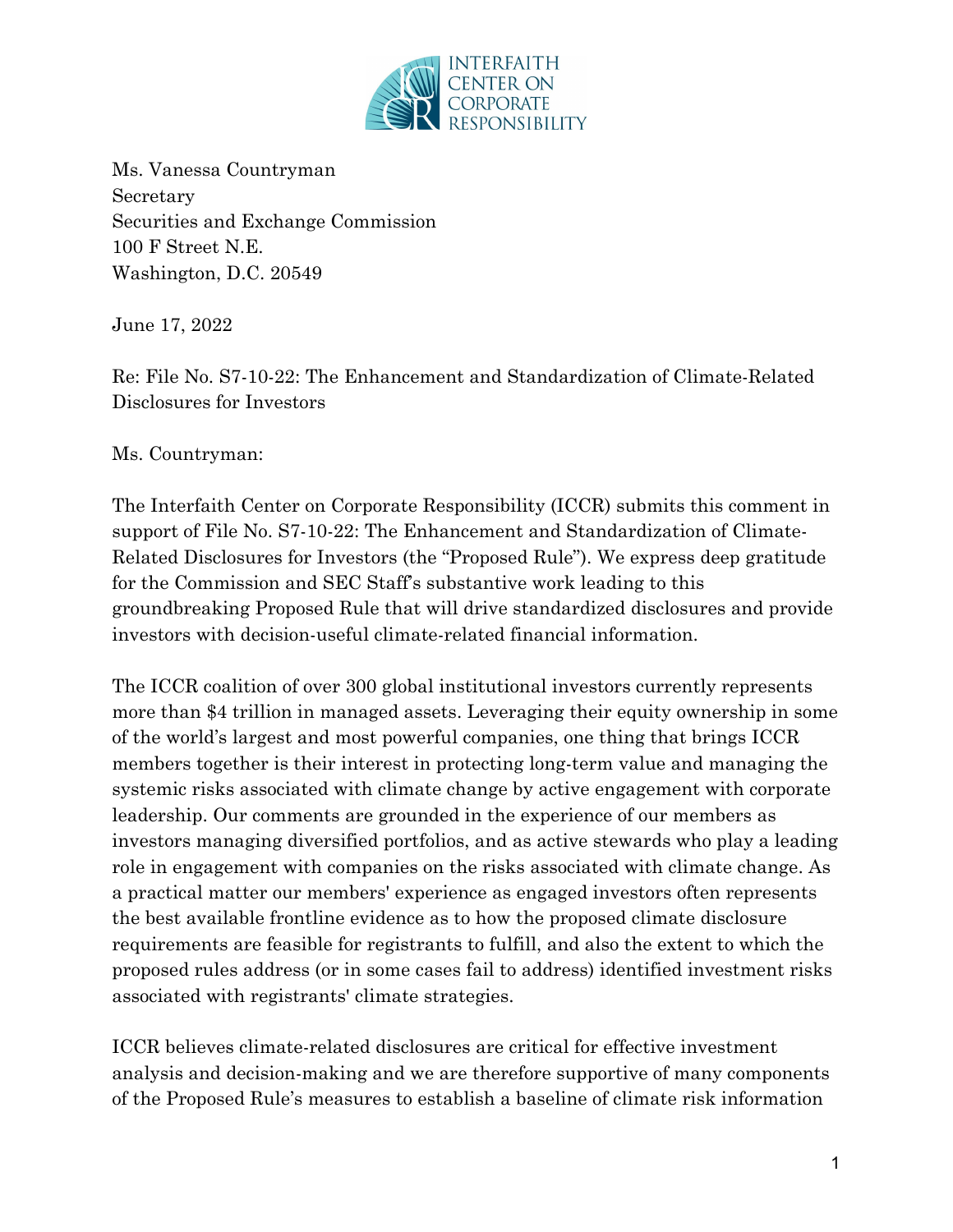INTERFAITH CENTER ON CORPORATE RESPONSIBILITY

Ms. Vanessa Countryman
Secretary
Securities and Exchange Commission
100 F Street N.E.
Washington, D.C. 20549

June 17, 2022

Re: File No. S7-10-22: The Enhancement and Standardization of Climate-Related Disclosures for Investors

Ms. Countryman:

The Interfaith Center on Corporate Responsibility (ICCR) submits this comment in support of File No. S7-10-22: The Enhancement and Standardization of Climate-Related Disclosures for Investors (the "Proposed Rule"). We express deep gratitude for the Commission and SEC Staff's substantive work leading to this groundbreaking Proposed Rule that will drive standardized disclosures and provide investors with decision-useful climate-related financial information.

The ICCR coalition of over 300 global institutional investors currently represents more than $4 trillion in managed assets. Leveraging their equity ownership in some of the world's largest and most powerful companies, one thing that brings ICCR members together is their interest in protecting long-term value and managing the systemic risks associated with climate change by active engagement with corporate leadership. Our comments are grounded in the experience of our members as investors managing diversified portfolios, and as active stewards who play a leading role in engagement with companies on the risks associated with climate change. As a practical matter our members' experience as engaged investors often represents the best available frontline evidence as to how the proposed climate disclosure requirements are feasible for registrants to fulfill, and also the extent to which the proposed rules address (or in some cases fail to address) identified investment risks associated with registrants' climate strategies.

ICCR believes climate-related disclosures are critical for effective investment analysis and decision-making and we are therefore supportive of many components of the Proposed Rule's measures to establish a baseline of climate risk information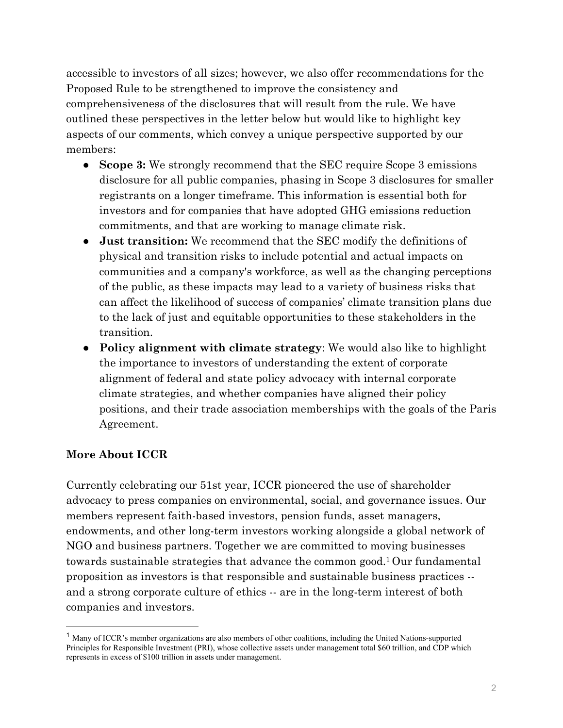accessible to investors of all sizes; however, we also offer recommendations for the Proposed Rule to be strengthened to improve the consistency and comprehensiveness of the disclosures that will result from the rule. We have outlined these perspectives in the letter below but would like to highlight key aspects of our comments, which convey a unique perspective supported by our members:

- **Scope 3:** We strongly recommend that the SEC require Scope 3 emissions disclosure for all public companies, phasing in Scope 3 disclosures for smaller registrants on a longer timeframe. This information is essential both for investors and for companies that have adopted GHG emissions reduction commitments, and that are working to manage climate risk.
- **Just transition:** We recommend that the SEC modify the definitions of physical and transition risks to include potential and actual impacts on communities and a company's workforce, as well as the changing perceptions of the public, as these impacts may lead to a variety of business risks that can affect the likelihood of success of companies' climate transition plans due to the lack of just and equitable opportunities to these stakeholders in the transition.
- **Policy alignment with climate strategy**: We would also like to highlight the importance to investors of understanding the extent of corporate alignment of federal and state policy advocacy with internal corporate climate strategies, and whether companies have aligned their policy positions, and their trade association memberships with the goals of the Paris Agreement.

## More About ICCR

Currently celebrating our 51st year, ICCR pioneered the use of shareholder advocacy to press companies on environmental, social, and governance issues. Our members represent faith-based investors, pension funds, asset managers, endowments, and other long-term investors working alongside a global network of NGO and business partners. Together we are committed to moving businesses towards sustainable strategies that advance the common good.[1] Our fundamental proposition as investors is that responsible and sustainable business practices -- and a strong corporate culture of ethics -- are in the long-term interest of both companies and investors.

[1] Many of ICCR's member organizations are also members of other coalitions, including the United Nations-supported Principles for Responsible Investment (PRI), whose collective assets under management total $60 trillion, and CDP which represents in excess of $100 trillion in assets under management.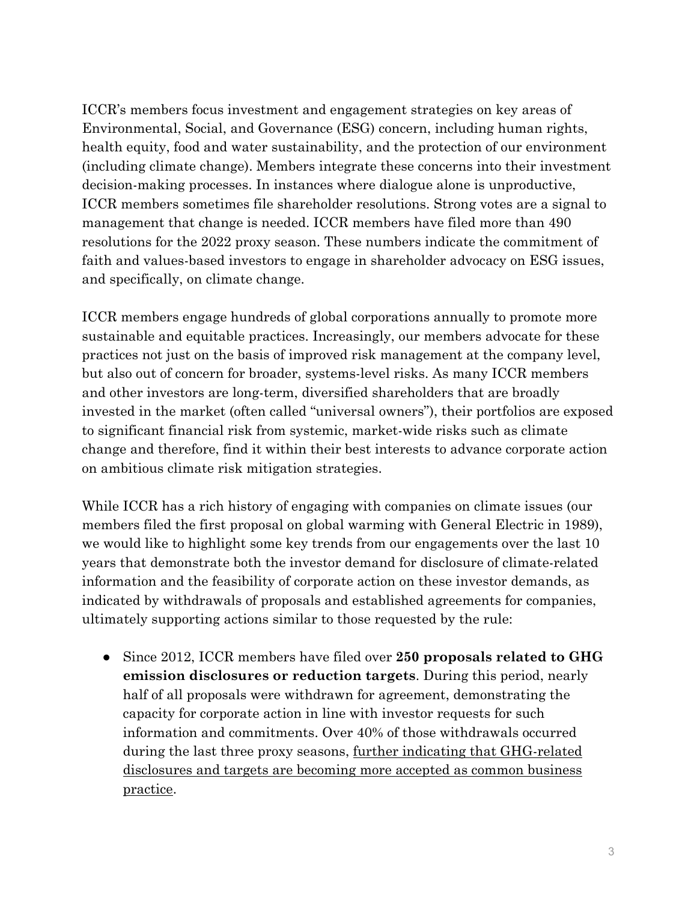ICCR's members focus investment and engagement strategies on key areas of Environmental, Social, and Governance (ESG) concern, including human rights, health equity, food and water sustainability, and the protection of our environment (including climate change). Members integrate these concerns into their investment decision-making processes. In instances where dialogue alone is unproductive, ICCR members sometimes file shareholder resolutions. Strong votes are a signal to management that change is needed. ICCR members have filed more than 490 resolutions for the 2022 proxy season. These numbers indicate the commitment of faith and values-based investors to engage in shareholder advocacy on ESG issues, and specifically, on climate change.

ICCR members engage hundreds of global corporations annually to promote more sustainable and equitable practices. Increasingly, our members advocate for these practices not just on the basis of improved risk management at the company level, but also out of concern for broader, systems-level risks. As many ICCR members and other investors are long-term, diversified shareholders that are broadly invested in the market (often called "universal owners"), their portfolios are exposed to significant financial risk from systemic, market-wide risks such as climate change and therefore, find it within their best interests to advance corporate action on ambitious climate risk mitigation strategies.

While ICCR has a rich history of engaging with companies on climate issues (our members filed the first proposal on global warming with General Electric in 1989), we would like to highlight some key trends from our engagements over the last 10 years that demonstrate both the investor demand for disclosure of climate-related information and the feasibility of corporate action on these investor demands, as indicated by withdrawals of proposals and established agreements for companies, ultimately supporting actions similar to those requested by the rule:

- Since 2012, ICCR members have filed over **250 proposals related to GHG emission disclosures or reduction targets**. During this period, nearly half of all proposals were withdrawn for agreement, demonstrating the capacity for corporate action in line with investor requests for such information and commitments. Over 40% of those withdrawals occurred during the last three proxy seasons, <u>further indicating that GHG-related disclosures and targets are becoming more accepted as common business practice</u>.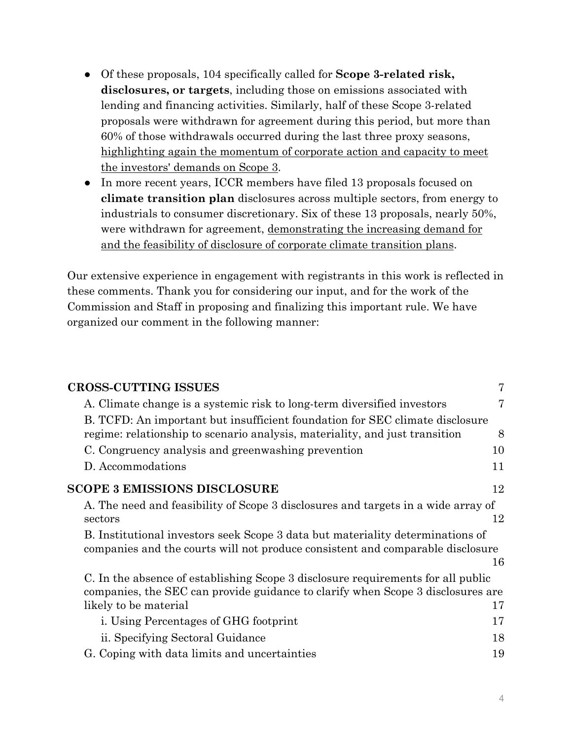- Of these proposals, 104 specifically called for **Scope 3-related risk, disclosures, or targets**, including those on emissions associated with lending and financing activities. Similarly, half of these Scope 3-related proposals were withdrawn for agreement during this period, but more than 60% of those withdrawals occurred during the last three proxy seasons, <u>highlighting again the momentum of corporate action and capacity to meet the investors' demands on Scope 3</u>.
- In more recent years, ICCR members have filed 13 proposals focused on **climate transition plan** disclosures across multiple sectors, from energy to industrials to consumer discretionary. Six of these 13 proposals, nearly 50%, were withdrawn for agreement, <u>demonstrating the increasing demand for and the feasibility of disclosure of corporate climate transition plans</u>.

Our extensive experience in engagement with registrants in this work is reflected in these comments. Thank you for considering our input, and for the work of the Commission and Staff in proposing and finalizing this important rule. We have organized our comment in the following manner:

| | |
|---|---|
| **CROSS-CUTTING ISSUES** | 7 |
| A. Climate change is a systemic risk to long-term diversified investors | 7 |
| B. TCFD: An important but insufficient foundation for SEC climate disclosure regime: relationship to scenario analysis, materiality, and just transition | 8 |
| C. Congruency analysis and greenwashing prevention | 10 |
| D. Accommodations | 11 |
| **SCOPE 3 EMISSIONS DISCLOSURE** | 12 |
| A. The need and feasibility of Scope 3 disclosures and targets in a wide array of sectors | 12 |
| B. Institutional investors seek Scope 3 data but materiality determinations of companies and the courts will not produce consistent and comparable disclosure | 16 |
| C. In the absence of establishing Scope 3 disclosure requirements for all public companies, the SEC can provide guidance to clarify when Scope 3 disclosures are likely to be material | 17 |
| i. Using Percentages of GHG footprint | 17 |
| ii. Specifying Sectoral Guidance | 18 |
| G. Coping with data limits and uncertainties | 19 |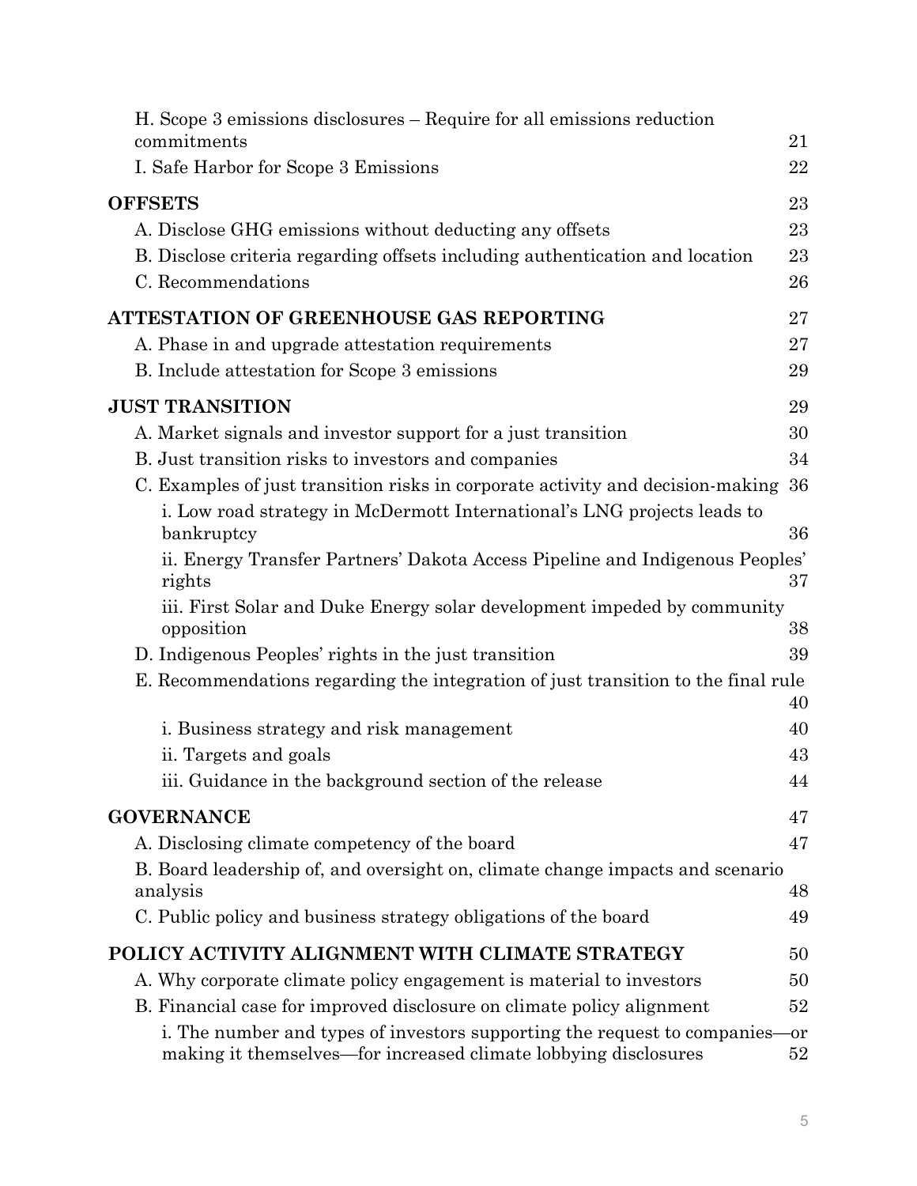H. Scope 3 emissions disclosures – Require for all emissions reduction commitments 21

I. Safe Harbor for Scope 3 Emissions 22

**OFFSETS** 23

A. Disclose GHG emissions without deducting any offsets 23

B. Disclose criteria regarding offsets including authentication and location 23

C. Recommendations 26

**ATTESTATION OF GREENHOUSE GAS REPORTING** 27

A. Phase in and upgrade attestation requirements 27

B. Include attestation for Scope 3 emissions 29

**JUST TRANSITION** 29

A. Market signals and investor support for a just transition 30

B. Just transition risks to investors and companies 34

C. Examples of just transition risks in corporate activity and decision-making 36

i. Low road strategy in McDermott International's LNG projects leads to bankruptcy 36

ii. Energy Transfer Partners' Dakota Access Pipeline and Indigenous Peoples' rights 37

iii. First Solar and Duke Energy solar development impeded by community opposition 38

D. Indigenous Peoples' rights in the just transition 39

E. Recommendations regarding the integration of just transition to the final rule 40

i. Business strategy and risk management 40

ii. Targets and goals 43

iii. Guidance in the background section of the release 44

**GOVERNANCE** 47

A. Disclosing climate competency of the board 47

B. Board leadership of, and oversight on, climate change impacts and scenario analysis 48

C. Public policy and business strategy obligations of the board 49

**POLICY ACTIVITY ALIGNMENT WITH CLIMATE STRATEGY** 50

A. Why corporate climate policy engagement is material to investors 50

B. Financial case for improved disclosure on climate policy alignment 52

i. The number and types of investors supporting the request to companies—or making it themselves—for increased climate lobbying disclosures 52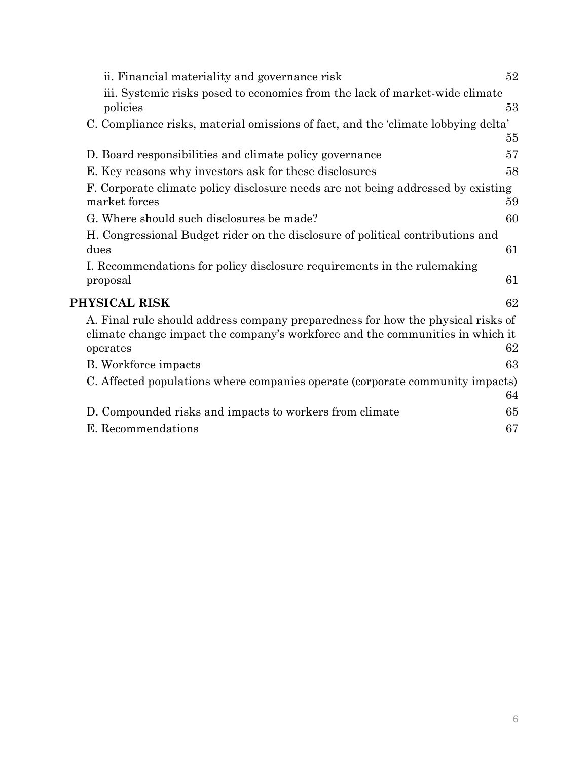ii. Financial materiality and governance risk 52

iii. Systemic risks posed to economies from the lack of market-wide climate policies 53

C. Compliance risks, material omissions of fact, and the 'climate lobbying delta' 55

D. Board responsibilities and climate policy governance 57

E. Key reasons why investors ask for these disclosures 58

F. Corporate climate policy disclosure needs are not being addressed by existing market forces 59

G. Where should such disclosures be made? 60

H. Congressional Budget rider on the disclosure of political contributions and dues 61

I. Recommendations for policy disclosure requirements in the rulemaking proposal 61

**PHYSICAL RISK** 62

A. Final rule should address company preparedness for how the physical risks of climate change impact the company's workforce and the communities in which it operates 62

B. Workforce impacts 63

C. Affected populations where companies operate (corporate community impacts) 64

D. Compounded risks and impacts to workers from climate 65

E. Recommendations 67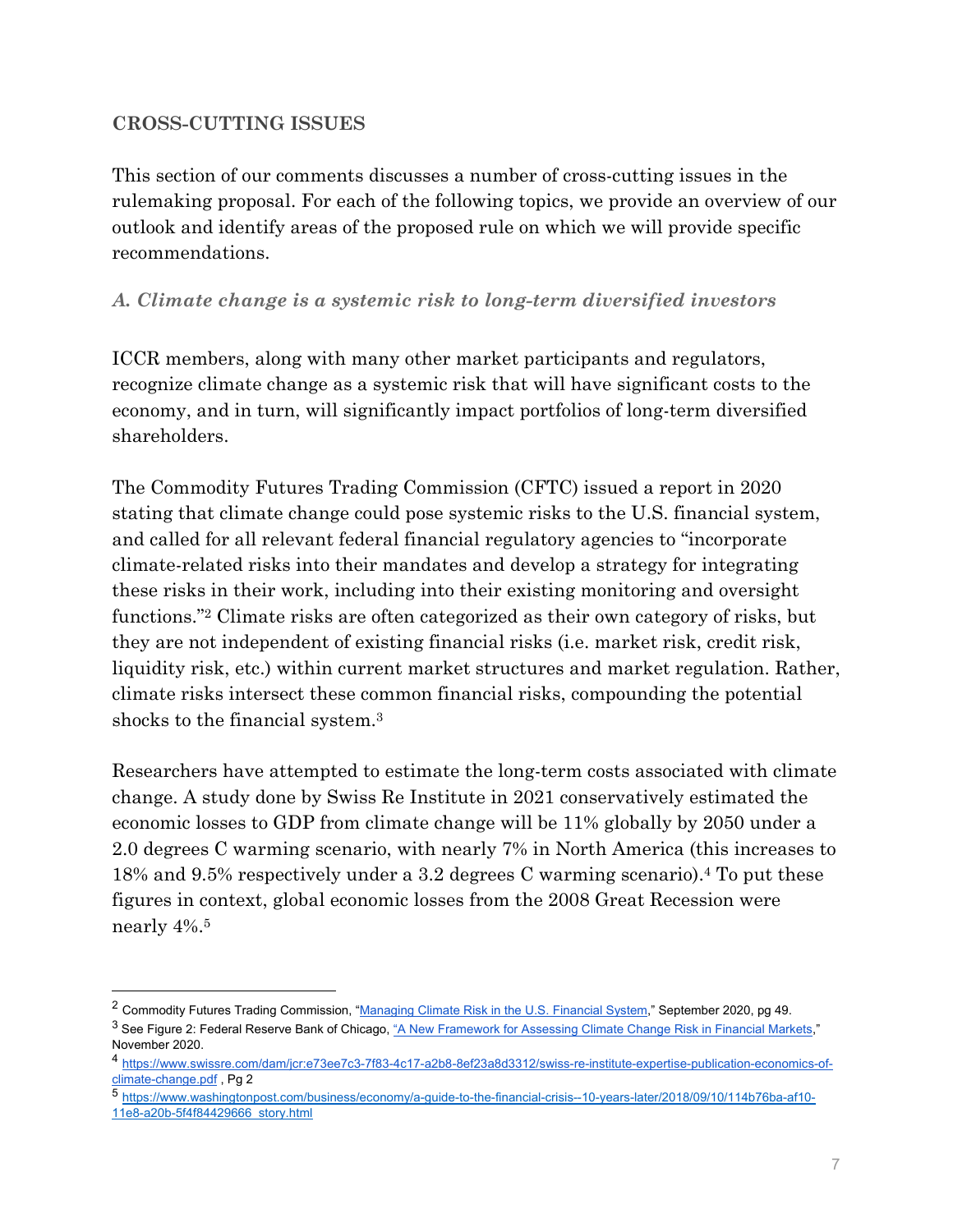## CROSS-CUTTING ISSUES

This section of our comments discusses a number of cross-cutting issues in the rulemaking proposal. For each of the following topics, we provide an overview of our outlook and identify areas of the proposed rule on which we will provide specific recommendations.

### *A. Climate change is a systemic risk to long-term diversified investors*

ICCR members, along with many other market participants and regulators, recognize climate change as a systemic risk that will have significant costs to the economy, and in turn, will significantly impact portfolios of long-term diversified shareholders.

The Commodity Futures Trading Commission (CFTC) issued a report in 2020 stating that climate change could pose systemic risks to the U.S. financial system, and called for all relevant federal financial regulatory agencies to "incorporate climate-related risks into their mandates and develop a strategy for integrating these risks in their work, including into their existing monitoring and oversight functions."[2] Climate risks are often categorized as their own category of risks, but they are not independent of existing financial risks (i.e. market risk, credit risk, liquidity risk, etc.) within current market structures and market regulation. Rather, climate risks intersect these common financial risks, compounding the potential shocks to the financial system.[3]

Researchers have attempted to estimate the long-term costs associated with climate change. A study done by Swiss Re Institute in 2021 conservatively estimated the economic losses to GDP from climate change will be 11% globally by 2050 under a 2.0 degrees C warming scenario, with nearly 7% in North America (this increases to 18% and 9.5% respectively under a 3.2 degrees C warming scenario).[4] To put these figures in context, global economic losses from the 2008 Great Recession were nearly 4%.[5]

---

[2] Commodity Futures Trading Commission, "Managing Climate Risk in the U.S. Financial System," September 2020, pg 49.

[3] See Figure 2: Federal Reserve Bank of Chicago, "A New Framework for Assessing Climate Change Risk in Financial Markets," November 2020.

[4] https://www.swissre.com/dam/jcr:e73ee7c3-7f83-4c17-a2b8-8ef23a8d3312/swiss-re-institute-expertise-publication-economics-of-climate-change.pdf , Pg 2

[5] https://www.washingtonpost.com/business/economy/a-guide-to-the-financial-crisis--10-years-later/2018/09/10/114b76ba-af10-11e8-a20b-5f4f84429666_story.html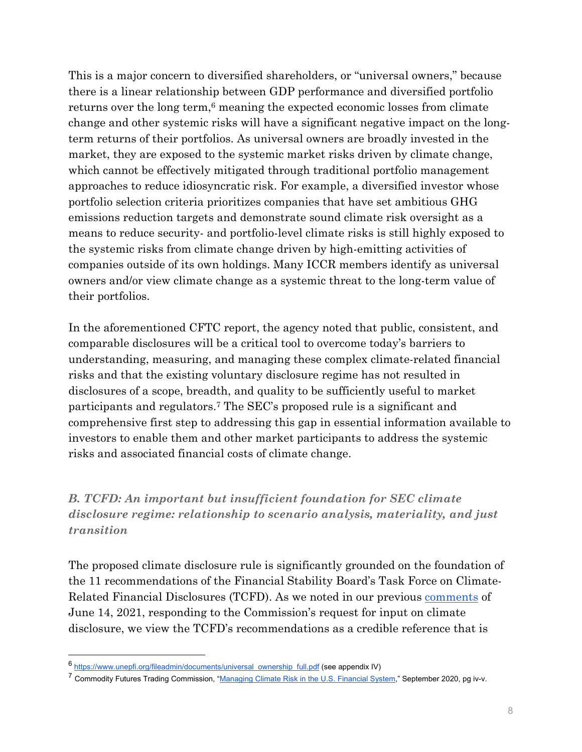This is a major concern to diversified shareholders, or "universal owners," because there is a linear relationship between GDP performance and diversified portfolio returns over the long term,[6] meaning the expected economic losses from climate change and other systemic risks will have a significant negative impact on the long-term returns of their portfolios. As universal owners are broadly invested in the market, they are exposed to the systemic market risks driven by climate change, which cannot be effectively mitigated through traditional portfolio management approaches to reduce idiosyncratic risk. For example, a diversified investor whose portfolio selection criteria prioritizes companies that have set ambitious GHG emissions reduction targets and demonstrate sound climate risk oversight as a means to reduce security- and portfolio-level climate risks is still highly exposed to the systemic risks from climate change driven by high-emitting activities of companies outside of its own holdings. Many ICCR members identify as universal owners and/or view climate change as a systemic threat to the long-term value of their portfolios.

In the aforementioned CFTC report, the agency noted that public, consistent, and comparable disclosures will be a critical tool to overcome today's barriers to understanding, measuring, and managing these complex climate-related financial risks and that the existing voluntary disclosure regime has not resulted in disclosures of a scope, breadth, and quality to be sufficiently useful to market participants and regulators.[7] The SEC's proposed rule is a significant and comprehensive first step to addressing this gap in essential information available to investors to enable them and other market participants to address the systemic risks and associated financial costs of climate change.

### *B. TCFD: An important but insufficient foundation for SEC climate disclosure regime: relationship to scenario analysis, materiality, and just transition*

The proposed climate disclosure rule is significantly grounded on the foundation of the 11 recommendations of the Financial Stability Board's Task Force on Climate-Related Financial Disclosures (TCFD). As we noted in our previous comments of June 14, 2021, responding to the Commission's request for input on climate disclosure, we view the TCFD's recommendations as a credible reference that is

---

[6] https://www.unepfi.org/fileadmin/documents/universal_ownership_full.pdf (see appendix IV)

[7] Commodity Futures Trading Commission, "Managing Climate Risk in the U.S. Financial System," September 2020, pg iv-v.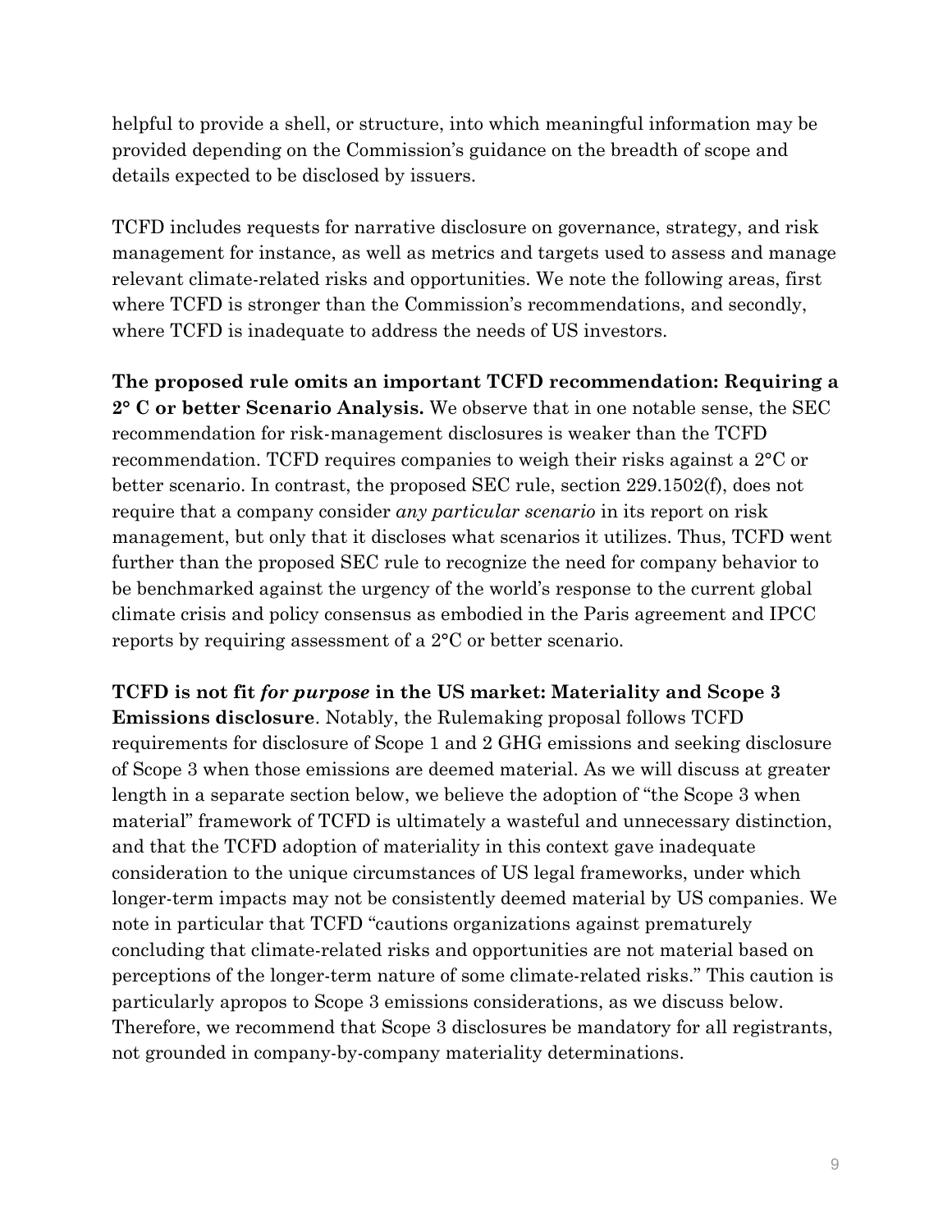helpful to provide a shell, or structure, into which meaningful information may be provided depending on the Commission's guidance on the breadth of scope and details expected to be disclosed by issuers.

TCFD includes requests for narrative disclosure on governance, strategy, and risk management for instance, as well as metrics and targets used to assess and manage relevant climate-related risks and opportunities. We note the following areas, first where TCFD is stronger than the Commission's recommendations, and secondly, where TCFD is inadequate to address the needs of US investors.

**The proposed rule omits an important TCFD recommendation: Requiring a 2° C or better Scenario Analysis.** We observe that in one notable sense, the SEC recommendation for risk-management disclosures is weaker than the TCFD recommendation. TCFD requires companies to weigh their risks against a 2°C or better scenario. In contrast, the proposed SEC rule, section 229.1502(f), does not require that a company consider *any particular scenario* in its report on risk management, but only that it discloses what scenarios it utilizes. Thus, TCFD went further than the proposed SEC rule to recognize the need for company behavior to be benchmarked against the urgency of the world's response to the current global climate crisis and policy consensus as embodied in the Paris agreement and IPCC reports by requiring assessment of a 2°C or better scenario.

**TCFD is not fit *for purpose* in the US market: Materiality and Scope 3 Emissions disclosure**. Notably, the Rulemaking proposal follows TCFD requirements for disclosure of Scope 1 and 2 GHG emissions and seeking disclosure of Scope 3 when those emissions are deemed material. As we will discuss at greater length in a separate section below, we believe the adoption of "the Scope 3 when material" framework of TCFD is ultimately a wasteful and unnecessary distinction, and that the TCFD adoption of materiality in this context gave inadequate consideration to the unique circumstances of US legal frameworks, under which longer-term impacts may not be consistently deemed material by US companies. We note in particular that TCFD "cautions organizations against prematurely concluding that climate-related risks and opportunities are not material based on perceptions of the longer-term nature of some climate-related risks." This caution is particularly apropos to Scope 3 emissions considerations, as we discuss below. Therefore, we recommend that Scope 3 disclosures be mandatory for all registrants, not grounded in company-by-company materiality determinations.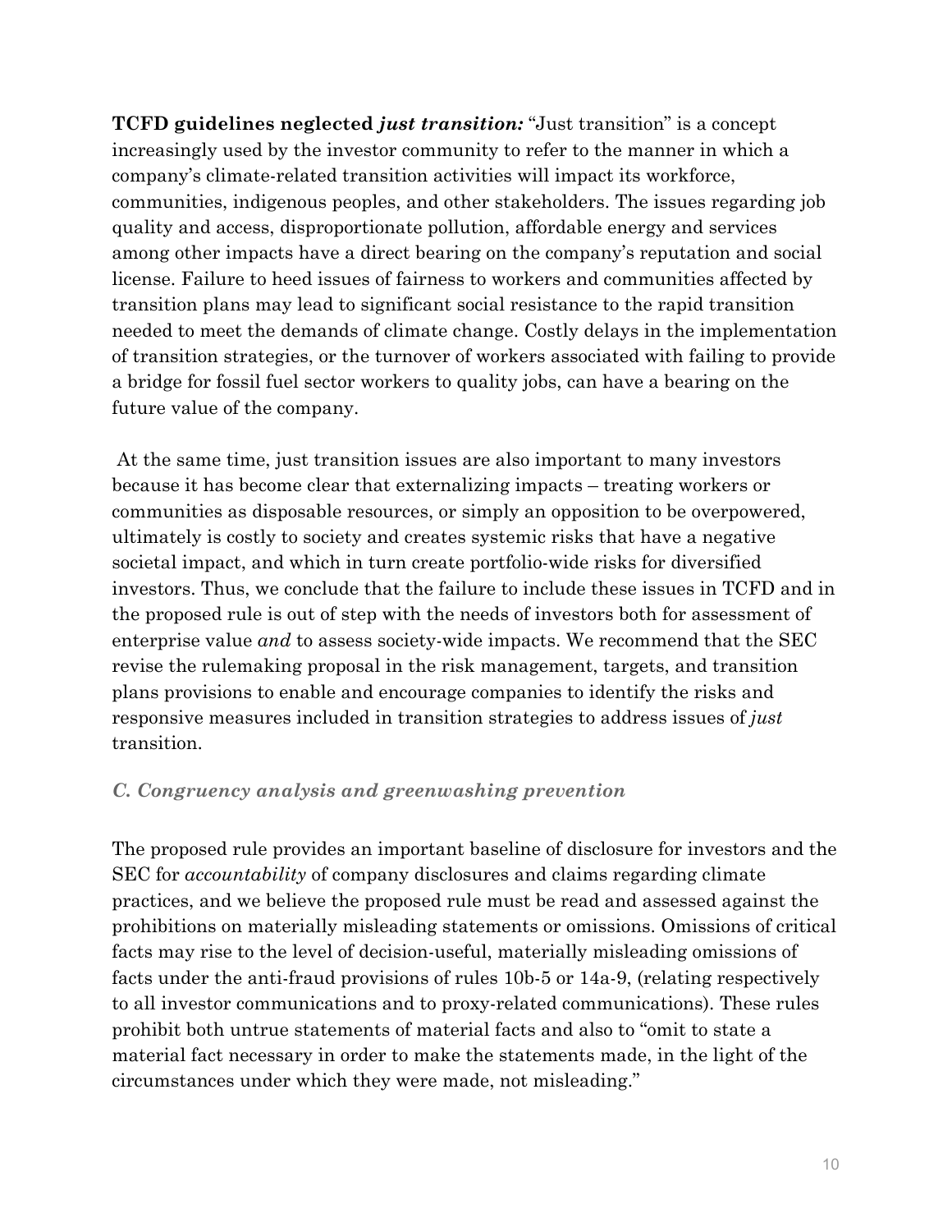**TCFD guidelines neglected *just transition:*** "Just transition" is a concept increasingly used by the investor community to refer to the manner in which a company's climate-related transition activities will impact its workforce, communities, indigenous peoples, and other stakeholders. The issues regarding job quality and access, disproportionate pollution, affordable energy and services among other impacts have a direct bearing on the company's reputation and social license. Failure to heed issues of fairness to workers and communities affected by transition plans may lead to significant social resistance to the rapid transition needed to meet the demands of climate change. Costly delays in the implementation of transition strategies, or the turnover of workers associated with failing to provide a bridge for fossil fuel sector workers to quality jobs, can have a bearing on the future value of the company.

At the same time, just transition issues are also important to many investors because it has become clear that externalizing impacts – treating workers or communities as disposable resources, or simply an opposition to be overpowered, ultimately is costly to society and creates systemic risks that have a negative societal impact, and which in turn create portfolio-wide risks for diversified investors. Thus, we conclude that the failure to include these issues in TCFD and in the proposed rule is out of step with the needs of investors both for assessment of enterprise value *and* to assess society-wide impacts. We recommend that the SEC revise the rulemaking proposal in the risk management, targets, and transition plans provisions to enable and encourage companies to identify the risks and responsive measures included in transition strategies to address issues of *just* transition.

### *C. Congruency analysis and greenwashing prevention*

The proposed rule provides an important baseline of disclosure for investors and the SEC for *accountability* of company disclosures and claims regarding climate practices, and we believe the proposed rule must be read and assessed against the prohibitions on materially misleading statements or omissions. Omissions of critical facts may rise to the level of decision-useful, materially misleading omissions of facts under the anti-fraud provisions of rules 10b-5 or 14a-9, (relating respectively to all investor communications and to proxy-related communications). These rules prohibit both untrue statements of material facts and also to "omit to state a material fact necessary in order to make the statements made, in the light of the circumstances under which they were made, not misleading."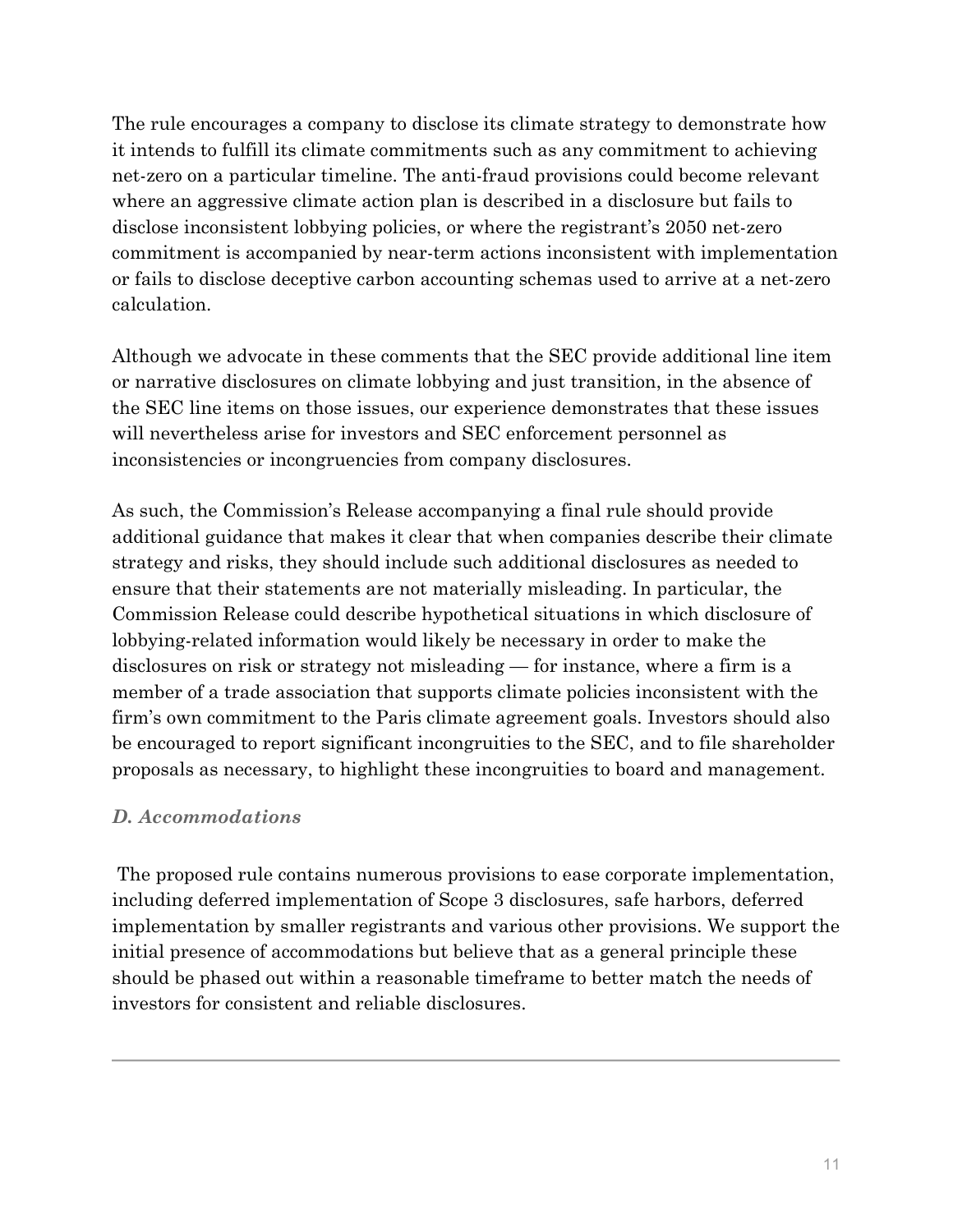The rule encourages a company to disclose its climate strategy to demonstrate how it intends to fulfill its climate commitments such as any commitment to achieving net-zero on a particular timeline. The anti-fraud provisions could become relevant where an aggressive climate action plan is described in a disclosure but fails to disclose inconsistent lobbying policies, or where the registrant's 2050 net-zero commitment is accompanied by near-term actions inconsistent with implementation or fails to disclose deceptive carbon accounting schemas used to arrive at a net-zero calculation.

Although we advocate in these comments that the SEC provide additional line item or narrative disclosures on climate lobbying and just transition, in the absence of the SEC line items on those issues, our experience demonstrates that these issues will nevertheless arise for investors and SEC enforcement personnel as inconsistencies or incongruencies from company disclosures.

As such, the Commission's Release accompanying a final rule should provide additional guidance that makes it clear that when companies describe their climate strategy and risks, they should include such additional disclosures as needed to ensure that their statements are not materially misleading. In particular, the Commission Release could describe hypothetical situations in which disclosure of lobbying-related information would likely be necessary in order to make the disclosures on risk or strategy not misleading — for instance, where a firm is a member of a trade association that supports climate policies inconsistent with the firm's own commitment to the Paris climate agreement goals. Investors should also be encouraged to report significant incongruities to the SEC, and to file shareholder proposals as necessary, to highlight these incongruities to board and management.

### *D. Accommodations*

The proposed rule contains numerous provisions to ease corporate implementation, including deferred implementation of Scope 3 disclosures, safe harbors, deferred implementation by smaller registrants and various other provisions. We support the initial presence of accommodations but believe that as a general principle these should be phased out within a reasonable timeframe to better match the needs of investors for consistent and reliable disclosures.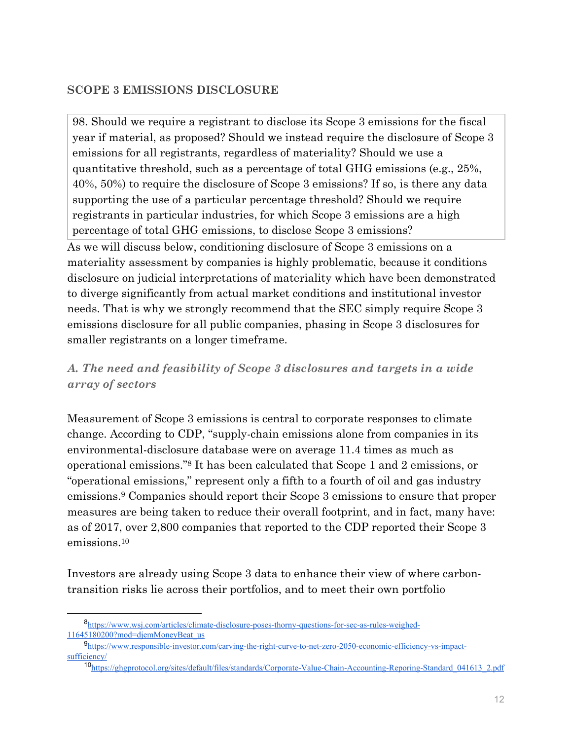**SCOPE 3 EMISSIONS DISCLOSURE**

> 98. Should we require a registrant to disclose its Scope 3 emissions for the fiscal year if material, as proposed? Should we instead require the disclosure of Scope 3 emissions for all registrants, regardless of materiality? Should we use a quantitative threshold, such as a percentage of total GHG emissions (e.g., 25%, 40%, 50%) to require the disclosure of Scope 3 emissions? If so, is there any data supporting the use of a particular percentage threshold? Should we require registrants in particular industries, for which Scope 3 emissions are a high percentage of total GHG emissions, to disclose Scope 3 emissions?

As we will discuss below, conditioning disclosure of Scope 3 emissions on a materiality assessment by companies is highly problematic, because it conditions disclosure on judicial interpretations of materiality which have been demonstrated to diverge significantly from actual market conditions and institutional investor needs. That is why we strongly recommend that the SEC simply require Scope 3 emissions disclosure for all public companies, phasing in Scope 3 disclosures for smaller registrants on a longer timeframe.

### *A. The need and feasibility of Scope 3 disclosures and targets in a wide array of sectors*

Measurement of Scope 3 emissions is central to corporate responses to climate change. According to CDP, "supply-chain emissions alone from companies in its environmental-disclosure database were on average 11.4 times as much as operational emissions."[8] It has been calculated that Scope 1 and 2 emissions, or "operational emissions," represent only a fifth to a fourth of oil and gas industry emissions.[9] Companies should report their Scope 3 emissions to ensure that proper measures are being taken to reduce their overall footprint, and in fact, many have: as of 2017, over 2,800 companies that reported to the CDP reported their Scope 3 emissions.[10]

Investors are already using Scope 3 data to enhance their view of where carbon-transition risks lie across their portfolios, and to meet their own portfolio

---

[8] https://www.wsj.com/articles/climate-disclosure-poses-thorny-questions-for-sec-as-rules-weighed-11645180200?mod=djemMoneyBeat_us

[9] https://www.responsible-investor.com/carving-the-right-curve-to-net-zero-2050-economic-efficiency-vs-impact-sufficiency/

[10] https://ghgprotocol.org/sites/default/files/standards/Corporate-Value-Chain-Accounting-Reporing-Standard_041613_2.pdf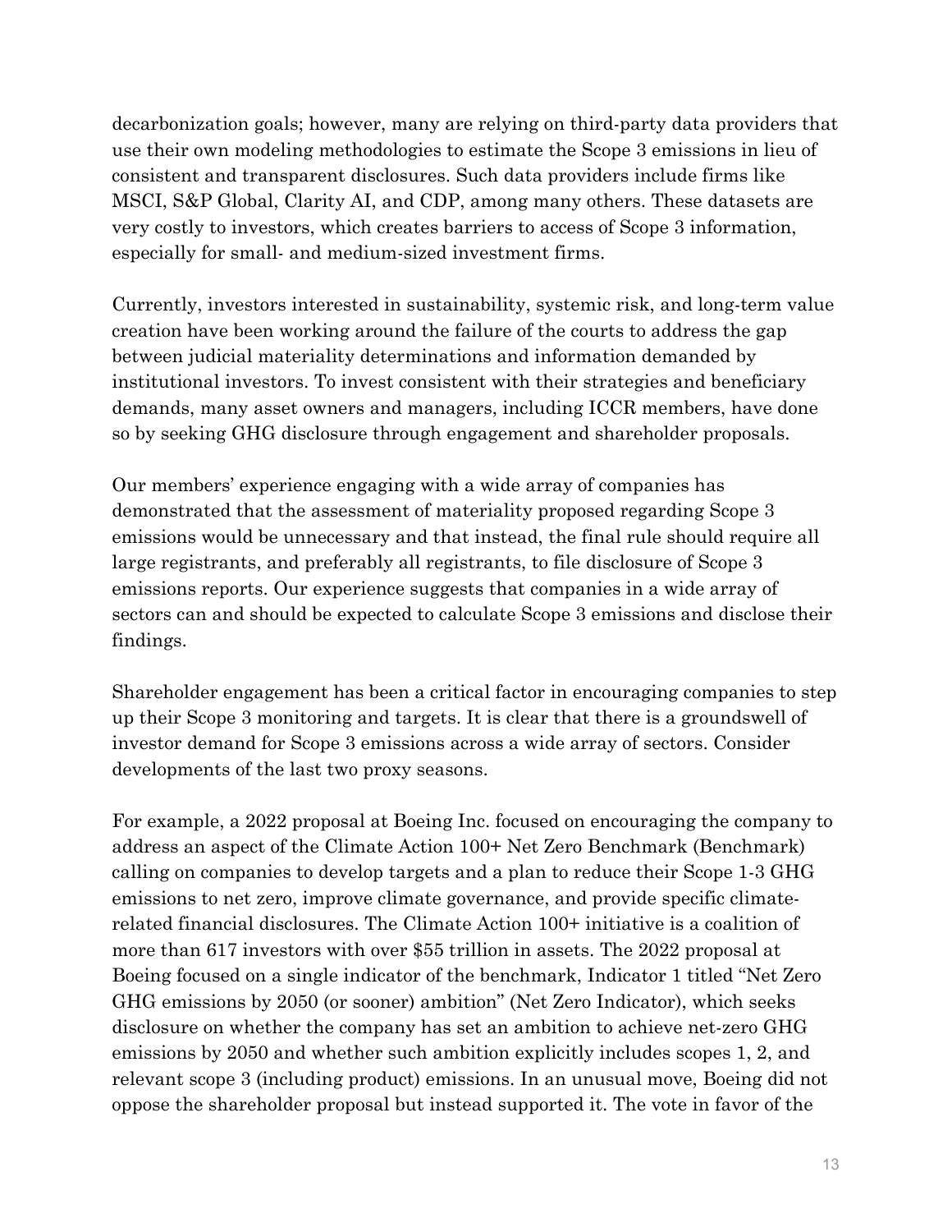decarbonization goals; however, many are relying on third-party data providers that use their own modeling methodologies to estimate the Scope 3 emissions in lieu of consistent and transparent disclosures. Such data providers include firms like MSCI, S&P Global, Clarity AI, and CDP, among many others. These datasets are very costly to investors, which creates barriers to access of Scope 3 information, especially for small- and medium-sized investment firms.

Currently, investors interested in sustainability, systemic risk, and long-term value creation have been working around the failure of the courts to address the gap between judicial materiality determinations and information demanded by institutional investors. To invest consistent with their strategies and beneficiary demands, many asset owners and managers, including ICCR members, have done so by seeking GHG disclosure through engagement and shareholder proposals.

Our members' experience engaging with a wide array of companies has demonstrated that the assessment of materiality proposed regarding Scope 3 emissions would be unnecessary and that instead, the final rule should require all large registrants, and preferably all registrants, to file disclosure of Scope 3 emissions reports. Our experience suggests that companies in a wide array of sectors can and should be expected to calculate Scope 3 emissions and disclose their findings.

Shareholder engagement has been a critical factor in encouraging companies to step up their Scope 3 monitoring and targets. It is clear that there is a groundswell of investor demand for Scope 3 emissions across a wide array of sectors. Consider developments of the last two proxy seasons.

For example, a 2022 proposal at Boeing Inc. focused on encouraging the company to address an aspect of the Climate Action 100+ Net Zero Benchmark (Benchmark) calling on companies to develop targets and a plan to reduce their Scope 1-3 GHG emissions to net zero, improve climate governance, and provide specific climate-related financial disclosures. The Climate Action 100+ initiative is a coalition of more than 617 investors with over $55 trillion in assets. The 2022 proposal at Boeing focused on a single indicator of the benchmark, Indicator 1 titled "Net Zero GHG emissions by 2050 (or sooner) ambition" (Net Zero Indicator), which seeks disclosure on whether the company has set an ambition to achieve net-zero GHG emissions by 2050 and whether such ambition explicitly includes scopes 1, 2, and relevant scope 3 (including product) emissions. In an unusual move, Boeing did not oppose the shareholder proposal but instead supported it. The vote in favor of the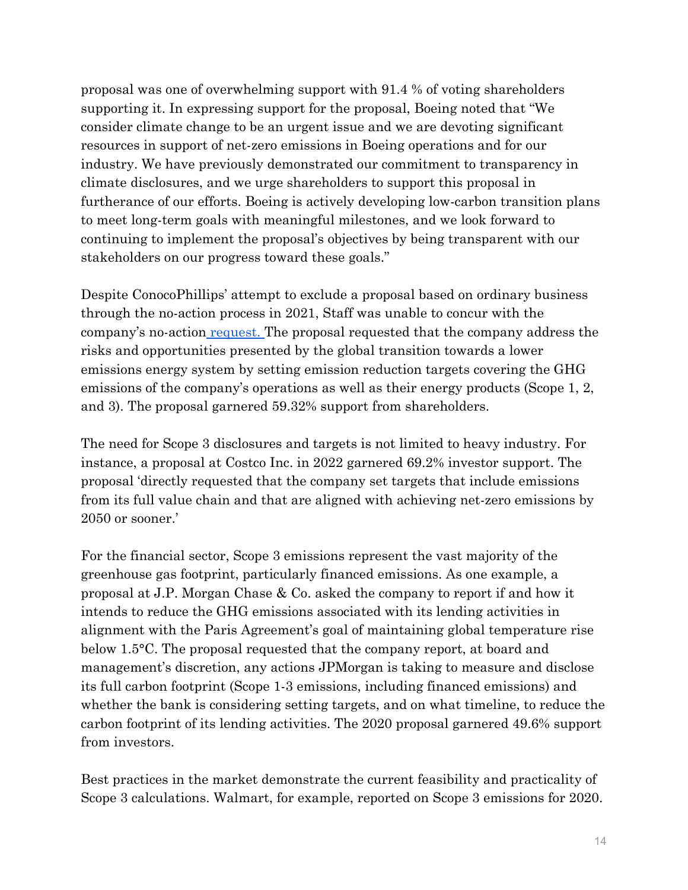proposal was one of overwhelming support with 91.4 % of voting shareholders supporting it. In expressing support for the proposal, Boeing noted that "We consider climate change to be an urgent issue and we are devoting significant resources in support of net-zero emissions in Boeing operations and for our industry. We have previously demonstrated our commitment to transparency in climate disclosures, and we urge shareholders to support this proposal in furtherance of our efforts. Boeing is actively developing low-carbon transition plans to meet long-term goals with meaningful milestones, and we look forward to continuing to implement the proposal's objectives by being transparent with our stakeholders on our progress toward these goals."

Despite ConocoPhillips' attempt to exclude a proposal based on ordinary business through the no-action process in 2021, Staff was unable to concur with the company's no-action request. The proposal requested that the company address the risks and opportunities presented by the global transition towards a lower emissions energy system by setting emission reduction targets covering the GHG emissions of the company's operations as well as their energy products (Scope 1, 2, and 3). The proposal garnered 59.32% support from shareholders.

The need for Scope 3 disclosures and targets is not limited to heavy industry. For instance, a proposal at Costco Inc. in 2022 garnered 69.2% investor support. The proposal 'directly requested that the company set targets that include emissions from its full value chain and that are aligned with achieving net-zero emissions by 2050 or sooner.'

For the financial sector, Scope 3 emissions represent the vast majority of the greenhouse gas footprint, particularly financed emissions. As one example, a proposal at J.P. Morgan Chase & Co. asked the company to report if and how it intends to reduce the GHG emissions associated with its lending activities in alignment with the Paris Agreement's goal of maintaining global temperature rise below 1.5°C. The proposal requested that the company report, at board and management's discretion, any actions JPMorgan is taking to measure and disclose its full carbon footprint (Scope 1-3 emissions, including financed emissions) and whether the bank is considering setting targets, and on what timeline, to reduce the carbon footprint of its lending activities. The 2020 proposal garnered 49.6% support from investors.

Best practices in the market demonstrate the current feasibility and practicality of Scope 3 calculations. Walmart, for example, reported on Scope 3 emissions for 2020.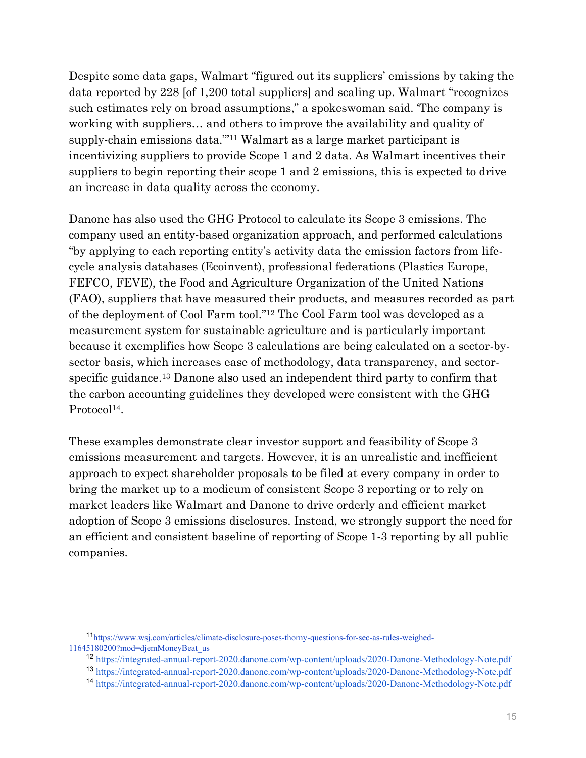Despite some data gaps, Walmart "figured out its suppliers' emissions by taking the data reported by 228 [of 1,200 total suppliers] and scaling up. Walmart "recognizes such estimates rely on broad assumptions," a spokeswoman said. 'The company is working with suppliers… and others to improve the availability and quality of supply-chain emissions data.'"[11] Walmart as a large market participant is incentivizing suppliers to provide Scope 1 and 2 data. As Walmart incentives their suppliers to begin reporting their scope 1 and 2 emissions, this is expected to drive an increase in data quality across the economy.

Danone has also used the GHG Protocol to calculate its Scope 3 emissions. The company used an entity-based organization approach, and performed calculations "by applying to each reporting entity's activity data the emission factors from life-cycle analysis databases (Ecoinvent), professional federations (Plastics Europe, FEFCO, FEVE), the Food and Agriculture Organization of the United Nations (FAO), suppliers that have measured their products, and measures recorded as part of the deployment of Cool Farm tool."[12] The Cool Farm tool was developed as a measurement system for sustainable agriculture and is particularly important because it exemplifies how Scope 3 calculations are being calculated on a sector-by-sector basis, which increases ease of methodology, data transparency, and sector-specific guidance.[13] Danone also used an independent third party to confirm that the carbon accounting guidelines they developed were consistent with the GHG Protocol[14].

These examples demonstrate clear investor support and feasibility of Scope 3 emissions measurement and targets. However, it is an unrealistic and inefficient approach to expect shareholder proposals to be filed at every company in order to bring the market up to a modicum of consistent Scope 3 reporting or to rely on market leaders like Walmart and Danone to drive orderly and efficient market adoption of Scope 3 emissions disclosures. Instead, we strongly support the need for an efficient and consistent baseline of reporting of Scope 1-3 reporting by all public companies.

---

[11] https://www.wsj.com/articles/climate-disclosure-poses-thorny-questions-for-sec-as-rules-weighed-11645180200?mod=djemMoneyBeat_us

[12] https://integrated-annual-report-2020.danone.com/wp-content/uploads/2020-Danone-Methodology-Note.pdf

[13] https://integrated-annual-report-2020.danone.com/wp-content/uploads/2020-Danone-Methodology-Note.pdf

[14] https://integrated-annual-report-2020.danone.com/wp-content/uploads/2020-Danone-Methodology-Note.pdf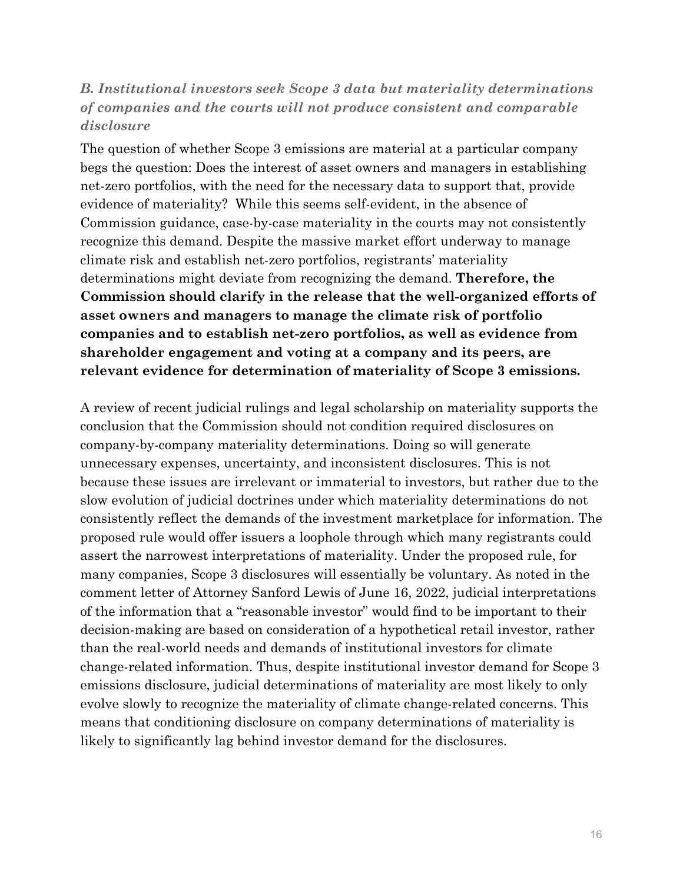### *B. Institutional investors seek Scope 3 data but materiality determinations of companies and the courts will not produce consistent and comparable disclosure*

The question of whether Scope 3 emissions are material at a particular company begs the question: Does the interest of asset owners and managers in establishing net-zero portfolios, with the need for the necessary data to support that, provide evidence of materiality? While this seems self-evident, in the absence of Commission guidance, case-by-case materiality in the courts may not consistently recognize this demand. Despite the massive market effort underway to manage climate risk and establish net-zero portfolios, registrants' materiality determinations might deviate from recognizing the demand. **Therefore, the Commission should clarify in the release that the well-organized efforts of asset owners and managers to manage the climate risk of portfolio companies and to establish net-zero portfolios, as well as evidence from shareholder engagement and voting at a company and its peers, are relevant evidence for determination of materiality of Scope 3 emissions.**

A review of recent judicial rulings and legal scholarship on materiality supports the conclusion that the Commission should not condition required disclosures on company-by-company materiality determinations. Doing so will generate unnecessary expenses, uncertainty, and inconsistent disclosures. This is not because these issues are irrelevant or immaterial to investors, but rather due to the slow evolution of judicial doctrines under which materiality determinations do not consistently reflect the demands of the investment marketplace for information. The proposed rule would offer issuers a loophole through which many registrants could assert the narrowest interpretations of materiality. Under the proposed rule, for many companies, Scope 3 disclosures will essentially be voluntary. As noted in the comment letter of Attorney Sanford Lewis of June 16, 2022, judicial interpretations of the information that a "reasonable investor" would find to be important to their decision-making are based on consideration of a hypothetical retail investor, rather than the real-world needs and demands of institutional investors for climate change-related information. Thus, despite institutional investor demand for Scope 3 emissions disclosure, judicial determinations of materiality are most likely to only evolve slowly to recognize the materiality of climate change-related concerns. This means that conditioning disclosure on company determinations of materiality is likely to significantly lag behind investor demand for the disclosures.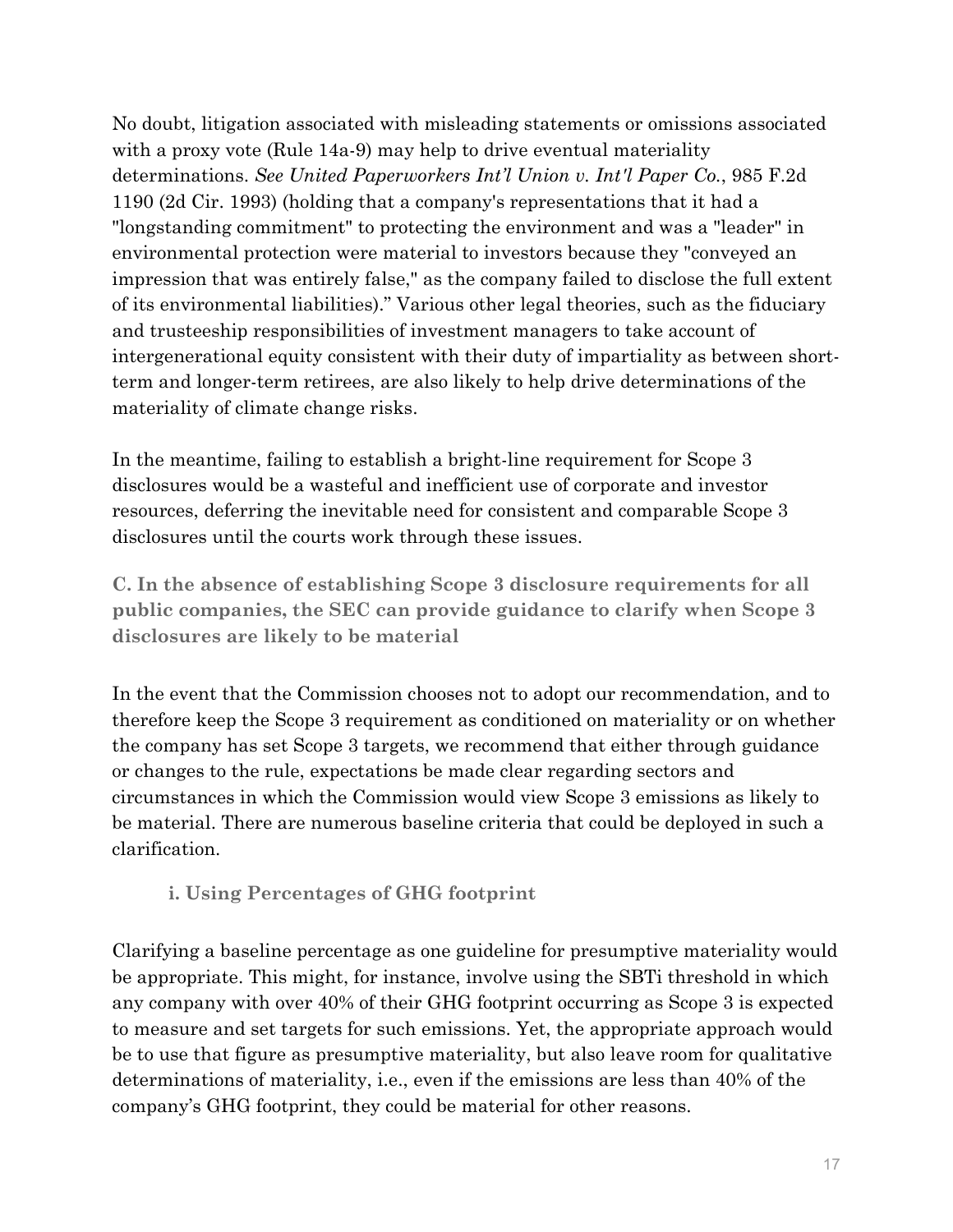No doubt, litigation associated with misleading statements or omissions associated with a proxy vote (Rule 14a-9) may help to drive eventual materiality determinations. *See United Paperworkers Int'l Union v. Int'l Paper Co.*, 985 F.2d 1190 (2d Cir. 1993) (holding that a company's representations that it had a "longstanding commitment" to protecting the environment and was a "leader" in environmental protection were material to investors because they "conveyed an impression that was entirely false," as the company failed to disclose the full extent of its environmental liabilities)." Various other legal theories, such as the fiduciary and trusteeship responsibilities of investment managers to take account of intergenerational equity consistent with their duty of impartiality as between short-term and longer-term retirees, are also likely to help drive determinations of the materiality of climate change risks.

In the meantime, failing to establish a bright-line requirement for Scope 3 disclosures would be a wasteful and inefficient use of corporate and investor resources, deferring the inevitable need for consistent and comparable Scope 3 disclosures until the courts work through these issues.

### C. In the absence of establishing Scope 3 disclosure requirements for all public companies, the SEC can provide guidance to clarify when Scope 3 disclosures are likely to be material

In the event that the Commission chooses not to adopt our recommendation, and to therefore keep the Scope 3 requirement as conditioned on materiality or on whether the company has set Scope 3 targets, we recommend that either through guidance or changes to the rule, expectations be made clear regarding sectors and circumstances in which the Commission would view Scope 3 emissions as likely to be material. There are numerous baseline criteria that could be deployed in such a clarification.

#### i. Using Percentages of GHG footprint

Clarifying a baseline percentage as one guideline for presumptive materiality would be appropriate. This might, for instance, involve using the SBTi threshold in which any company with over 40% of their GHG footprint occurring as Scope 3 is expected to measure and set targets for such emissions. Yet, the appropriate approach would be to use that figure as presumptive materiality, but also leave room for qualitative determinations of materiality, i.e., even if the emissions are less than 40% of the company's GHG footprint, they could be material for other reasons.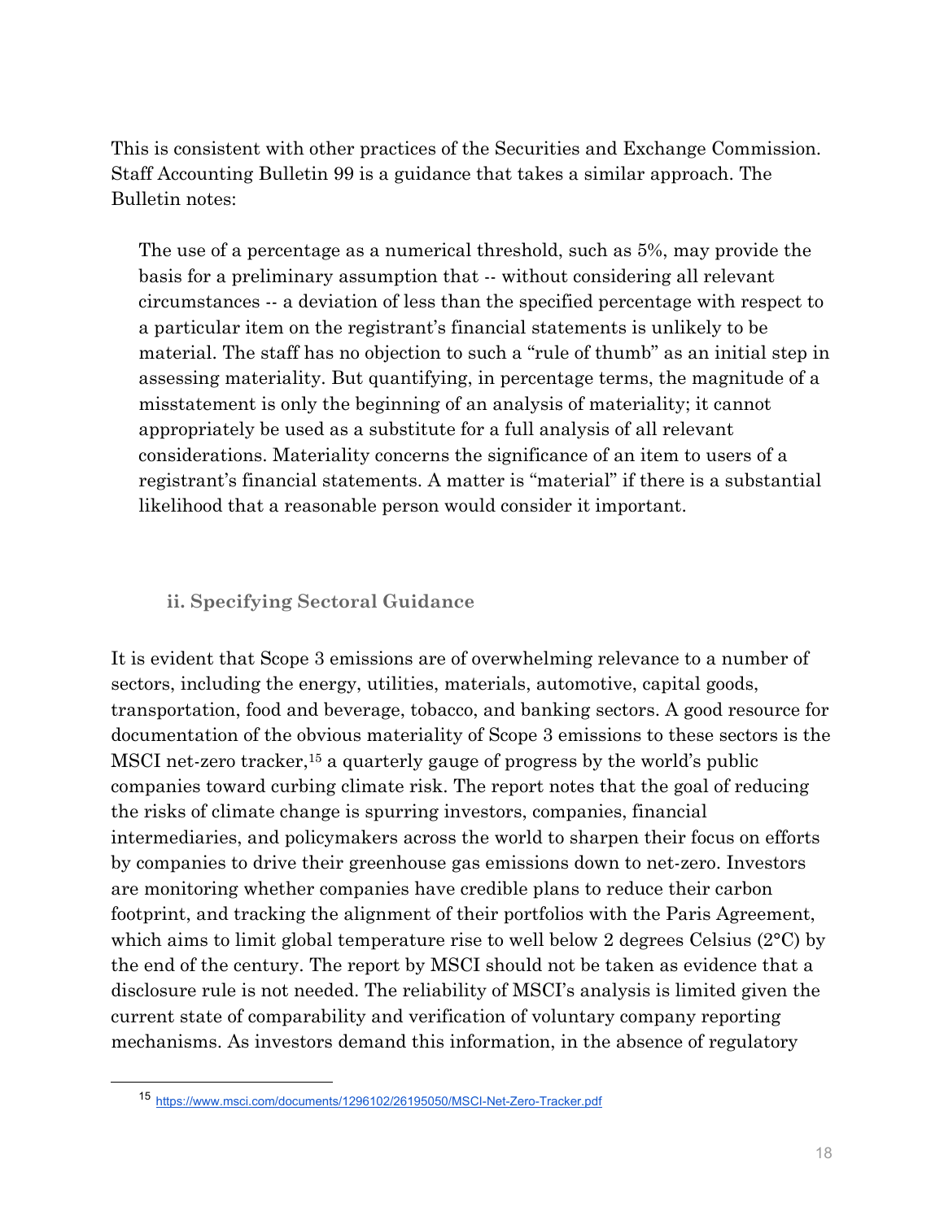This is consistent with other practices of the Securities and Exchange Commission. Staff Accounting Bulletin 99 is a guidance that takes a similar approach. The Bulletin notes:

> The use of a percentage as a numerical threshold, such as 5%, may provide the basis for a preliminary assumption that -- without considering all relevant circumstances -- a deviation of less than the specified percentage with respect to a particular item on the registrant's financial statements is unlikely to be material. The staff has no objection to such a "rule of thumb" as an initial step in assessing materiality. But quantifying, in percentage terms, the magnitude of a misstatement is only the beginning of an analysis of materiality; it cannot appropriately be used as a substitute for a full analysis of all relevant considerations. Materiality concerns the significance of an item to users of a registrant's financial statements. A matter is "material" if there is a substantial likelihood that a reasonable person would consider it important.

### ii. Specifying Sectoral Guidance

It is evident that Scope 3 emissions are of overwhelming relevance to a number of sectors, including the energy, utilities, materials, automotive, capital goods, transportation, food and beverage, tobacco, and banking sectors. A good resource for documentation of the obvious materiality of Scope 3 emissions to these sectors is the MSCI net-zero tracker,[15] a quarterly gauge of progress by the world's public companies toward curbing climate risk. The report notes that the goal of reducing the risks of climate change is spurring investors, companies, financial intermediaries, and policymakers across the world to sharpen their focus on efforts by companies to drive their greenhouse gas emissions down to net-zero. Investors are monitoring whether companies have credible plans to reduce their carbon footprint, and tracking the alignment of their portfolios with the Paris Agreement, which aims to limit global temperature rise to well below 2 degrees Celsius (2°C) by the end of the century. The report by MSCI should not be taken as evidence that a disclosure rule is not needed. The reliability of MSCI's analysis is limited given the current state of comparability and verification of voluntary company reporting mechanisms. As investors demand this information, in the absence of regulatory

---

[15] https://www.msci.com/documents/1296102/26195050/MSCI-Net-Zero-Tracker.pdf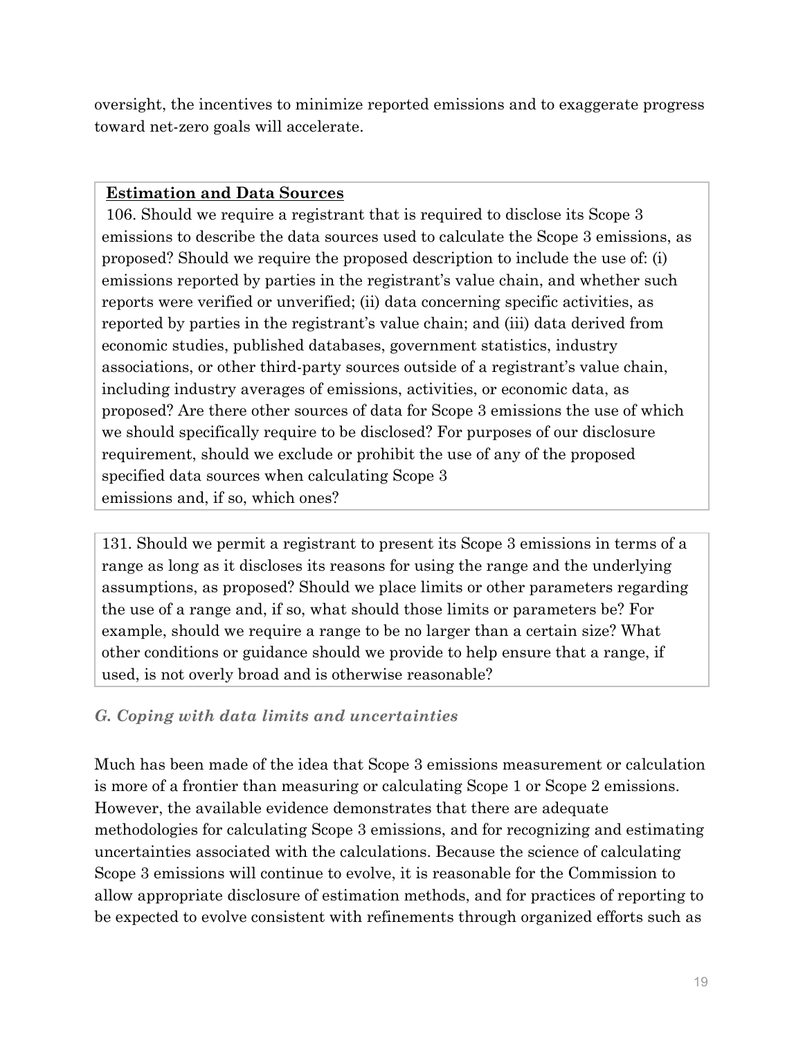oversight, the incentives to minimize reported emissions and to exaggerate progress toward net-zero goals will accelerate.

> **Estimation and Data Sources**
>
> 106. Should we require a registrant that is required to disclose its Scope 3 emissions to describe the data sources used to calculate the Scope 3 emissions, as proposed? Should we require the proposed description to include the use of: (i) emissions reported by parties in the registrant's value chain, and whether such reports were verified or unverified; (ii) data concerning specific activities, as reported by parties in the registrant's value chain; and (iii) data derived from economic studies, published databases, government statistics, industry associations, or other third-party sources outside of a registrant's value chain, including industry averages of emissions, activities, or economic data, as proposed? Are there other sources of data for Scope 3 emissions the use of which we should specifically require to be disclosed? For purposes of our disclosure requirement, should we exclude or prohibit the use of any of the proposed specified data sources when calculating Scope 3 emissions and, if so, which ones?

> 131. Should we permit a registrant to present its Scope 3 emissions in terms of a range as long as it discloses its reasons for using the range and the underlying assumptions, as proposed? Should we place limits or other parameters regarding the use of a range and, if so, what should those limits or parameters be? For example, should we require a range to be no larger than a certain size? What other conditions or guidance should we provide to help ensure that a range, if used, is not overly broad and is otherwise reasonable?

### *G. Coping with data limits and uncertainties*

Much has been made of the idea that Scope 3 emissions measurement or calculation is more of a frontier than measuring or calculating Scope 1 or Scope 2 emissions. However, the available evidence demonstrates that there are adequate methodologies for calculating Scope 3 emissions, and for recognizing and estimating uncertainties associated with the calculations. Because the science of calculating Scope 3 emissions will continue to evolve, it is reasonable for the Commission to allow appropriate disclosure of estimation methods, and for practices of reporting to be expected to evolve consistent with refinements through organized efforts such as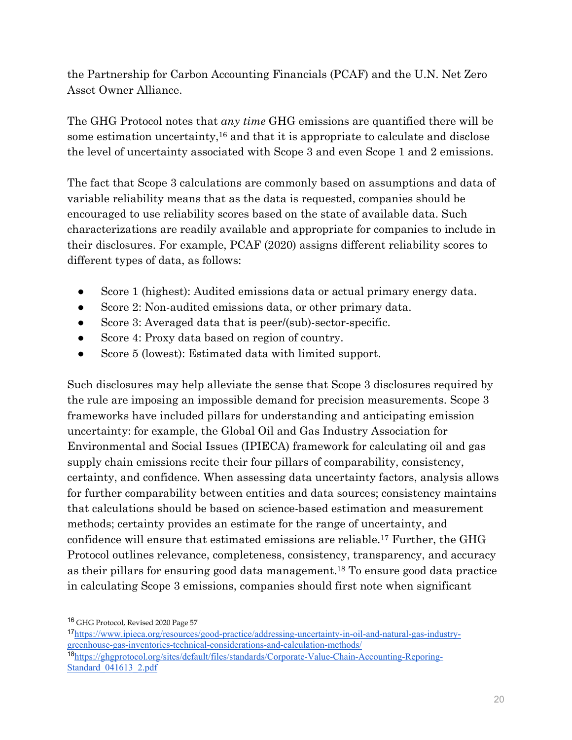the Partnership for Carbon Accounting Financials (PCAF) and the U.N. Net Zero Asset Owner Alliance.

The GHG Protocol notes that *any time* GHG emissions are quantified there will be some estimation uncertainty,[16] and that it is appropriate to calculate and disclose the level of uncertainty associated with Scope 3 and even Scope 1 and 2 emissions.

The fact that Scope 3 calculations are commonly based on assumptions and data of variable reliability means that as the data is requested, companies should be encouraged to use reliability scores based on the state of available data. Such characterizations are readily available and appropriate for companies to include in their disclosures. For example, PCAF (2020) assigns different reliability scores to different types of data, as follows:

- Score 1 (highest): Audited emissions data or actual primary energy data.
- Score 2: Non-audited emissions data, or other primary data.
- Score 3: Averaged data that is peer/(sub)-sector-specific.
- Score 4: Proxy data based on region of country.
- Score 5 (lowest): Estimated data with limited support.

Such disclosures may help alleviate the sense that Scope 3 disclosures required by the rule are imposing an impossible demand for precision measurements. Scope 3 frameworks have included pillars for understanding and anticipating emission uncertainty: for example, the Global Oil and Gas Industry Association for Environmental and Social Issues (IPIECA) framework for calculating oil and gas supply chain emissions recite their four pillars of comparability, consistency, certainty, and confidence. When assessing data uncertainty factors, analysis allows for further comparability between entities and data sources; consistency maintains that calculations should be based on science-based estimation and measurement methods; certainty provides an estimate for the range of uncertainty, and confidence will ensure that estimated emissions are reliable.[17] Further, the GHG Protocol outlines relevance, completeness, consistency, transparency, and accuracy as their pillars for ensuring good data management.[18] To ensure good data practice in calculating Scope 3 emissions, companies should first note when significant

---

[16] GHG Protocol, Revised 2020 Page 57

[17] https://www.ipieca.org/resources/good-practice/addressing-uncertainty-in-oil-and-natural-gas-industry-greenhouse-gas-inventories-technical-considerations-and-calculation-methods/

[18] https://ghgprotocol.org/sites/default/files/standards/Corporate-Value-Chain-Accounting-Reporing-Standard_041613_2.pdf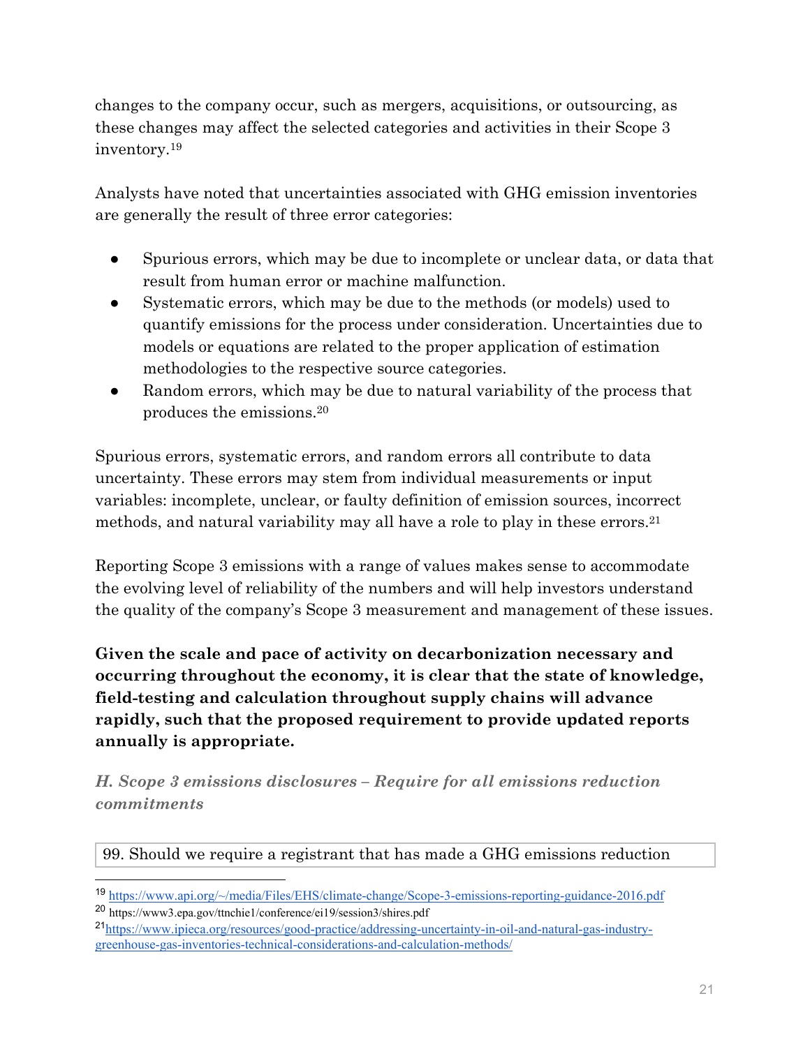changes to the company occur, such as mergers, acquisitions, or outsourcing, as these changes may affect the selected categories and activities in their Scope 3 inventory.[19]

Analysts have noted that uncertainties associated with GHG emission inventories are generally the result of three error categories:

- Spurious errors, which may be due to incomplete or unclear data, or data that result from human error or machine malfunction.
- Systematic errors, which may be due to the methods (or models) used to quantify emissions for the process under consideration. Uncertainties due to models or equations are related to the proper application of estimation methodologies to the respective source categories.
- Random errors, which may be due to natural variability of the process that produces the emissions.[20]

Spurious errors, systematic errors, and random errors all contribute to data uncertainty. These errors may stem from individual measurements or input variables: incomplete, unclear, or faulty definition of emission sources, incorrect methods, and natural variability may all have a role to play in these errors.[21]

Reporting Scope 3 emissions with a range of values makes sense to accommodate the evolving level of reliability of the numbers and will help investors understand the quality of the company's Scope 3 measurement and management of these issues.

**Given the scale and pace of activity on decarbonization necessary and occurring throughout the economy, it is clear that the state of knowledge, field-testing and calculation throughout supply chains will advance rapidly, such that the proposed requirement to provide updated reports annually is appropriate.**

### *H. Scope 3 emissions disclosures – Require for all emissions reduction commitments*

| 99. Should we require a registrant that has made a GHG emissions reduction |
|---|

[19] https://www.api.org/~/media/Files/EHS/climate-change/Scope-3-emissions-reporting-guidance-2016.pdf

[20] https://www3.epa.gov/ttnchie1/conference/ei19/session3/shires.pdf

[21] https://www.ipieca.org/resources/good-practice/addressing-uncertainty-in-oil-and-natural-gas-industry-greenhouse-gas-inventories-technical-considerations-and-calculation-methods/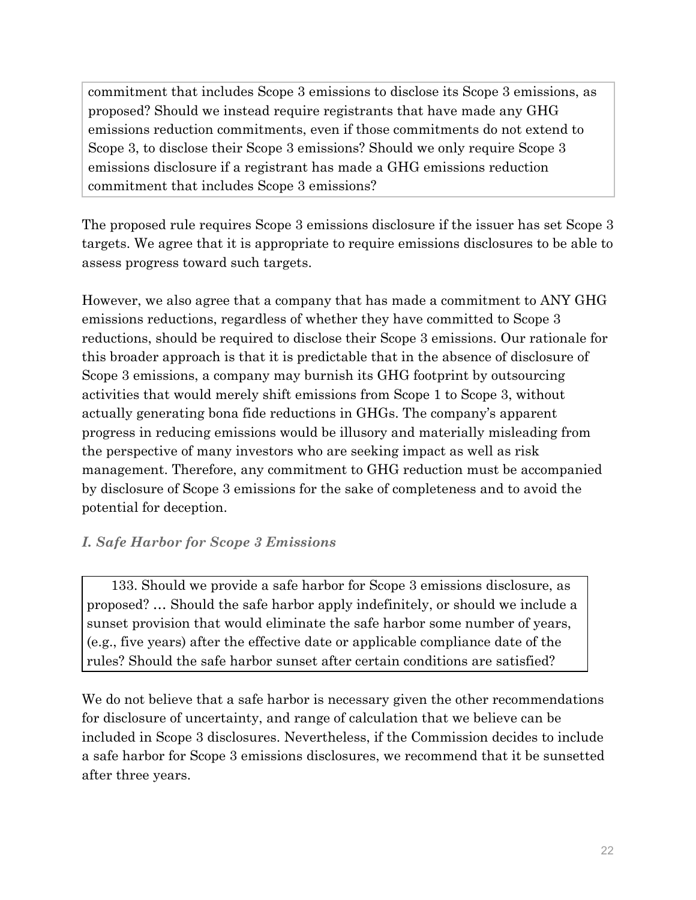> commitment that includes Scope 3 emissions to disclose its Scope 3 emissions, as proposed? Should we instead require registrants that have made any GHG emissions reduction commitments, even if those commitments do not extend to Scope 3, to disclose their Scope 3 emissions? Should we only require Scope 3 emissions disclosure if a registrant has made a GHG emissions reduction commitment that includes Scope 3 emissions?

The proposed rule requires Scope 3 emissions disclosure if the issuer has set Scope 3 targets. We agree that it is appropriate to require emissions disclosures to be able to assess progress toward such targets.

However, we also agree that a company that has made a commitment to ANY GHG emissions reductions, regardless of whether they have committed to Scope 3 reductions, should be required to disclose their Scope 3 emissions. Our rationale for this broader approach is that it is predictable that in the absence of disclosure of Scope 3 emissions, a company may burnish its GHG footprint by outsourcing activities that would merely shift emissions from Scope 1 to Scope 3, without actually generating bona fide reductions in GHGs. The company's apparent progress in reducing emissions would be illusory and materially misleading from the perspective of many investors who are seeking impact as well as risk management. Therefore, any commitment to GHG reduction must be accompanied by disclosure of Scope 3 emissions for the sake of completeness and to avoid the potential for deception.

### *I. Safe Harbor for Scope 3 Emissions*

> 133. Should we provide a safe harbor for Scope 3 emissions disclosure, as proposed? … Should the safe harbor apply indefinitely, or should we include a sunset provision that would eliminate the safe harbor some number of years, (e.g., five years) after the effective date or applicable compliance date of the rules? Should the safe harbor sunset after certain conditions are satisfied?

We do not believe that a safe harbor is necessary given the other recommendations for disclosure of uncertainty, and range of calculation that we believe can be included in Scope 3 disclosures. Nevertheless, if the Commission decides to include a safe harbor for Scope 3 emissions disclosures, we recommend that it be sunsetted after three years.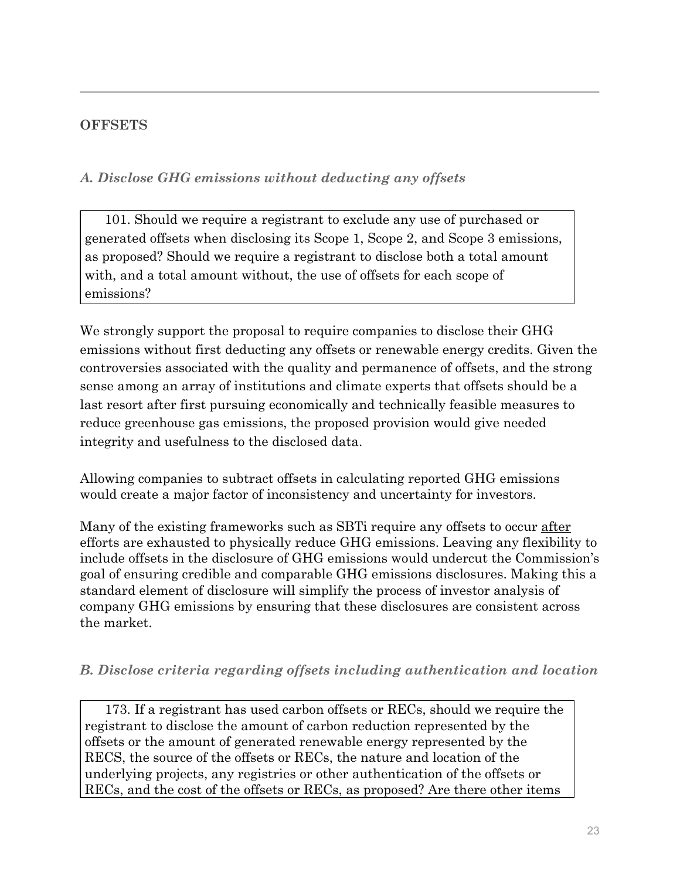## OFFSETS

### *A. Disclose GHG emissions without deducting any offsets*

> 101. Should we require a registrant to exclude any use of purchased or generated offsets when disclosing its Scope 1, Scope 2, and Scope 3 emissions, as proposed? Should we require a registrant to disclose both a total amount with, and a total amount without, the use of offsets for each scope of emissions?

We strongly support the proposal to require companies to disclose their GHG emissions without first deducting any offsets or renewable energy credits. Given the controversies associated with the quality and permanence of offsets, and the strong sense among an array of institutions and climate experts that offsets should be a last resort after first pursuing economically and technically feasible measures to reduce greenhouse gas emissions, the proposed provision would give needed integrity and usefulness to the disclosed data.

Allowing companies to subtract offsets in calculating reported GHG emissions would create a major factor of inconsistency and uncertainty for investors.

Many of the existing frameworks such as SBTi require any offsets to occur after efforts are exhausted to physically reduce GHG emissions. Leaving any flexibility to include offsets in the disclosure of GHG emissions would undercut the Commission's goal of ensuring credible and comparable GHG emissions disclosures. Making this a standard element of disclosure will simplify the process of investor analysis of company GHG emissions by ensuring that these disclosures are consistent across the market.

### *B. Disclose criteria regarding offsets including authentication and location*

> 173. If a registrant has used carbon offsets or RECs, should we require the registrant to disclose the amount of carbon reduction represented by the offsets or the amount of generated renewable energy represented by the RECS, the source of the offsets or RECs, the nature and location of the underlying projects, any registries or other authentication of the offsets or RECs, and the cost of the offsets or RECs, as proposed? Are there other items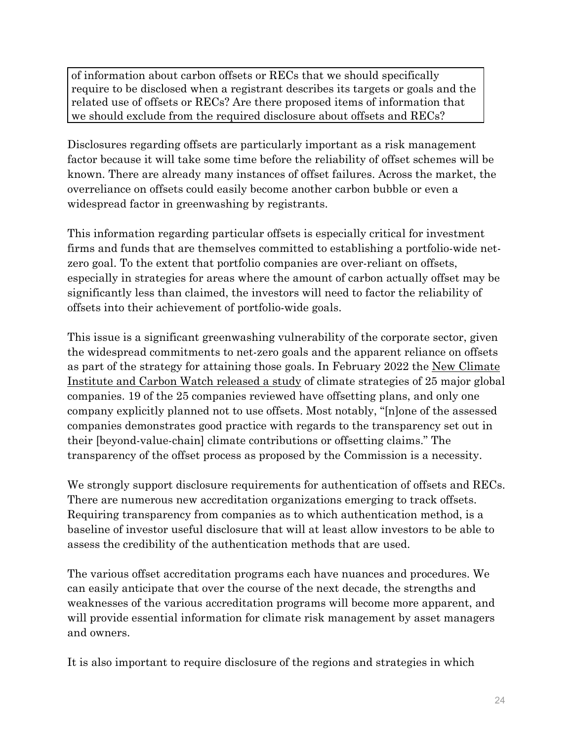> of information about carbon offsets or RECs that we should specifically require to be disclosed when a registrant describes its targets or goals and the related use of offsets or RECs? Are there proposed items of information that we should exclude from the required disclosure about offsets and RECs?

Disclosures regarding offsets are particularly important as a risk management factor because it will take some time before the reliability of offset schemes will be known. There are already many instances of offset failures. Across the market, the overreliance on offsets could easily become another carbon bubble or even a widespread factor in greenwashing by registrants.

This information regarding particular offsets is especially critical for investment firms and funds that are themselves committed to establishing a portfolio-wide net-zero goal. To the extent that portfolio companies are over-reliant on offsets, especially in strategies for areas where the amount of carbon actually offset may be significantly less than claimed, the investors will need to factor the reliability of offsets into their achievement of portfolio-wide goals.

This issue is a significant greenwashing vulnerability of the corporate sector, given the widespread commitments to net-zero goals and the apparent reliance on offsets as part of the strategy for attaining those goals. In February 2022 the New Climate Institute and Carbon Watch released a study of climate strategies of 25 major global companies. 19 of the 25 companies reviewed have offsetting plans, and only one company explicitly planned not to use offsets. Most notably, "[n]one of the assessed companies demonstrates good practice with regards to the transparency set out in their [beyond-value-chain] climate contributions or offsetting claims." The transparency of the offset process as proposed by the Commission is a necessity.

We strongly support disclosure requirements for authentication of offsets and RECs. There are numerous new accreditation organizations emerging to track offsets. Requiring transparency from companies as to which authentication method, is a baseline of investor useful disclosure that will at least allow investors to be able to assess the credibility of the authentication methods that are used.

The various offset accreditation programs each have nuances and procedures. We can easily anticipate that over the course of the next decade, the strengths and weaknesses of the various accreditation programs will become more apparent, and will provide essential information for climate risk management by asset managers and owners.

It is also important to require disclosure of the regions and strategies in which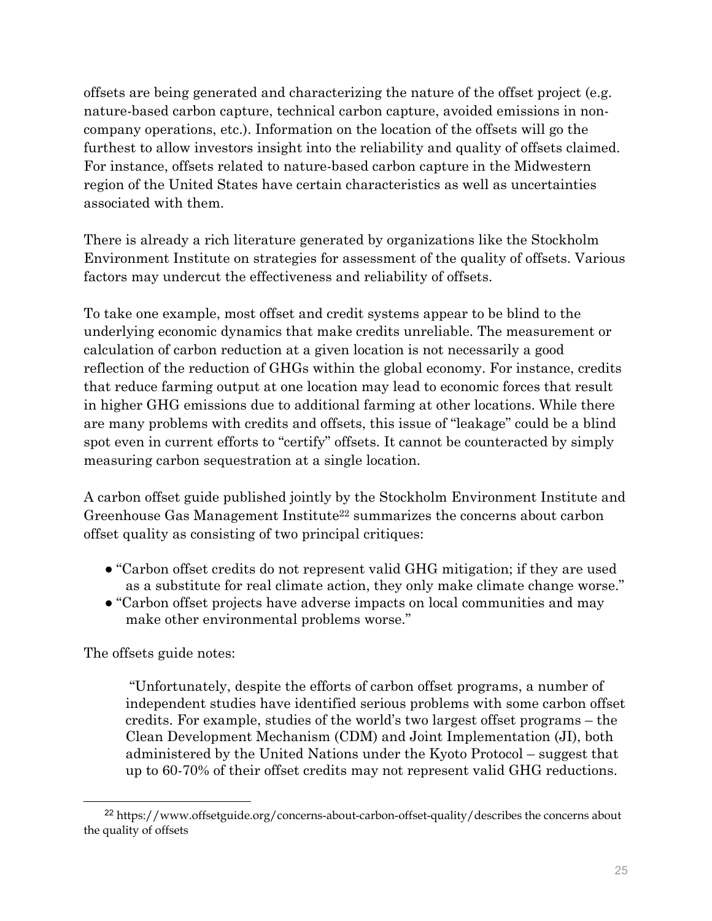offsets are being generated and characterizing the nature of the offset project (e.g. nature-based carbon capture, technical carbon capture, avoided emissions in non-company operations, etc.). Information on the location of the offsets will go the furthest to allow investors insight into the reliability and quality of offsets claimed. For instance, offsets related to nature-based carbon capture in the Midwestern region of the United States have certain characteristics as well as uncertainties associated with them.

There is already a rich literature generated by organizations like the Stockholm Environment Institute on strategies for assessment of the quality of offsets. Various factors may undercut the effectiveness and reliability of offsets.

To take one example, most offset and credit systems appear to be blind to the underlying economic dynamics that make credits unreliable. The measurement or calculation of carbon reduction at a given location is not necessarily a good reflection of the reduction of GHGs within the global economy. For instance, credits that reduce farming output at one location may lead to economic forces that result in higher GHG emissions due to additional farming at other locations. While there are many problems with credits and offsets, this issue of "leakage" could be a blind spot even in current efforts to "certify" offsets. It cannot be counteracted by simply measuring carbon sequestration at a single location.

A carbon offset guide published jointly by the Stockholm Environment Institute and Greenhouse Gas Management Institute[22] summarizes the concerns about carbon offset quality as consisting of two principal critiques:

- "Carbon offset credits do not represent valid GHG mitigation; if they are used as a substitute for real climate action, they only make climate change worse."
- "Carbon offset projects have adverse impacts on local communities and may make other environmental problems worse."

The offsets guide notes:

> "Unfortunately, despite the efforts of carbon offset programs, a number of independent studies have identified serious problems with some carbon offset credits. For example, studies of the world's two largest offset programs – the Clean Development Mechanism (CDM) and Joint Implementation (JI), both administered by the United Nations under the Kyoto Protocol – suggest that up to 60-70% of their offset credits may not represent valid GHG reductions.

[22] https://www.offsetguide.org/concerns-about-carbon-offset-quality/describes the concerns about the quality of offsets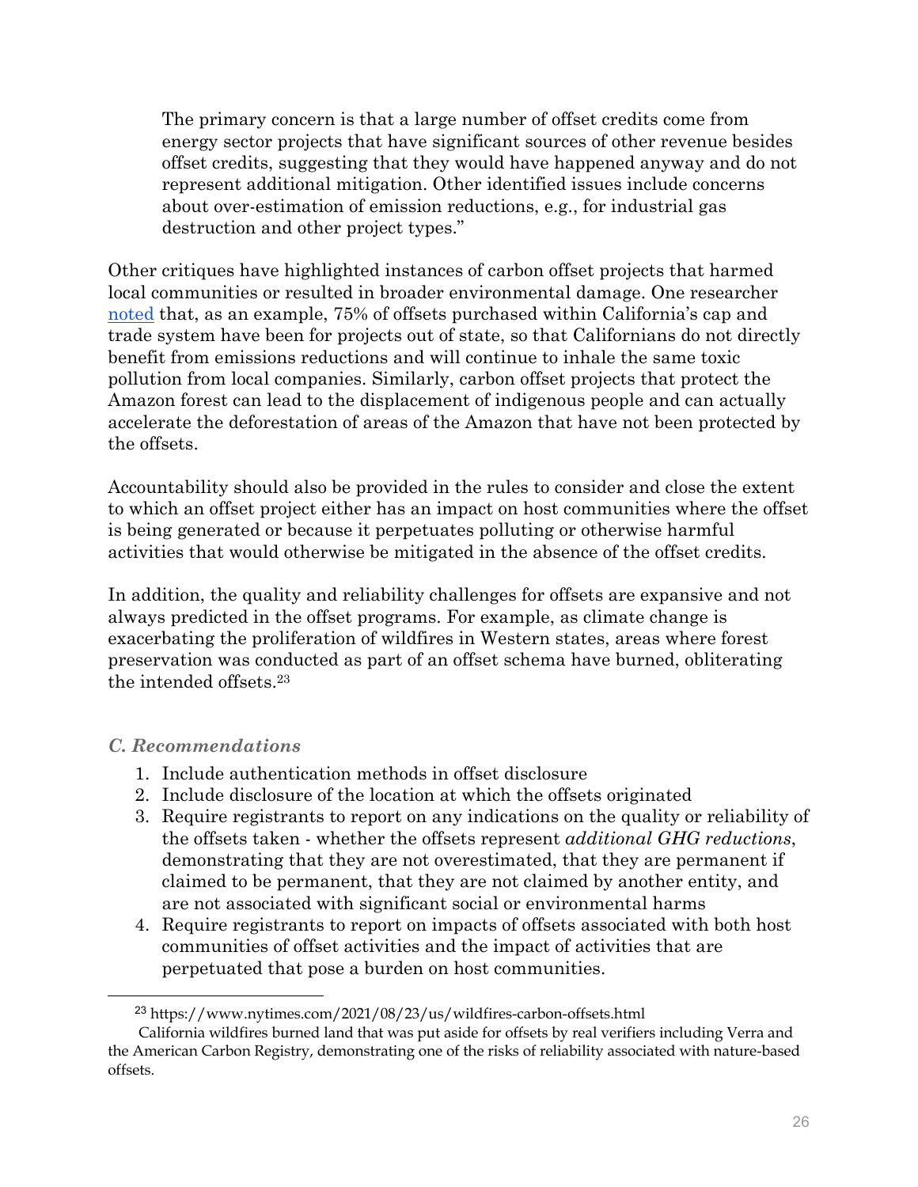> The primary concern is that a large number of offset credits come from energy sector projects that have significant sources of other revenue besides offset credits, suggesting that they would have happened anyway and do not represent additional mitigation. Other identified issues include concerns about over-estimation of emission reductions, e.g., for industrial gas destruction and other project types."

Other critiques have highlighted instances of carbon offset projects that harmed local communities or resulted in broader environmental damage. One researcher noted that, as an example, 75% of offsets purchased within California's cap and trade system have been for projects out of state, so that Californians do not directly benefit from emissions reductions and will continue to inhale the same toxic pollution from local companies. Similarly, carbon offset projects that protect the Amazon forest can lead to the displacement of indigenous people and can actually accelerate the deforestation of areas of the Amazon that have not been protected by the offsets.

Accountability should also be provided in the rules to consider and close the extent to which an offset project either has an impact on host communities where the offset is being generated or because it perpetuates polluting or otherwise harmful activities that would otherwise be mitigated in the absence of the offset credits.

In addition, the quality and reliability challenges for offsets are expansive and not always predicted in the offset programs. For example, as climate change is exacerbating the proliferation of wildfires in Western states, areas where forest preservation was conducted as part of an offset schema have burned, obliterating the intended offsets.[23]

### *C. Recommendations*

1. Include authentication methods in offset disclosure
2. Include disclosure of the location at which the offsets originated
3. Require registrants to report on any indications on the quality or reliability of the offsets taken - whether the offsets represent *additional GHG reductions*, demonstrating that they are not overestimated, that they are permanent if claimed to be permanent, that they are not claimed by another entity, and are not associated with significant social or environmental harms
4. Require registrants to report on impacts of offsets associated with both host communities of offset activities and the impact of activities that are perpetuated that pose a burden on host communities.

---

[23] https://www.nytimes.com/2021/08/23/us/wildfires-carbon-offsets.html
California wildfires burned land that was put aside for offsets by real verifiers including Verra and the American Carbon Registry, demonstrating one of the risks of reliability associated with nature-based offsets.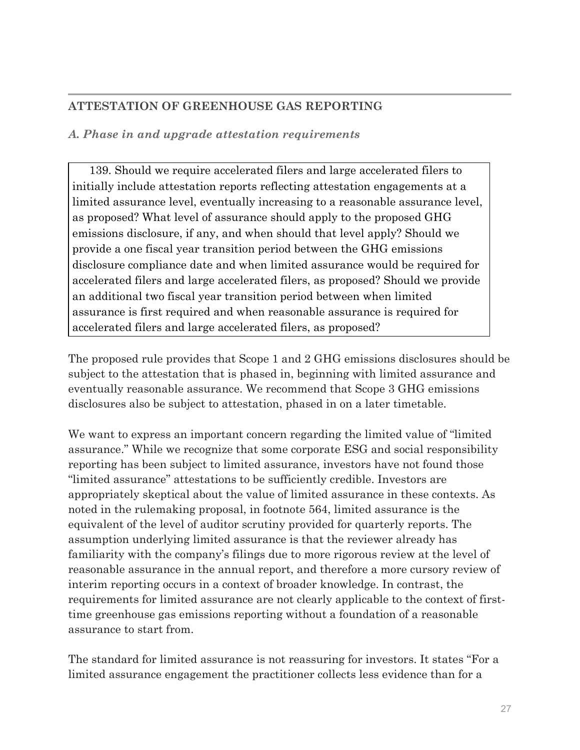## ATTESTATION OF GREENHOUSE GAS REPORTING

### *A. Phase in and upgrade attestation requirements*

> 139. Should we require accelerated filers and large accelerated filers to initially include attestation reports reflecting attestation engagements at a limited assurance level, eventually increasing to a reasonable assurance level, as proposed? What level of assurance should apply to the proposed GHG emissions disclosure, if any, and when should that level apply? Should we provide a one fiscal year transition period between the GHG emissions disclosure compliance date and when limited assurance would be required for accelerated filers and large accelerated filers, as proposed? Should we provide an additional two fiscal year transition period between when limited assurance is first required and when reasonable assurance is required for accelerated filers and large accelerated filers, as proposed?

The proposed rule provides that Scope 1 and 2 GHG emissions disclosures should be subject to the attestation that is phased in, beginning with limited assurance and eventually reasonable assurance. We recommend that Scope 3 GHG emissions disclosures also be subject to attestation, phased in on a later timetable.

We want to express an important concern regarding the limited value of "limited assurance." While we recognize that some corporate ESG and social responsibility reporting has been subject to limited assurance, investors have not found those "limited assurance" attestations to be sufficiently credible. Investors are appropriately skeptical about the value of limited assurance in these contexts. As noted in the rulemaking proposal, in footnote 564, limited assurance is the equivalent of the level of auditor scrutiny provided for quarterly reports. The assumption underlying limited assurance is that the reviewer already has familiarity with the company's filings due to more rigorous review at the level of reasonable assurance in the annual report, and therefore a more cursory review of interim reporting occurs in a context of broader knowledge. In contrast, the requirements for limited assurance are not clearly applicable to the context of first-time greenhouse gas emissions reporting without a foundation of a reasonable assurance to start from.

The standard for limited assurance is not reassuring for investors. It states "For a limited assurance engagement the practitioner collects less evidence than for a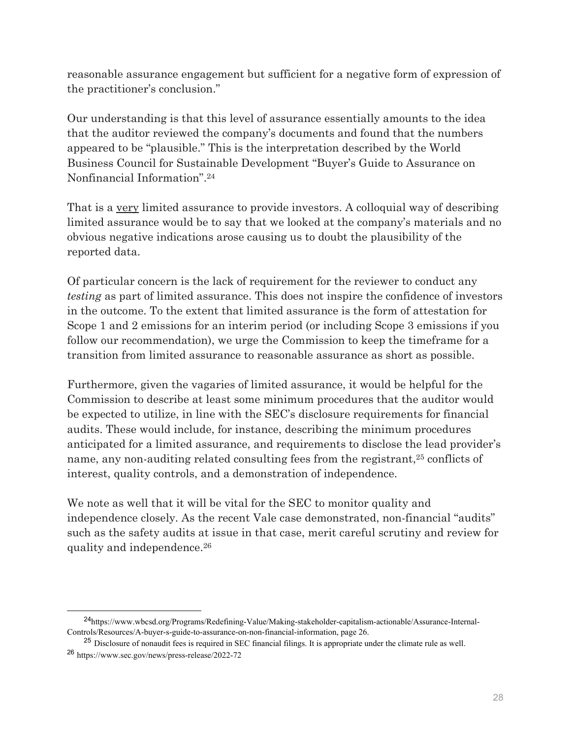reasonable assurance engagement but sufficient for a negative form of expression of the practitioner's conclusion."

Our understanding is that this level of assurance essentially amounts to the idea that the auditor reviewed the company's documents and found that the numbers appeared to be "plausible." This is the interpretation described by the World Business Council for Sustainable Development "Buyer's Guide to Assurance on Nonfinancial Information".[24]

That is a <u>very</u> limited assurance to provide investors. A colloquial way of describing limited assurance would be to say that we looked at the company's materials and no obvious negative indications arose causing us to doubt the plausibility of the reported data.

Of particular concern is the lack of requirement for the reviewer to conduct any *testing* as part of limited assurance. This does not inspire the confidence of investors in the outcome. To the extent that limited assurance is the form of attestation for Scope 1 and 2 emissions for an interim period (or including Scope 3 emissions if you follow our recommendation), we urge the Commission to keep the timeframe for a transition from limited assurance to reasonable assurance as short as possible.

Furthermore, given the vagaries of limited assurance, it would be helpful for the Commission to describe at least some minimum procedures that the auditor would be expected to utilize, in line with the SEC's disclosure requirements for financial audits. These would include, for instance, describing the minimum procedures anticipated for a limited assurance, and requirements to disclose the lead provider's name, any non-auditing related consulting fees from the registrant,[25] conflicts of interest, quality controls, and a demonstration of independence.

We note as well that it will be vital for the SEC to monitor quality and independence closely. As the recent Vale case demonstrated, non-financial "audits" such as the safety audits at issue in that case, merit careful scrutiny and review for quality and independence.[26]

---

[24] https://www.wbcsd.org/Programs/Redefining-Value/Making-stakeholder-capitalism-actionable/Assurance-Internal-Controls/Resources/A-buyer-s-guide-to-assurance-on-non-financial-information, page 26.

[25] Disclosure of nonaudit fees is required in SEC financial filings. It is appropriate under the climate rule as well.

[26] https://www.sec.gov/news/press-release/2022-72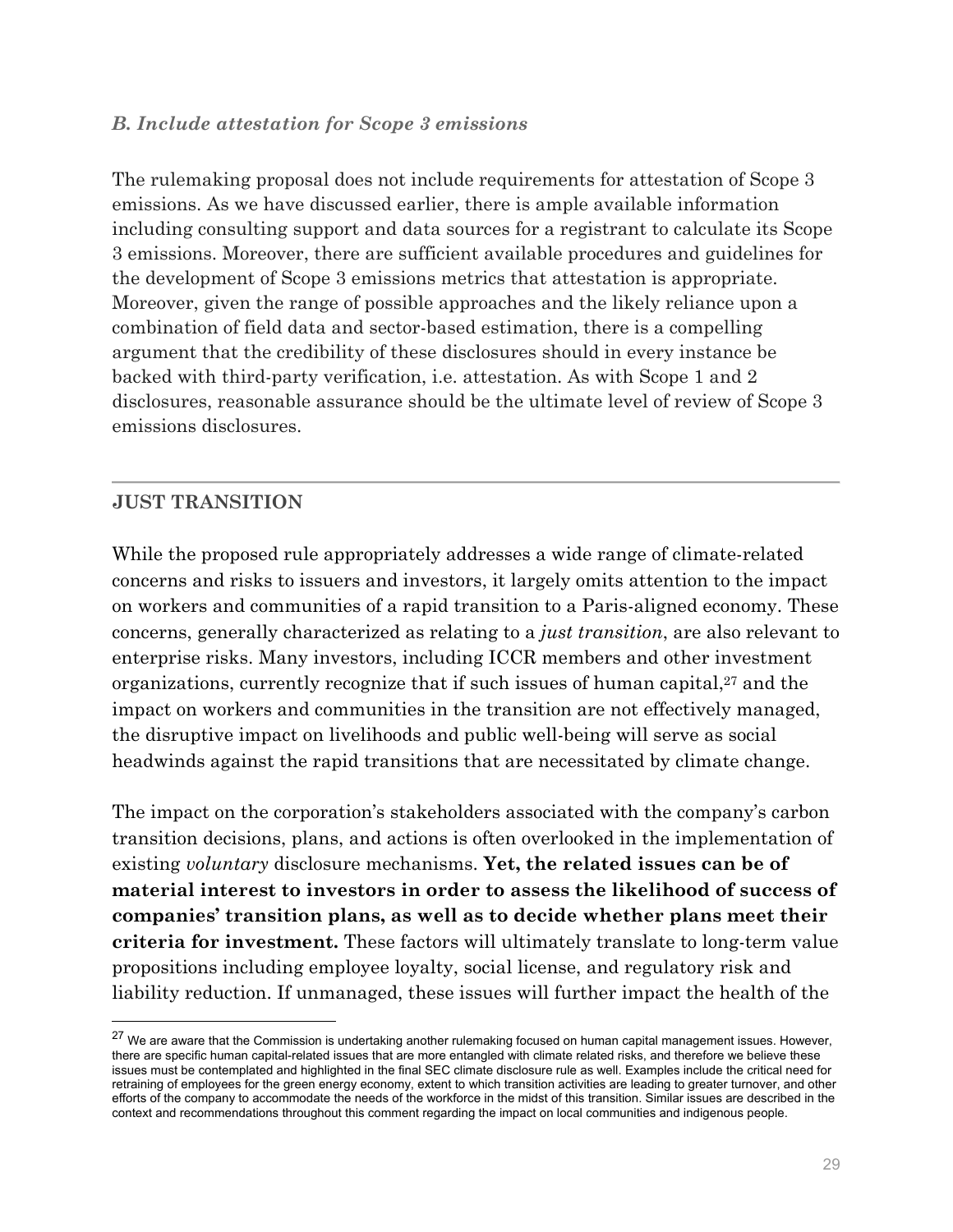### *B. Include attestation for Scope 3 emissions*

The rulemaking proposal does not include requirements for attestation of Scope 3 emissions. As we have discussed earlier, there is ample available information including consulting support and data sources for a registrant to calculate its Scope 3 emissions. Moreover, there are sufficient available procedures and guidelines for the development of Scope 3 emissions metrics that attestation is appropriate. Moreover, given the range of possible approaches and the likely reliance upon a combination of field data and sector-based estimation, there is a compelling argument that the credibility of these disclosures should in every instance be backed with third-party verification, i.e. attestation. As with Scope 1 and 2 disclosures, reasonable assurance should be the ultimate level of review of Scope 3 emissions disclosures.

---

## JUST TRANSITION

While the proposed rule appropriately addresses a wide range of climate-related concerns and risks to issuers and investors, it largely omits attention to the impact on workers and communities of a rapid transition to a Paris-aligned economy. These concerns, generally characterized as relating to a *just transition*, are also relevant to enterprise risks. Many investors, including ICCR members and other investment organizations, currently recognize that if such issues of human capital,[27] and the impact on workers and communities in the transition are not effectively managed, the disruptive impact on livelihoods and public well-being will serve as social headwinds against the rapid transitions that are necessitated by climate change.

The impact on the corporation's stakeholders associated with the company's carbon transition decisions, plans, and actions is often overlooked in the implementation of existing *voluntary* disclosure mechanisms. **Yet, the related issues can be of material interest to investors in order to assess the likelihood of success of companies' transition plans, as well as to decide whether plans meet their criteria for investment.** These factors will ultimately translate to long-term value propositions including employee loyalty, social license, and regulatory risk and liability reduction. If unmanaged, these issues will further impact the health of the

---

[27] We are aware that the Commission is undertaking another rulemaking focused on human capital management issues. However, there are specific human capital-related issues that are more entangled with climate related risks, and therefore we believe these issues must be contemplated and highlighted in the final SEC climate disclosure rule as well. Examples include the critical need for retraining of employees for the green energy economy, extent to which transition activities are leading to greater turnover, and other efforts of the company to accommodate the needs of the workforce in the midst of this transition. Similar issues are described in the context and recommendations throughout this comment regarding the impact on local communities and indigenous people.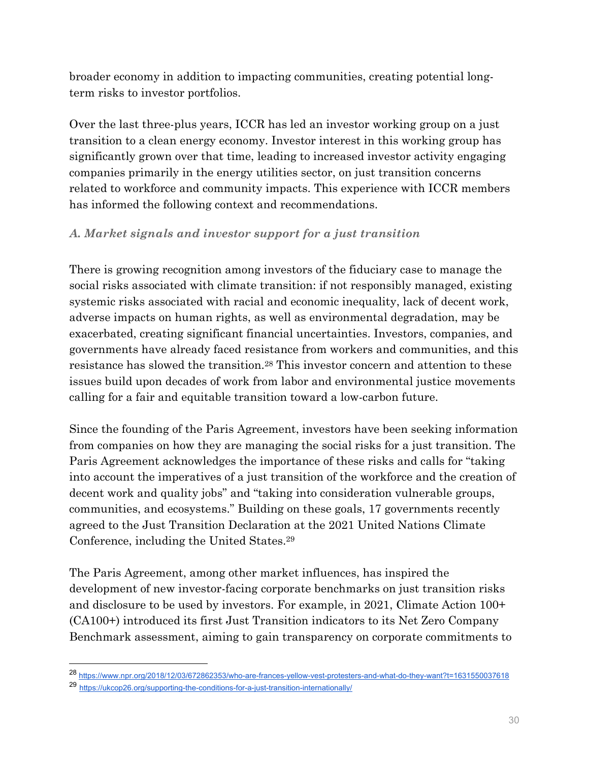broader economy in addition to impacting communities, creating potential long-term risks to investor portfolios.

Over the last three-plus years, ICCR has led an investor working group on a just transition to a clean energy economy. Investor interest in this working group has significantly grown over that time, leading to increased investor activity engaging companies primarily in the energy utilities sector, on just transition concerns related to workforce and community impacts. This experience with ICCR members has informed the following context and recommendations.

### *A. Market signals and investor support for a just transition*

There is growing recognition among investors of the fiduciary case to manage the social risks associated with climate transition: if not responsibly managed, existing systemic risks associated with racial and economic inequality, lack of decent work, adverse impacts on human rights, as well as environmental degradation, may be exacerbated, creating significant financial uncertainties. Investors, companies, and governments have already faced resistance from workers and communities, and this resistance has slowed the transition.[28] This investor concern and attention to these issues build upon decades of work from labor and environmental justice movements calling for a fair and equitable transition toward a low-carbon future.

Since the founding of the Paris Agreement, investors have been seeking information from companies on how they are managing the social risks for a just transition. The Paris Agreement acknowledges the importance of these risks and calls for "taking into account the imperatives of a just transition of the workforce and the creation of decent work and quality jobs" and "taking into consideration vulnerable groups, communities, and ecosystems." Building on these goals, 17 governments recently agreed to the Just Transition Declaration at the 2021 United Nations Climate Conference, including the United States.[29]

The Paris Agreement, among other market influences, has inspired the development of new investor-facing corporate benchmarks on just transition risks and disclosure to be used by investors. For example, in 2021, Climate Action 100+ (CA100+) introduced its first Just Transition indicators to its Net Zero Company Benchmark assessment, aiming to gain transparency on corporate commitments to

---

[28] https://www.npr.org/2018/12/03/672862353/who-are-frances-yellow-vest-protesters-and-what-do-they-want?t=1631550037618

[29] https://ukcop26.org/supporting-the-conditions-for-a-just-transition-internationally/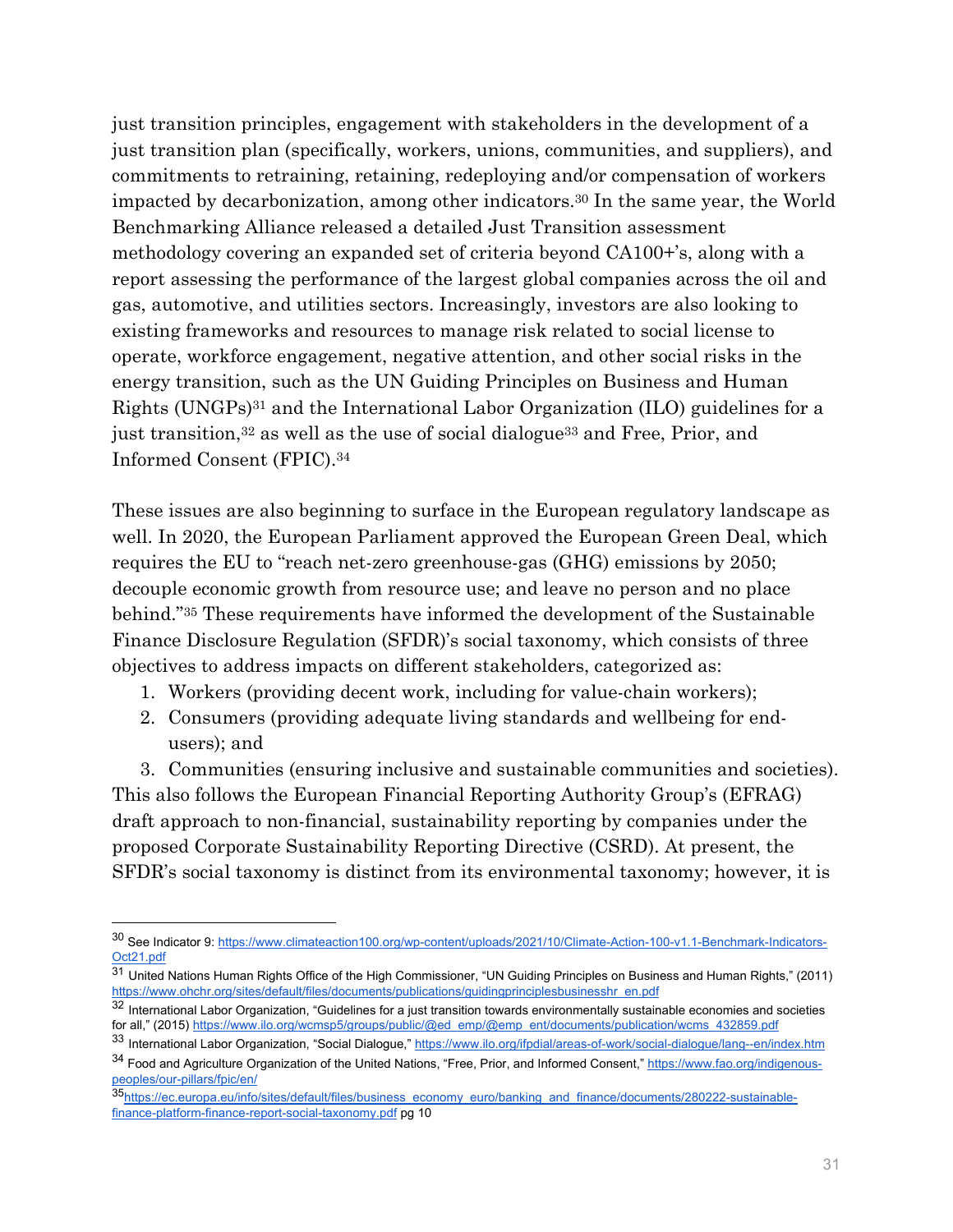just transition principles, engagement with stakeholders in the development of a just transition plan (specifically, workers, unions, communities, and suppliers), and commitments to retraining, retaining, redeploying and/or compensation of workers impacted by decarbonization, among other indicators.[30] In the same year, the World Benchmarking Alliance released a detailed Just Transition assessment methodology covering an expanded set of criteria beyond CA100+'s, along with a report assessing the performance of the largest global companies across the oil and gas, automotive, and utilities sectors. Increasingly, investors are also looking to existing frameworks and resources to manage risk related to social license to operate, workforce engagement, negative attention, and other social risks in the energy transition, such as the UN Guiding Principles on Business and Human Rights (UNGPs)[31] and the International Labor Organization (ILO) guidelines for a just transition,[32] as well as the use of social dialogue[33] and Free, Prior, and Informed Consent (FPIC).[34]

These issues are also beginning to surface in the European regulatory landscape as well. In 2020, the European Parliament approved the European Green Deal, which requires the EU to "reach net-zero greenhouse-gas (GHG) emissions by 2050; decouple economic growth from resource use; and leave no person and no place behind."[35] These requirements have informed the development of the Sustainable Finance Disclosure Regulation (SFDR)'s social taxonomy, which consists of three objectives to address impacts on different stakeholders, categorized as:

1. Workers (providing decent work, including for value-chain workers);
2. Consumers (providing adequate living standards and wellbeing for end-users); and
3. Communities (ensuring inclusive and sustainable communities and societies).

This also follows the European Financial Reporting Authority Group's (EFRAG) draft approach to non-financial, sustainability reporting by companies under the proposed Corporate Sustainability Reporting Directive (CSRD). At present, the SFDR's social taxonomy is distinct from its environmental taxonomy; however, it is

---

[30] See Indicator 9: https://www.climateaction100.org/wp-content/uploads/2021/10/Climate-Action-100-v1.1-Benchmark-Indicators-Oct21.pdf

[31] United Nations Human Rights Office of the High Commissioner, "UN Guiding Principles on Business and Human Rights," (2011) https://www.ohchr.org/sites/default/files/documents/publications/guidingprinciplesbusinesshr_en.pdf

[32] International Labor Organization, "Guidelines for a just transition towards environmentally sustainable economies and societies for all," (2015) https://www.ilo.org/wcmsp5/groups/public/@ed_emp/@emp_ent/documents/publication/wcms_432859.pdf

[33] International Labor Organization, "Social Dialogue," https://www.ilo.org/ifpdial/areas-of-work/social-dialogue/lang--en/index.htm

[34] Food and Agriculture Organization of the United Nations, "Free, Prior, and Informed Consent," https://www.fao.org/indigenous-peoples/our-pillars/fpic/en/

[35] https://ec.europa.eu/info/sites/default/files/business_economy_euro/banking_and_finance/documents/280222-sustainable-finance-platform-finance-report-social-taxonomy.pdf pg 10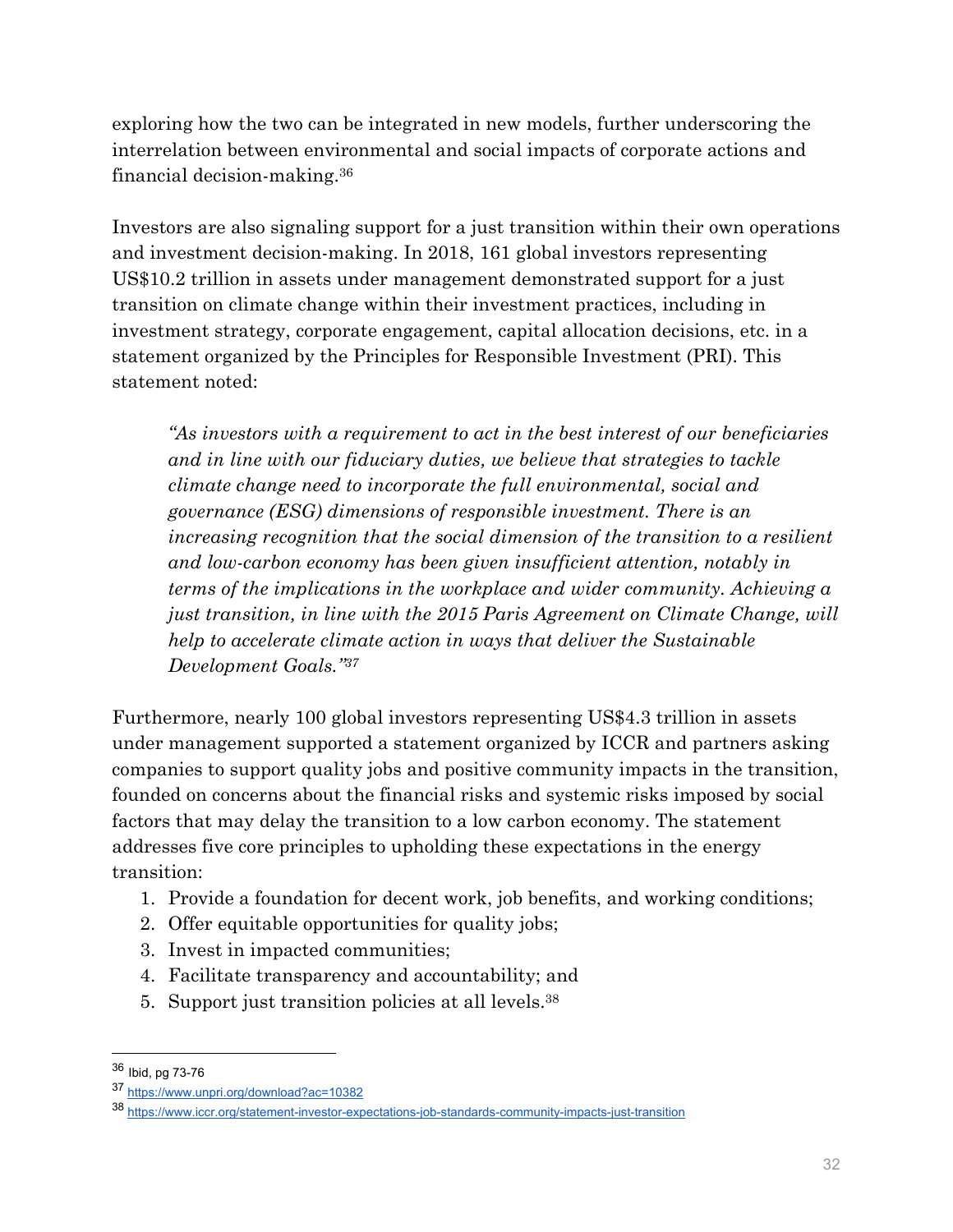exploring how the two can be integrated in new models, further underscoring the interrelation between environmental and social impacts of corporate actions and financial decision-making.[36]

Investors are also signaling support for a just transition within their own operations and investment decision-making. In 2018, 161 global investors representing US$10.2 trillion in assets under management demonstrated support for a just transition on climate change within their investment practices, including in investment strategy, corporate engagement, capital allocation decisions, etc. in a statement organized by the Principles for Responsible Investment (PRI). This statement noted:

> *"As investors with a requirement to act in the best interest of our beneficiaries and in line with our fiduciary duties, we believe that strategies to tackle climate change need to incorporate the full environmental, social and governance (ESG) dimensions of responsible investment. There is an increasing recognition that the social dimension of the transition to a resilient and low-carbon economy has been given insufficient attention, notably in terms of the implications in the workplace and wider community. Achieving a just transition, in line with the 2015 Paris Agreement on Climate Change, will help to accelerate climate action in ways that deliver the Sustainable Development Goals."*[37]

Furthermore, nearly 100 global investors representing US$4.3 trillion in assets under management supported a statement organized by ICCR and partners asking companies to support quality jobs and positive community impacts in the transition, founded on concerns about the financial risks and systemic risks imposed by social factors that may delay the transition to a low carbon economy. The statement addresses five core principles to upholding these expectations in the energy transition:

1. Provide a foundation for decent work, job benefits, and working conditions;
2. Offer equitable opportunities for quality jobs;
3. Invest in impacted communities;
4. Facilitate transparency and accountability; and
5. Support just transition policies at all levels.[38]

---

[36] Ibid, pg 73-76

[37] https://www.unpri.org/download?ac=10382

[38] https://www.iccr.org/statement-investor-expectations-job-standards-community-impacts-just-transition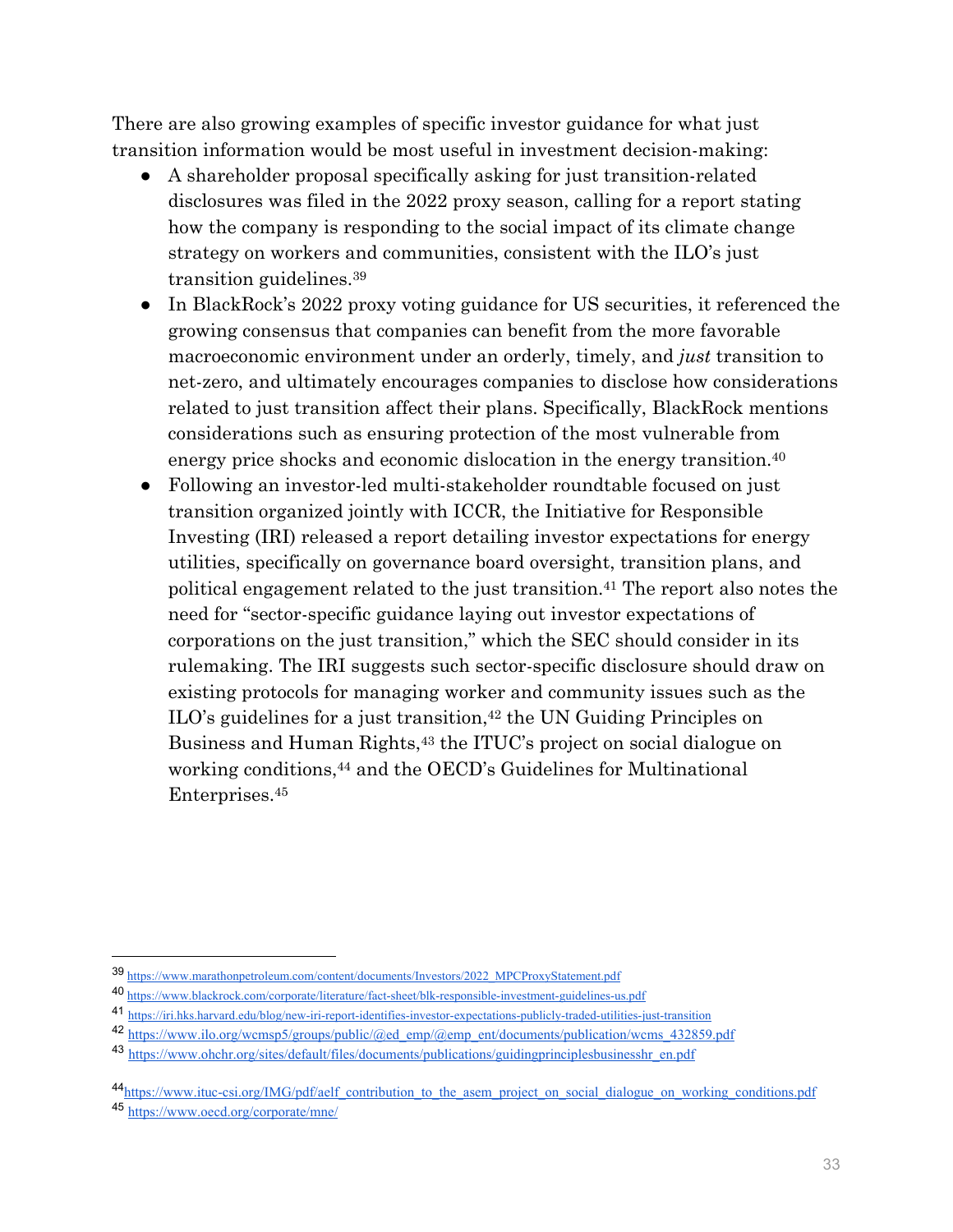There are also growing examples of specific investor guidance for what just transition information would be most useful in investment decision-making:

- A shareholder proposal specifically asking for just transition-related disclosures was filed in the 2022 proxy season, calling for a report stating how the company is responding to the social impact of its climate change strategy on workers and communities, consistent with the ILO's just transition guidelines.[39]
- In BlackRock's 2022 proxy voting guidance for US securities, it referenced the growing consensus that companies can benefit from the more favorable macroeconomic environment under an orderly, timely, and *just* transition to net-zero, and ultimately encourages companies to disclose how considerations related to just transition affect their plans. Specifically, BlackRock mentions considerations such as ensuring protection of the most vulnerable from energy price shocks and economic dislocation in the energy transition.[40]
- Following an investor-led multi-stakeholder roundtable focused on just transition organized jointly with ICCR, the Initiative for Responsible Investing (IRI) released a report detailing investor expectations for energy utilities, specifically on governance board oversight, transition plans, and political engagement related to the just transition.[41] The report also notes the need for "sector-specific guidance laying out investor expectations of corporations on the just transition," which the SEC should consider in its rulemaking. The IRI suggests such sector-specific disclosure should draw on existing protocols for managing worker and community issues such as the ILO's guidelines for a just transition,[42] the UN Guiding Principles on Business and Human Rights,[43] the ITUC's project on social dialogue on working conditions,[44] and the OECD's Guidelines for Multinational Enterprises.[45]

---

[39] https://www.marathonpetroleum.com/content/documents/Investors/2022_MPCProxyStatement.pdf

[40] https://www.blackrock.com/corporate/literature/fact-sheet/blk-responsible-investment-guidelines-us.pdf

[41] https://iri.hks.harvard.edu/blog/new-iri-report-identifies-investor-expectations-publicly-traded-utilities-just-transition

[42] https://www.ilo.org/wcmsp5/groups/public/@ed_emp/@emp_ent/documents/publication/wcms_432859.pdf

[43] https://www.ohchr.org/sites/default/files/documents/publications/guidingprinciplesbusinesshr_en.pdf

[44] https://www.ituc-csi.org/IMG/pdf/aelf_contribution_to_the_asem_project_on_social_dialogue_on_working_conditions.pdf

[45] https://www.oecd.org/corporate/mne/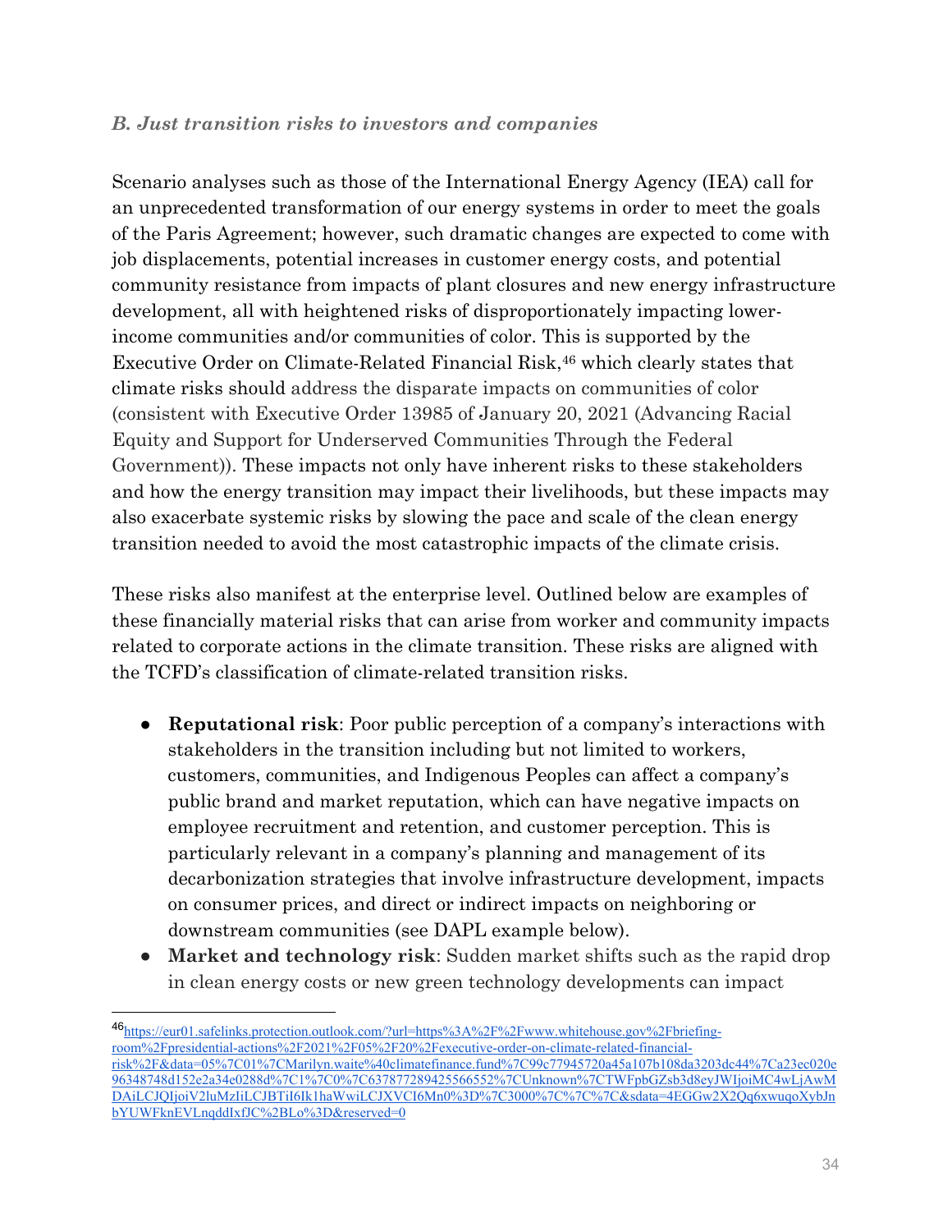### *B. Just transition risks to investors and companies*

Scenario analyses such as those of the International Energy Agency (IEA) call for an unprecedented transformation of our energy systems in order to meet the goals of the Paris Agreement; however, such dramatic changes are expected to come with job displacements, potential increases in customer energy costs, and potential community resistance from impacts of plant closures and new energy infrastructure development, all with heightened risks of disproportionately impacting lower-income communities and/or communities of color. This is supported by the Executive Order on Climate-Related Financial Risk,[46] which clearly states that climate risks should address the disparate impacts on communities of color (consistent with Executive Order 13985 of January 20, 2021 (Advancing Racial Equity and Support for Underserved Communities Through the Federal Government)). These impacts not only have inherent risks to these stakeholders and how the energy transition may impact their livelihoods, but these impacts may also exacerbate systemic risks by slowing the pace and scale of the clean energy transition needed to avoid the most catastrophic impacts of the climate crisis.

These risks also manifest at the enterprise level. Outlined below are examples of these financially material risks that can arise from worker and community impacts related to corporate actions in the climate transition. These risks are aligned with the TCFD's classification of climate-related transition risks.

- **Reputational risk**: Poor public perception of a company's interactions with stakeholders in the transition including but not limited to workers, customers, communities, and Indigenous Peoples can affect a company's public brand and market reputation, which can have negative impacts on employee recruitment and retention, and customer perception. This is particularly relevant in a company's planning and management of its decarbonization strategies that involve infrastructure development, impacts on consumer prices, and direct or indirect impacts on neighboring or downstream communities (see DAPL example below).
- **Market and technology risk**: Sudden market shifts such as the rapid drop in clean energy costs or new green technology developments can impact

---

[46] https://eur01.safelinks.protection.outlook.com/?url=https%3A%2F%2Fwww.whitehouse.gov%2Fbriefing-room%2Fpresidential-actions%2F2021%2F05%2F20%2Fexecutive-order-on-climate-related-financial-risk%2F&data=05%7C01%7CMarilyn.waite%40climatefinance.fund%7C99c77945720a45a107b108da3203dc44%7Ca23ec020e96348748d152e2a34e0288d%7C1%7C0%7C637877289425566552%7CUnknown%7CTWFpbGZsb3d8eyJWIjoiMC4wLjAwMDAiLCJQIjoiV2luMzIiLCJBTiI6Ik1haWwiLCJXVCI6Mn0%3D%7C3000%7C%7C%7C&sdata=4EGGw2X2Qq6xwuqoXybJnbYUWFknEVLnqddIxfJC%2BLo%3D&reserved=0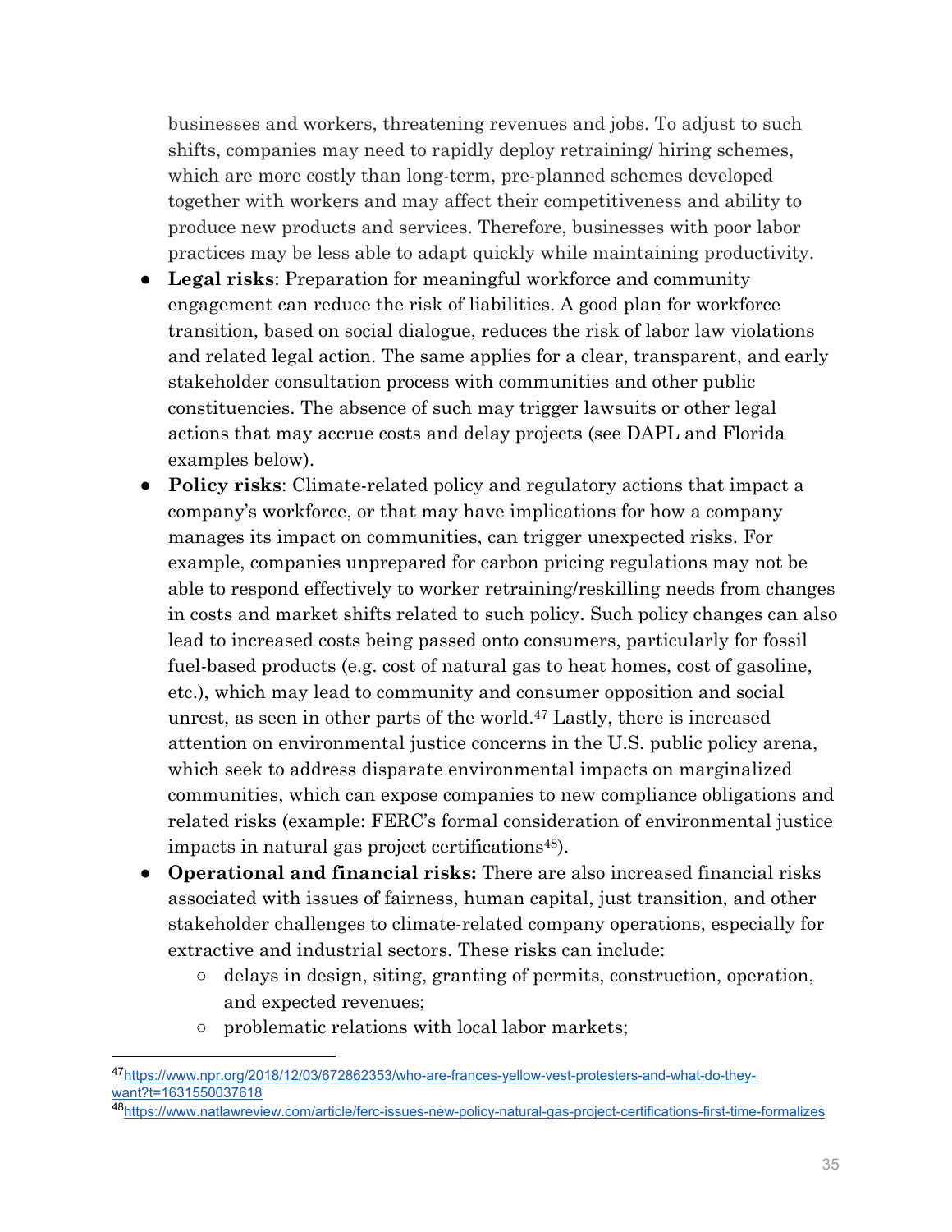businesses and workers, threatening revenues and jobs. To adjust to such shifts, companies may need to rapidly deploy retraining/ hiring schemes, which are more costly than long-term, pre-planned schemes developed together with workers and may affect their competitiveness and ability to produce new products and services. Therefore, businesses with poor labor practices may be less able to adapt quickly while maintaining productivity.

- **Legal risks**: Preparation for meaningful workforce and community engagement can reduce the risk of liabilities. A good plan for workforce transition, based on social dialogue, reduces the risk of labor law violations and related legal action. The same applies for a clear, transparent, and early stakeholder consultation process with communities and other public constituencies. The absence of such may trigger lawsuits or other legal actions that may accrue costs and delay projects (see DAPL and Florida examples below).
- **Policy risks**: Climate-related policy and regulatory actions that impact a company's workforce, or that may have implications for how a company manages its impact on communities, can trigger unexpected risks. For example, companies unprepared for carbon pricing regulations may not be able to respond effectively to worker retraining/reskilling needs from changes in costs and market shifts related to such policy. Such policy changes can also lead to increased costs being passed onto consumers, particularly for fossil fuel-based products (e.g. cost of natural gas to heat homes, cost of gasoline, etc.), which may lead to community and consumer opposition and social unrest, as seen in other parts of the world.[47] Lastly, there is increased attention on environmental justice concerns in the U.S. public policy arena, which seek to address disparate environmental impacts on marginalized communities, which can expose companies to new compliance obligations and related risks (example: FERC's formal consideration of environmental justice impacts in natural gas project certifications[48]).
- **Operational and financial risks:** There are also increased financial risks associated with issues of fairness, human capital, just transition, and other stakeholder challenges to climate-related company operations, especially for extractive and industrial sectors. These risks can include:
    - delays in design, siting, granting of permits, construction, operation, and expected revenues;
    - problematic relations with local labor markets;

[47] https://www.npr.org/2018/12/03/672862353/who-are-frances-yellow-vest-protesters-and-what-do-they-want?t=1631550037618

[48] https://www.natlawreview.com/article/ferc-issues-new-policy-natural-gas-project-certifications-first-time-formalizes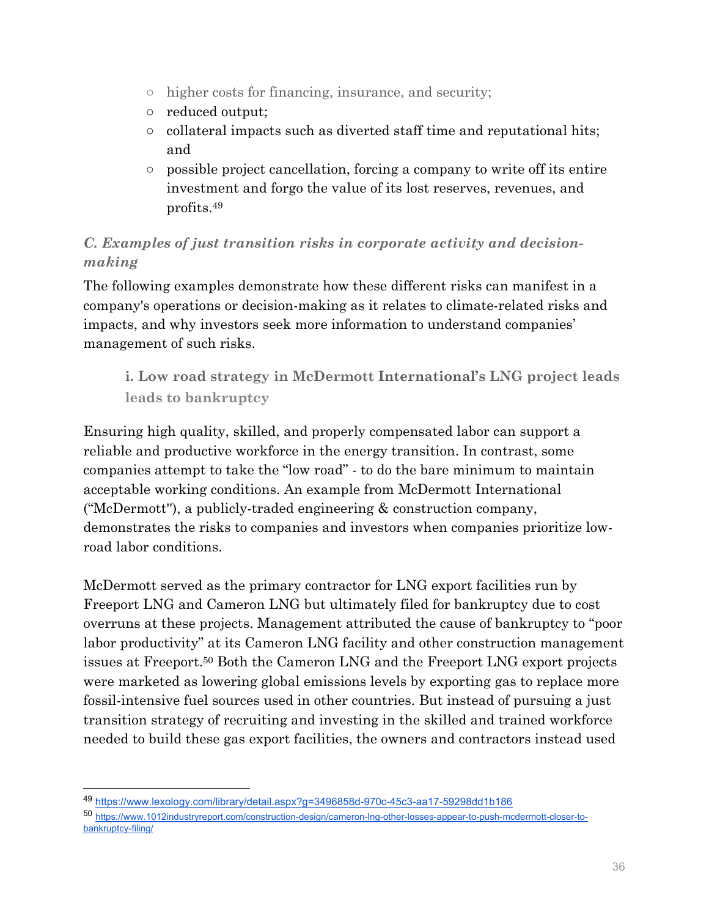- higher costs for financing, insurance, and security;
- reduced output;
- collateral impacts such as diverted staff time and reputational hits; and
- possible project cancellation, forcing a company to write off its entire investment and forgo the value of its lost reserves, revenues, and profits.[49]

### *C. Examples of just transition risks in corporate activity and decision-making*

The following examples demonstrate how these different risks can manifest in a company's operations or decision-making as it relates to climate-related risks and impacts, and why investors seek more information to understand companies' management of such risks.

#### i. Low road strategy in McDermott International's LNG project leads leads to bankruptcy

Ensuring high quality, skilled, and properly compensated labor can support a reliable and productive workforce in the energy transition. In contrast, some companies attempt to take the "low road" - to do the bare minimum to maintain acceptable working conditions. An example from McDermott International ("McDermott"), a publicly-traded engineering & construction company, demonstrates the risks to companies and investors when companies prioritize low-road labor conditions.

McDermott served as the primary contractor for LNG export facilities run by Freeport LNG and Cameron LNG but ultimately filed for bankruptcy due to cost overruns at these projects. Management attributed the cause of bankruptcy to "poor labor productivity" at its Cameron LNG facility and other construction management issues at Freeport.[50] Both the Cameron LNG and the Freeport LNG export projects were marketed as lowering global emissions levels by exporting gas to replace more fossil-intensive fuel sources used in other countries. But instead of pursuing a just transition strategy of recruiting and investing in the skilled and trained workforce needed to build these gas export facilities, the owners and contractors instead used

---

[49] https://www.lexology.com/library/detail.aspx?g=3496858d-970c-45c3-aa17-59298dd1b186

[50] https://www.1012industryreport.com/construction-design/cameron-lng-other-losses-appear-to-push-mcdermott-closer-to-bankruptcy-filing/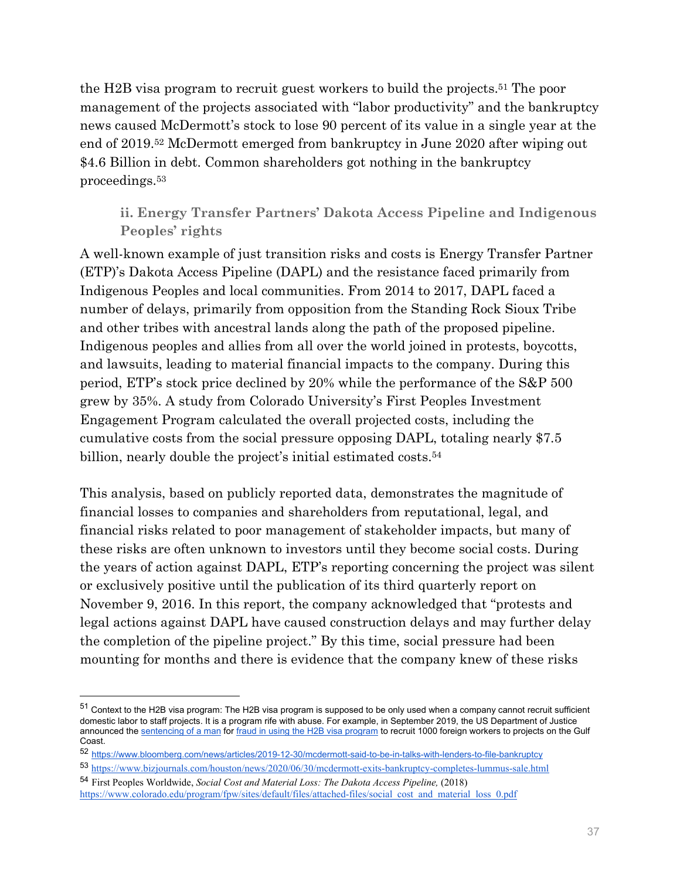the H2B visa program to recruit guest workers to build the projects.[51] The poor management of the projects associated with "labor productivity" and the bankruptcy news caused McDermott's stock to lose 90 percent of its value in a single year at the end of 2019.[52] McDermott emerged from bankruptcy in June 2020 after wiping out $4.6 Billion in debt. Common shareholders got nothing in the bankruptcy proceedings.[53]

### ii. Energy Transfer Partners' Dakota Access Pipeline and Indigenous Peoples' rights

A well-known example of just transition risks and costs is Energy Transfer Partner (ETP)'s Dakota Access Pipeline (DAPL) and the resistance faced primarily from Indigenous Peoples and local communities. From 2014 to 2017, DAPL faced a number of delays, primarily from opposition from the Standing Rock Sioux Tribe and other tribes with ancestral lands along the path of the proposed pipeline. Indigenous peoples and allies from all over the world joined in protests, boycotts, and lawsuits, leading to material financial impacts to the company. During this period, ETP's stock price declined by 20% while the performance of the S&P 500 grew by 35%. A study from Colorado University's First Peoples Investment Engagement Program calculated the overall projected costs, including the cumulative costs from the social pressure opposing DAPL, totaling nearly $7.5 billion, nearly double the project's initial estimated costs.[54]

This analysis, based on publicly reported data, demonstrates the magnitude of financial losses to companies and shareholders from reputational, legal, and financial risks related to poor management of stakeholder impacts, but many of these risks are often unknown to investors until they become social costs. During the years of action against DAPL, ETP's reporting concerning the project was silent or exclusively positive until the publication of its third quarterly report on November 9, 2016. In this report, the company acknowledged that "protests and legal actions against DAPL have caused construction delays and may further delay the completion of the pipeline project." By this time, social pressure had been mounting for months and there is evidence that the company knew of these risks

---

[51] Context to the H2B visa program: The H2B visa program is supposed to be only used when a company cannot recruit sufficient domestic labor to staff projects. It is a program rife with abuse. For example, in September 2019, the US Department of Justice announced the sentencing of a man for fraud in using the H2B visa program to recruit 1000 foreign workers to projects on the Gulf Coast.

[52] https://www.bloomberg.com/news/articles/2019-12-30/mcdermott-said-to-be-in-talks-with-lenders-to-file-bankruptcy

[53] https://www.bizjournals.com/houston/news/2020/06/30/mcdermott-exits-bankruptcy-completes-lummus-sale.html

[54] First Peoples Worldwide, *Social Cost and Material Loss: The Dakota Access Pipeline,* (2018) https://www.colorado.edu/program/fpw/sites/default/files/attached-files/social_cost_and_material_loss_0.pdf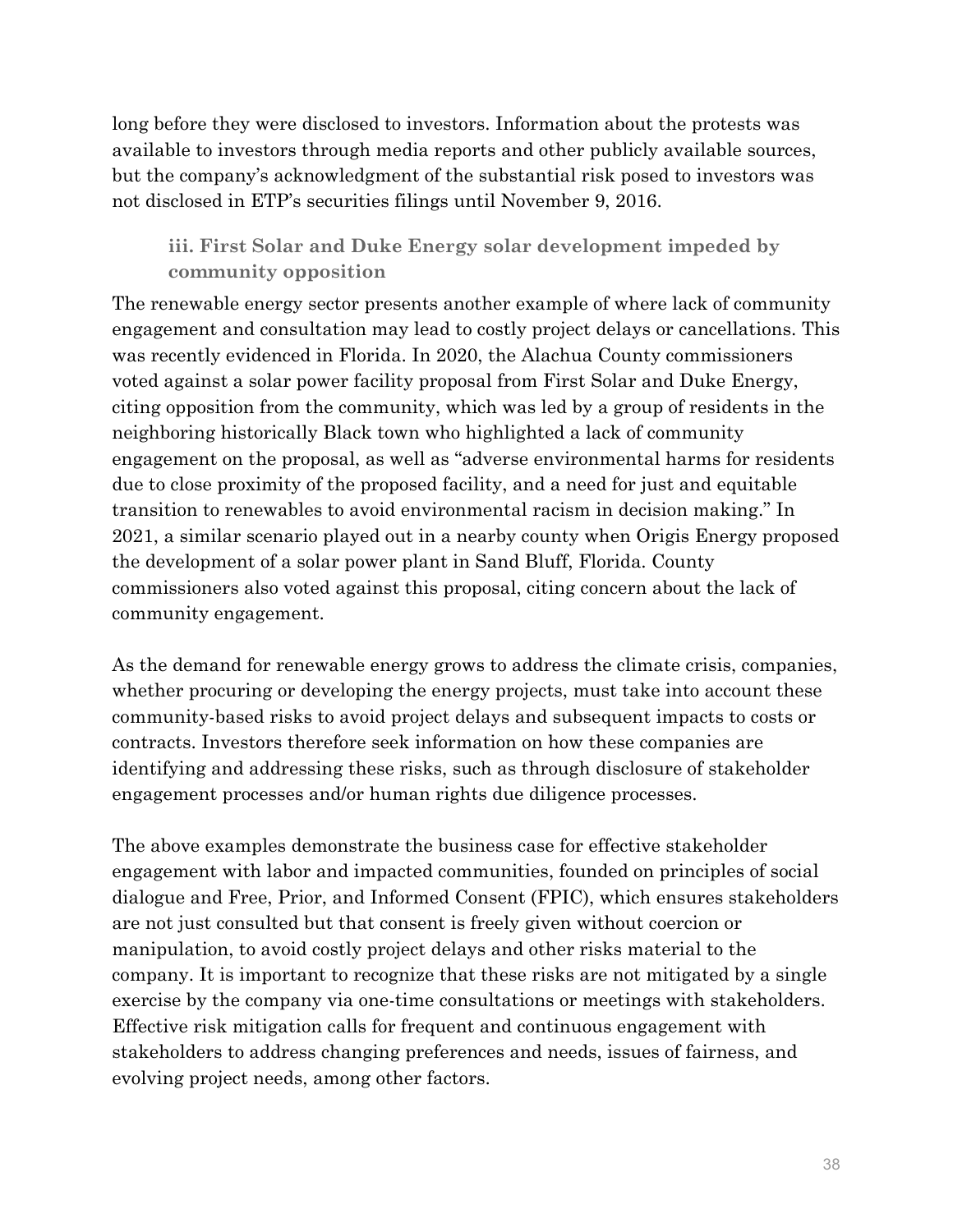long before they were disclosed to investors. Information about the protests was available to investors through media reports and other publicly available sources, but the company's acknowledgment of the substantial risk posed to investors was not disclosed in ETP's securities filings until November 9, 2016.

### iii. First Solar and Duke Energy solar development impeded by community opposition

The renewable energy sector presents another example of where lack of community engagement and consultation may lead to costly project delays or cancellations. This was recently evidenced in Florida. In 2020, the Alachua County commissioners voted against a solar power facility proposal from First Solar and Duke Energy, citing opposition from the community, which was led by a group of residents in the neighboring historically Black town who highlighted a lack of community engagement on the proposal, as well as "adverse environmental harms for residents due to close proximity of the proposed facility, and a need for just and equitable transition to renewables to avoid environmental racism in decision making." In 2021, a similar scenario played out in a nearby county when Origis Energy proposed the development of a solar power plant in Sand Bluff, Florida. County commissioners also voted against this proposal, citing concern about the lack of community engagement.

As the demand for renewable energy grows to address the climate crisis, companies, whether procuring or developing the energy projects, must take into account these community-based risks to avoid project delays and subsequent impacts to costs or contracts. Investors therefore seek information on how these companies are identifying and addressing these risks, such as through disclosure of stakeholder engagement processes and/or human rights due diligence processes.

The above examples demonstrate the business case for effective stakeholder engagement with labor and impacted communities, founded on principles of social dialogue and Free, Prior, and Informed Consent (FPIC), which ensures stakeholders are not just consulted but that consent is freely given without coercion or manipulation, to avoid costly project delays and other risks material to the company. It is important to recognize that these risks are not mitigated by a single exercise by the company via one-time consultations or meetings with stakeholders. Effective risk mitigation calls for frequent and continuous engagement with stakeholders to address changing preferences and needs, issues of fairness, and evolving project needs, among other factors.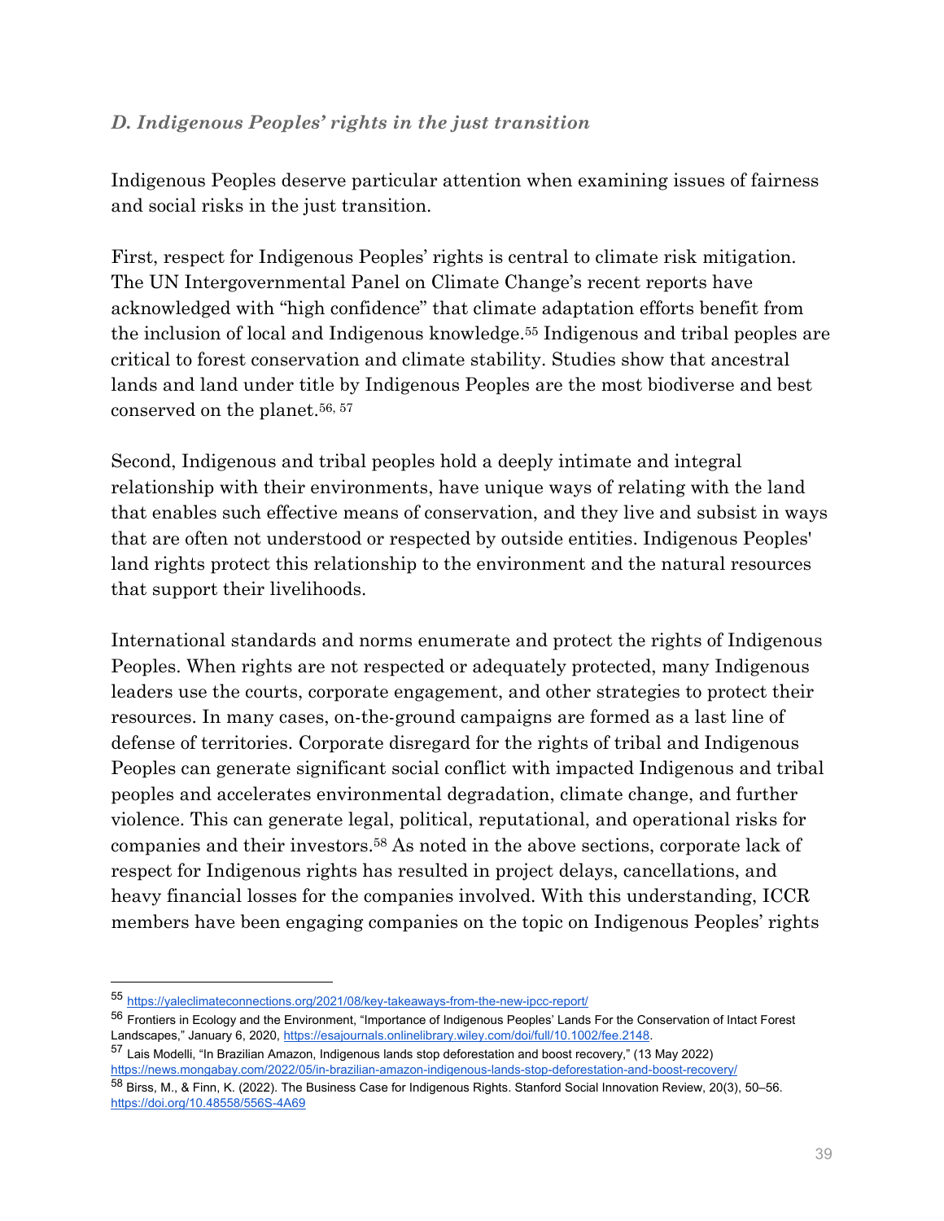### *D. Indigenous Peoples' rights in the just transition*

Indigenous Peoples deserve particular attention when examining issues of fairness and social risks in the just transition.

First, respect for Indigenous Peoples' rights is central to climate risk mitigation. The UN Intergovernmental Panel on Climate Change's recent reports have acknowledged with "high confidence" that climate adaptation efforts benefit from the inclusion of local and Indigenous knowledge.[55] Indigenous and tribal peoples are critical to forest conservation and climate stability. Studies show that ancestral lands and land under title by Indigenous Peoples are the most biodiverse and best conserved on the planet.[56, 57]

Second, Indigenous and tribal peoples hold a deeply intimate and integral relationship with their environments, have unique ways of relating with the land that enables such effective means of conservation, and they live and subsist in ways that are often not understood or respected by outside entities. Indigenous Peoples' land rights protect this relationship to the environment and the natural resources that support their livelihoods.

International standards and norms enumerate and protect the rights of Indigenous Peoples. When rights are not respected or adequately protected, many Indigenous leaders use the courts, corporate engagement, and other strategies to protect their resources. In many cases, on-the-ground campaigns are formed as a last line of defense of territories. Corporate disregard for the rights of tribal and Indigenous Peoples can generate significant social conflict with impacted Indigenous and tribal peoples and accelerates environmental degradation, climate change, and further violence. This can generate legal, political, reputational, and operational risks for companies and their investors.[58] As noted in the above sections, corporate lack of respect for Indigenous rights has resulted in project delays, cancellations, and heavy financial losses for the companies involved. With this understanding, ICCR members have been engaging companies on the topic on Indigenous Peoples' rights

---

[55] https://yaleclimateconnections.org/2021/08/key-takeaways-from-the-new-ipcc-report/

[56] Frontiers in Ecology and the Environment, "Importance of Indigenous Peoples' Lands For the Conservation of Intact Forest Landscapes," January 6, 2020, https://esajournals.onlinelibrary.wiley.com/doi/full/10.1002/fee.2148.

[57] Lais Modelli, "In Brazilian Amazon, Indigenous lands stop deforestation and boost recovery," (13 May 2022) https://news.mongabay.com/2022/05/in-brazilian-amazon-indigenous-lands-stop-deforestation-and-boost-recovery/

[58] Birss, M., & Finn, K. (2022). The Business Case for Indigenous Rights. Stanford Social Innovation Review, 20(3), 50–56. https://doi.org/10.48558/556S-4A69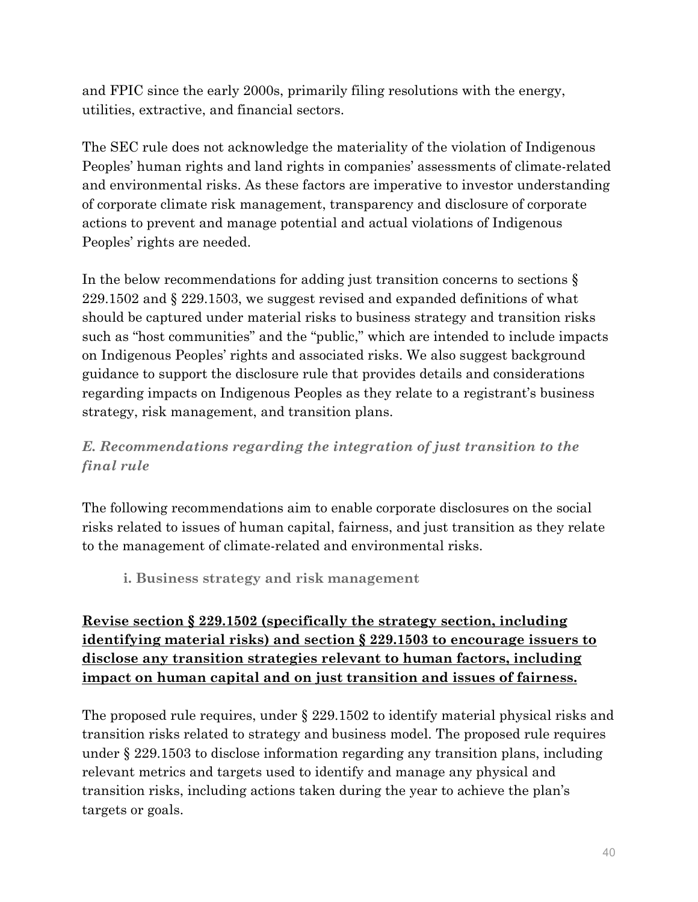and FPIC since the early 2000s, primarily filing resolutions with the energy, utilities, extractive, and financial sectors.

The SEC rule does not acknowledge the materiality of the violation of Indigenous Peoples' human rights and land rights in companies' assessments of climate-related and environmental risks. As these factors are imperative to investor understanding of corporate climate risk management, transparency and disclosure of corporate actions to prevent and manage potential and actual violations of Indigenous Peoples' rights are needed.

In the below recommendations for adding just transition concerns to sections § 229.1502 and § 229.1503, we suggest revised and expanded definitions of what should be captured under material risks to business strategy and transition risks such as "host communities" and the "public," which are intended to include impacts on Indigenous Peoples' rights and associated risks. We also suggest background guidance to support the disclosure rule that provides details and considerations regarding impacts on Indigenous Peoples as they relate to a registrant's business strategy, risk management, and transition plans.

### *E. Recommendations regarding the integration of just transition to the final rule*

The following recommendations aim to enable corporate disclosures on the social risks related to issues of human capital, fairness, and just transition as they relate to the management of climate-related and environmental risks.

#### i. Business strategy and risk management

**Revise section § 229.1502 (specifically the strategy section, including identifying material risks) and section § 229.1503 to encourage issuers to disclose any transition strategies relevant to human factors, including impact on human capital and on just transition and issues of fairness.**

The proposed rule requires, under § 229.1502 to identify material physical risks and transition risks related to strategy and business model. The proposed rule requires under § 229.1503 to disclose information regarding any transition plans, including relevant metrics and targets used to identify and manage any physical and transition risks, including actions taken during the year to achieve the plan's targets or goals.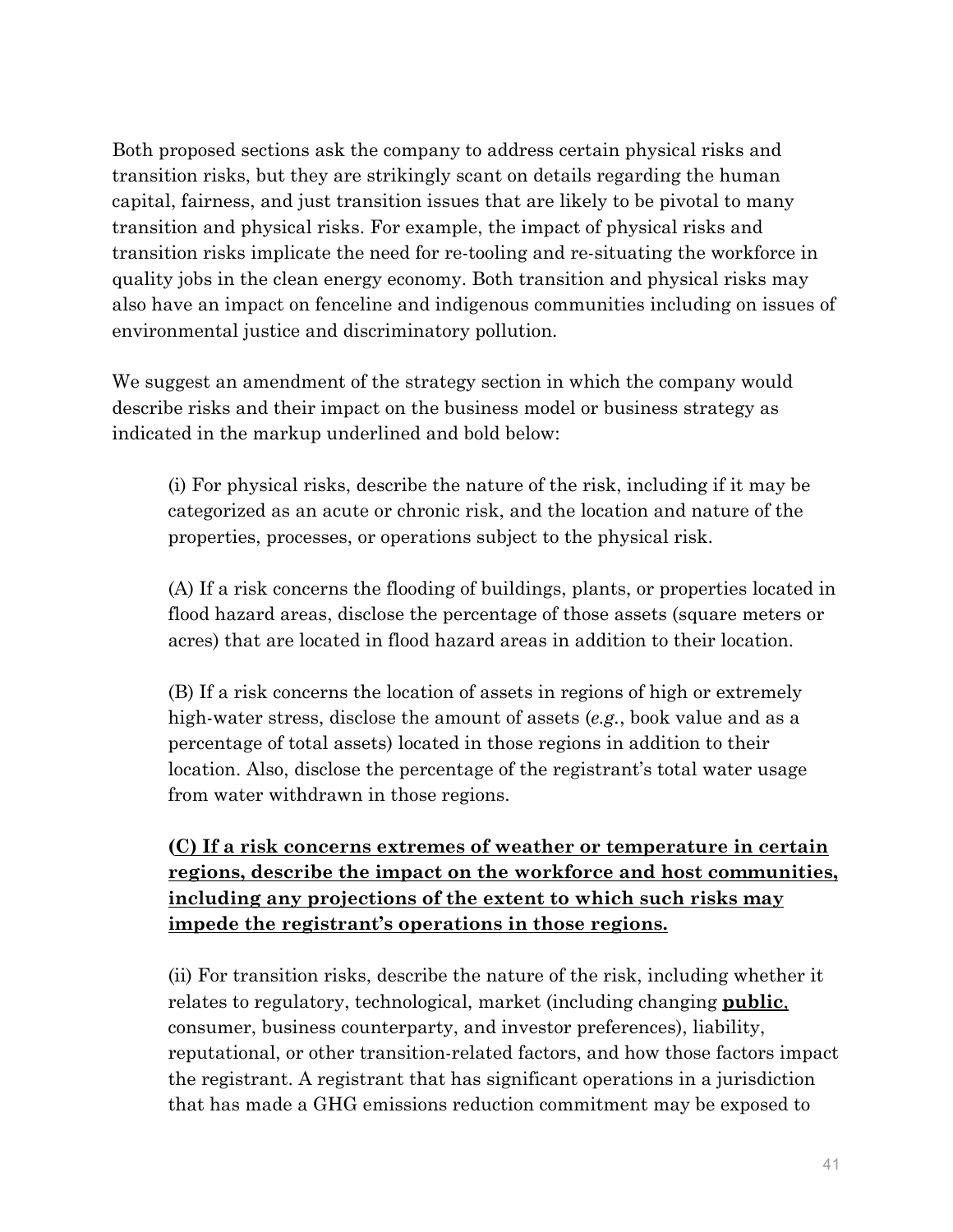Both proposed sections ask the company to address certain physical risks and transition risks, but they are strikingly scant on details regarding the human capital, fairness, and just transition issues that are likely to be pivotal to many transition and physical risks. For example, the impact of physical risks and transition risks implicate the need for re-tooling and re-situating the workforce in quality jobs in the clean energy economy. Both transition and physical risks may also have an impact on fenceline and indigenous communities including on issues of environmental justice and discriminatory pollution.

We suggest an amendment of the strategy section in which the company would describe risks and their impact on the business model or business strategy as indicated in the markup underlined and bold below:

> (i) For physical risks, describe the nature of the risk, including if it may be categorized as an acute or chronic risk, and the location and nature of the properties, processes, or operations subject to the physical risk.
>
> (A) If a risk concerns the flooding of buildings, plants, or properties located in flood hazard areas, disclose the percentage of those assets (square meters or acres) that are located in flood hazard areas in addition to their location.
>
> (B) If a risk concerns the location of assets in regions of high or extremely high-water stress, disclose the amount of assets (*e.g.*, book value and as a percentage of total assets) located in those regions in addition to their location. Also, disclose the percentage of the registrant's total water usage from water withdrawn in those regions.
>
> <u>**(C) If a risk concerns extremes of weather or temperature in certain regions, describe the impact on the workforce and host communities, including any projections of the extent to which such risks may impede the registrant's operations in those regions.**</u>
>
> (ii) For transition risks, describe the nature of the risk, including whether it relates to regulatory, technological, market (including changing <u>**public**</u>, consumer, business counterparty, and investor preferences), liability, reputational, or other transition-related factors, and how those factors impact the registrant. A registrant that has significant operations in a jurisdiction that has made a GHG emissions reduction commitment may be exposed to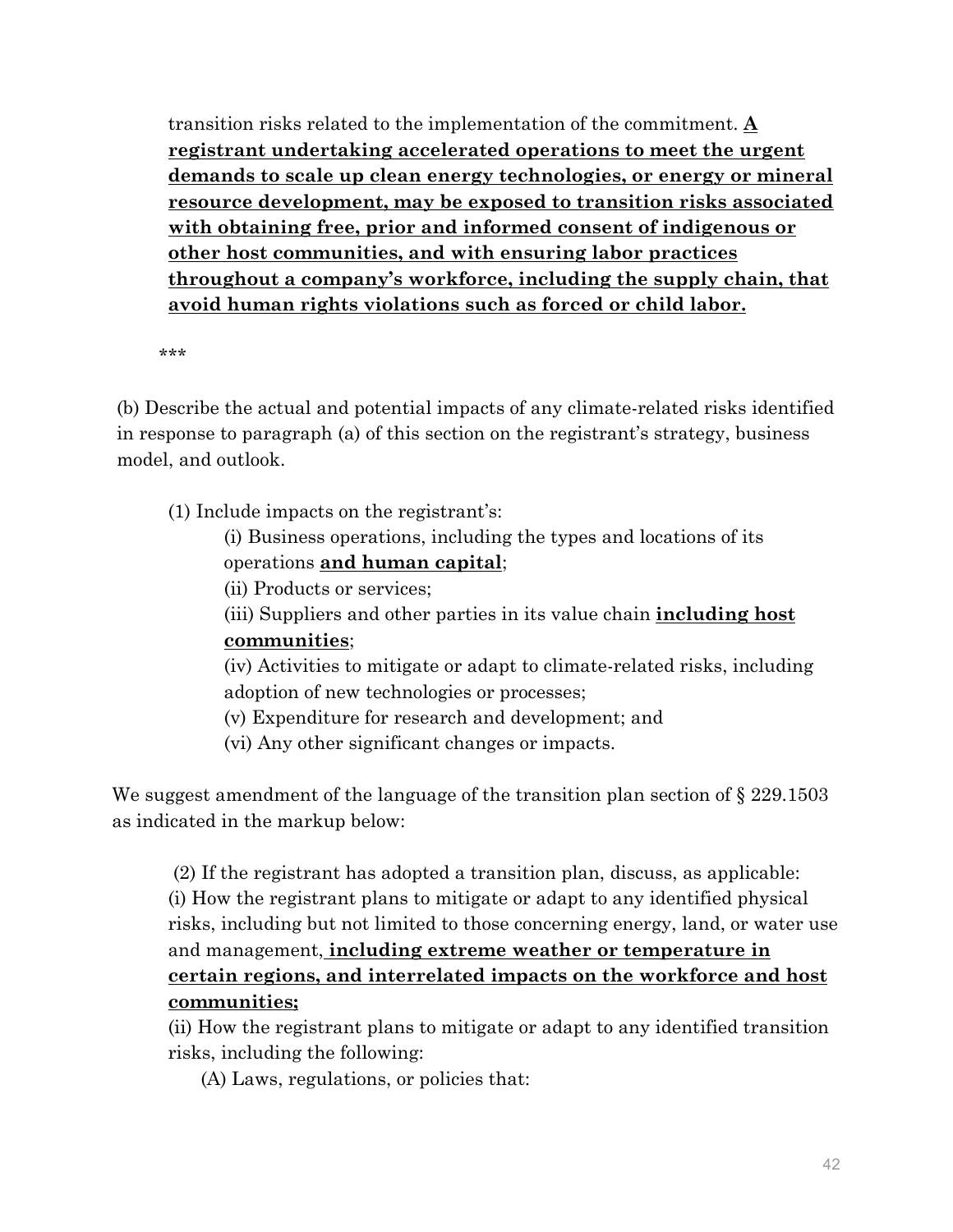transition risks related to the implementation of the commitment. **<u>A registrant undertaking accelerated operations to meet the urgent demands to scale up clean energy technologies, or energy or mineral resource development, may be exposed to transition risks associated with obtaining free, prior and informed consent of indigenous or other host communities, and with ensuring labor practices throughout a company's workforce, including the supply chain, that avoid human rights violations such as forced or child labor.</u>**

***

(b) Describe the actual and potential impacts of any climate-related risks identified in response to paragraph (a) of this section on the registrant's strategy, business model, and outlook.

(1) Include impacts on the registrant's:

(i) Business operations, including the types and locations of its operations **<u>and human capital</u>**;

(ii) Products or services;

(iii) Suppliers and other parties in its value chain **<u>including host communities</u>**;

(iv) Activities to mitigate or adapt to climate-related risks, including adoption of new technologies or processes;

(v) Expenditure for research and development; and

(vi) Any other significant changes or impacts.

We suggest amendment of the language of the transition plan section of § 229.1503 as indicated in the markup below:

(2) If the registrant has adopted a transition plan, discuss, as applicable:

(i) How the registrant plans to mitigate or adapt to any identified physical risks, including but not limited to those concerning energy, land, or water use and management, **<u>including extreme weather or temperature in certain regions, and interrelated impacts on the workforce and host communities;</u>**

(ii) How the registrant plans to mitigate or adapt to any identified transition risks, including the following:

(A) Laws, regulations, or policies that: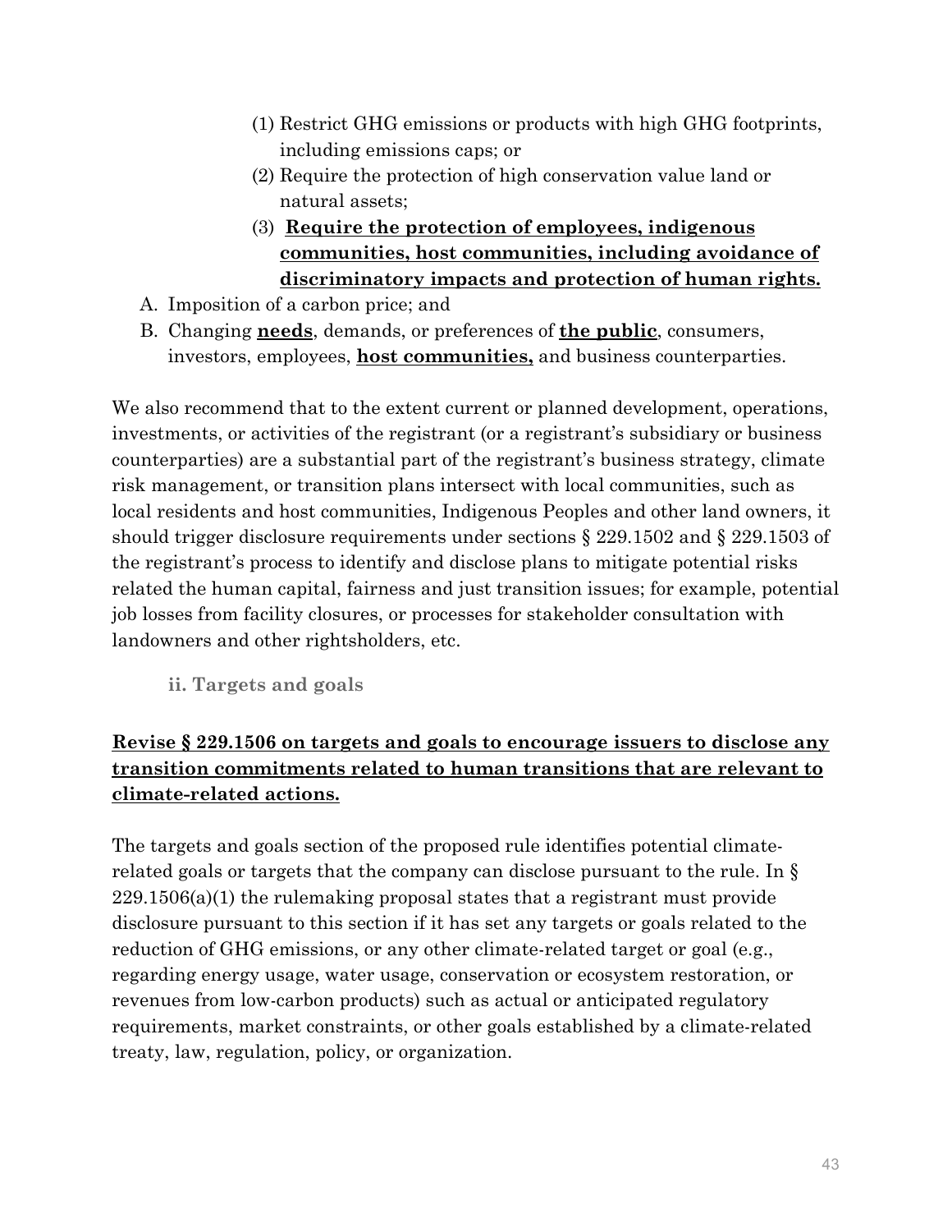(1) Restrict GHG emissions or products with high GHG footprints, including emissions caps; or
(2) Require the protection of high conservation value land or natural assets;
(3) **<u>Require the protection of employees, indigenous communities, host communities, including avoidance of discriminatory impacts and protection of human rights.</u>**

A. Imposition of a carbon price; and
B. Changing **<u>needs</u>**, demands, or preferences of **<u>the public</u>**, consumers, investors, employees, **<u>host communities,</u>** and business counterparties.

We also recommend that to the extent current or planned development, operations, investments, or activities of the registrant (or a registrant's subsidiary or business counterparties) are a substantial part of the registrant's business strategy, climate risk management, or transition plans intersect with local communities, such as local residents and host communities, Indigenous Peoples and other land owners, it should trigger disclosure requirements under sections § 229.1502 and § 229.1503 of the registrant's process to identify and disclose plans to mitigate potential risks related the human capital, fairness and just transition issues; for example, potential job losses from facility closures, or processes for stakeholder consultation with landowners and other rightsholders, etc.

### ii. Targets and goals

**<u>Revise § 229.1506 on targets and goals to encourage issuers to disclose any transition commitments related to human transitions that are relevant to climate-related actions.</u>**

The targets and goals section of the proposed rule identifies potential climate-related goals or targets that the company can disclose pursuant to the rule. In § 229.1506(a)(1) the rulemaking proposal states that a registrant must provide disclosure pursuant to this section if it has set any targets or goals related to the reduction of GHG emissions, or any other climate-related target or goal (e.g., regarding energy usage, water usage, conservation or ecosystem restoration, or revenues from low-carbon products) such as actual or anticipated regulatory requirements, market constraints, or other goals established by a climate-related treaty, law, regulation, policy, or organization.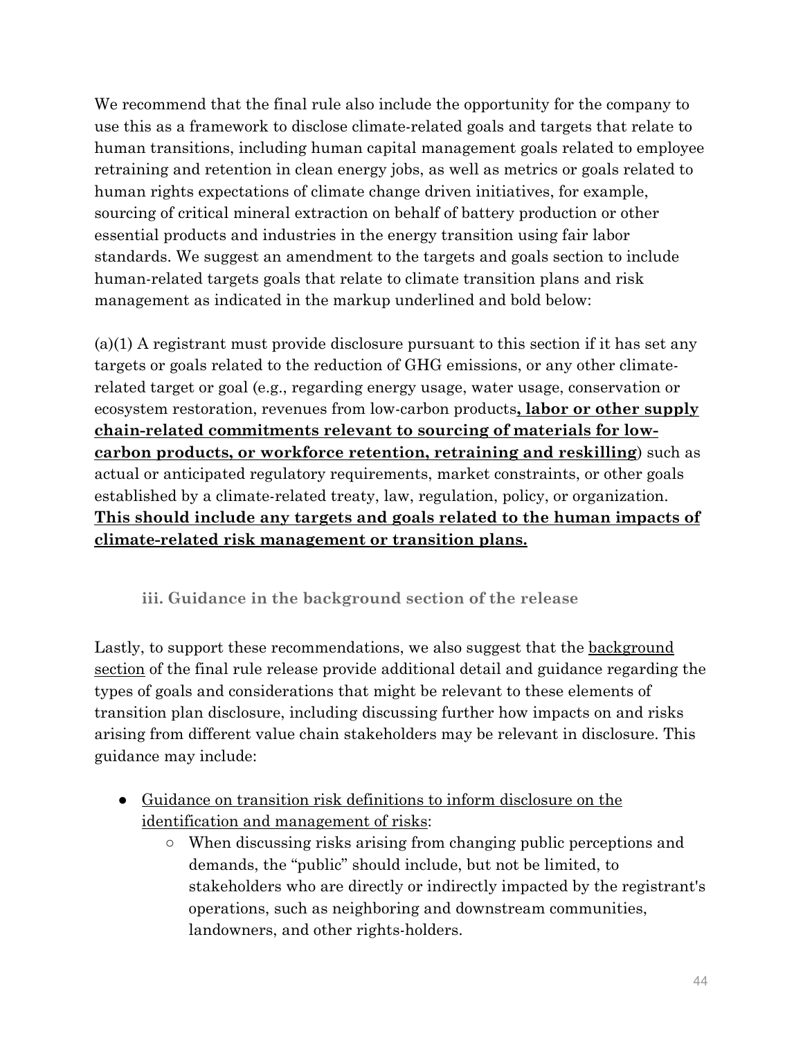We recommend that the final rule also include the opportunity for the company to use this as a framework to disclose climate-related goals and targets that relate to human transitions, including human capital management goals related to employee retraining and retention in clean energy jobs, as well as metrics or goals related to human rights expectations of climate change driven initiatives, for example, sourcing of critical mineral extraction on behalf of battery production or other essential products and industries in the energy transition using fair labor standards. We suggest an amendment to the targets and goals section to include human-related targets goals that relate to climate transition plans and risk management as indicated in the markup underlined and bold below:

(a)(1) A registrant must provide disclosure pursuant to this section if it has set any targets or goals related to the reduction of GHG emissions, or any other climate-related target or goal (e.g., regarding energy usage, water usage, conservation or ecosystem restoration, revenues from low-carbon products**<u>, labor or other supply chain-related commitments relevant to sourcing of materials for low-carbon products, or workforce retention, retraining and reskilling</u>**) such as actual or anticipated regulatory requirements, market constraints, or other goals established by a climate-related treaty, law, regulation, policy, or organization. **<u>This should include any targets and goals related to the human impacts of climate-related risk management or transition plans.</u>**

### iii. Guidance in the background section of the release

Lastly, to support these recommendations, we also suggest that the <u>background section</u> of the final rule release provide additional detail and guidance regarding the types of goals and considerations that might be relevant to these elements of transition plan disclosure, including discussing further how impacts on and risks arising from different value chain stakeholders may be relevant in disclosure. This guidance may include:

- <u>Guidance on transition risk definitions to inform disclosure on the identification and management of risks</u>:
  - When discussing risks arising from changing public perceptions and demands, the "public" should include, but not be limited, to stakeholders who are directly or indirectly impacted by the registrant's operations, such as neighboring and downstream communities, landowners, and other rights-holders.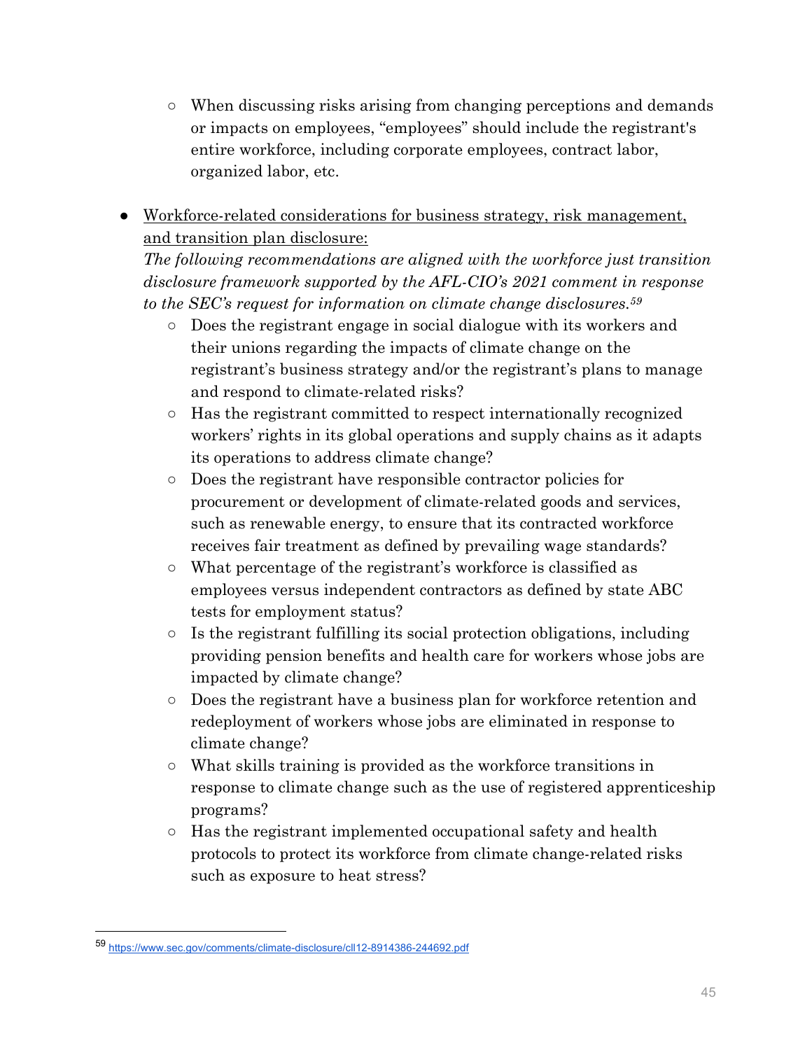- When discussing risks arising from changing perceptions and demands or impacts on employees, "employees" should include the registrant's entire workforce, including corporate employees, contract labor, organized labor, etc.

- <u>Workforce-related considerations for business strategy, risk management, and transition plan disclosure:</u>
  *The following recommendations are aligned with the workforce just transition disclosure framework supported by the AFL-CIO's 2021 comment in response to the SEC's request for information on climate change disclosures.*[59]
  - Does the registrant engage in social dialogue with its workers and their unions regarding the impacts of climate change on the registrant's business strategy and/or the registrant's plans to manage and respond to climate-related risks?
  - Has the registrant committed to respect internationally recognized workers' rights in its global operations and supply chains as it adapts its operations to address climate change?
  - Does the registrant have responsible contractor policies for procurement or development of climate-related goods and services, such as renewable energy, to ensure that its contracted workforce receives fair treatment as defined by prevailing wage standards?
  - What percentage of the registrant's workforce is classified as employees versus independent contractors as defined by state ABC tests for employment status?
  - Is the registrant fulfilling its social protection obligations, including providing pension benefits and health care for workers whose jobs are impacted by climate change?
  - Does the registrant have a business plan for workforce retention and redeployment of workers whose jobs are eliminated in response to climate change?
  - What skills training is provided as the workforce transitions in response to climate change such as the use of registered apprenticeship programs?
  - Has the registrant implemented occupational safety and health protocols to protect its workforce from climate change-related risks such as exposure to heat stress?

---

[59] https://www.sec.gov/comments/climate-disclosure/cll12-8914386-244692.pdf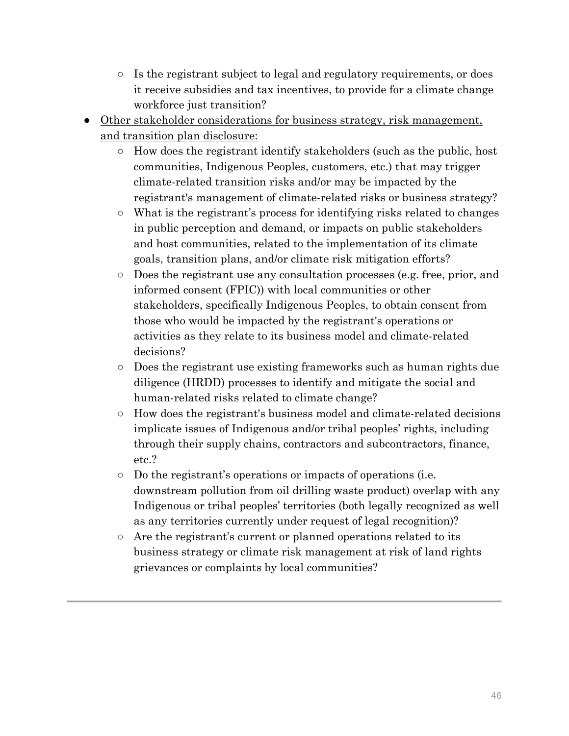- Is the registrant subject to legal and regulatory requirements, or does it receive subsidies and tax incentives, to provide for a climate change workforce just transition?
- <u>Other stakeholder considerations for business strategy, risk management, and transition plan disclosure:</u>
    - How does the registrant identify stakeholders (such as the public, host communities, Indigenous Peoples, customers, etc.) that may trigger climate-related transition risks and/or may be impacted by the registrant's management of climate-related risks or business strategy?
    - What is the registrant's process for identifying risks related to changes in public perception and demand, or impacts on public stakeholders and host communities, related to the implementation of its climate goals, transition plans, and/or climate risk mitigation efforts?
    - Does the registrant use any consultation processes (e.g. free, prior, and informed consent (FPIC)) with local communities or other stakeholders, specifically Indigenous Peoples, to obtain consent from those who would be impacted by the registrant's operations or activities as they relate to its business model and climate-related decisions?
    - Does the registrant use existing frameworks such as human rights due diligence (HRDD) processes to identify and mitigate the social and human-related risks related to climate change?
    - How does the registrant's business model and climate-related decisions implicate issues of Indigenous and/or tribal peoples' rights, including through their supply chains, contractors and subcontractors, finance, etc.?
    - Do the registrant's operations or impacts of operations (i.e. downstream pollution from oil drilling waste product) overlap with any Indigenous or tribal peoples' territories (both legally recognized as well as any territories currently under request of legal recognition)?
    - Are the registrant's current or planned operations related to its business strategy or climate risk management at risk of land rights grievances or complaints by local communities?

---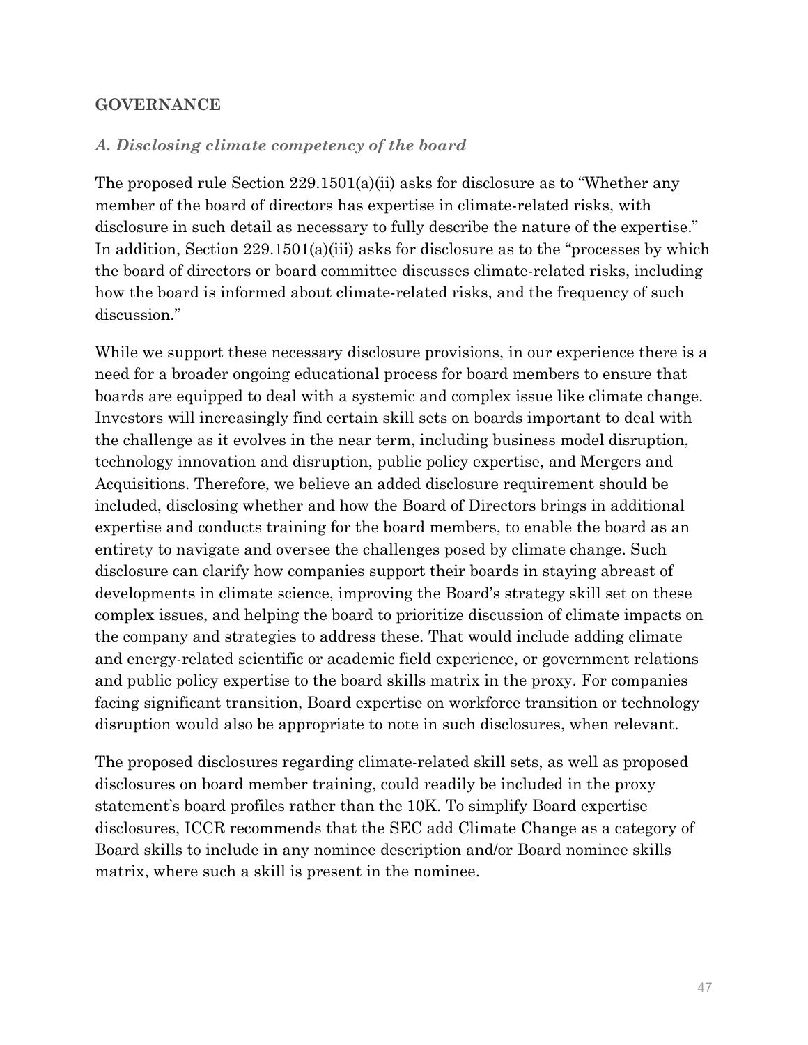## GOVERNANCE

### *A. Disclosing climate competency of the board*

The proposed rule Section 229.1501(a)(ii) asks for disclosure as to "Whether any member of the board of directors has expertise in climate-related risks, with disclosure in such detail as necessary to fully describe the nature of the expertise." In addition, Section 229.1501(a)(iii) asks for disclosure as to the "processes by which the board of directors or board committee discusses climate-related risks, including how the board is informed about climate-related risks, and the frequency of such discussion."

While we support these necessary disclosure provisions, in our experience there is a need for a broader ongoing educational process for board members to ensure that boards are equipped to deal with a systemic and complex issue like climate change. Investors will increasingly find certain skill sets on boards important to deal with the challenge as it evolves in the near term, including business model disruption, technology innovation and disruption, public policy expertise, and Mergers and Acquisitions. Therefore, we believe an added disclosure requirement should be included, disclosing whether and how the Board of Directors brings in additional expertise and conducts training for the board members, to enable the board as an entirety to navigate and oversee the challenges posed by climate change. Such disclosure can clarify how companies support their boards in staying abreast of developments in climate science, improving the Board's strategy skill set on these complex issues, and helping the board to prioritize discussion of climate impacts on the company and strategies to address these. That would include adding climate and energy-related scientific or academic field experience, or government relations and public policy expertise to the board skills matrix in the proxy. For companies facing significant transition, Board expertise on workforce transition or technology disruption would also be appropriate to note in such disclosures, when relevant.

The proposed disclosures regarding climate-related skill sets, as well as proposed disclosures on board member training, could readily be included in the proxy statement's board profiles rather than the 10K. To simplify Board expertise disclosures, ICCR recommends that the SEC add Climate Change as a category of Board skills to include in any nominee description and/or Board nominee skills matrix, where such a skill is present in the nominee.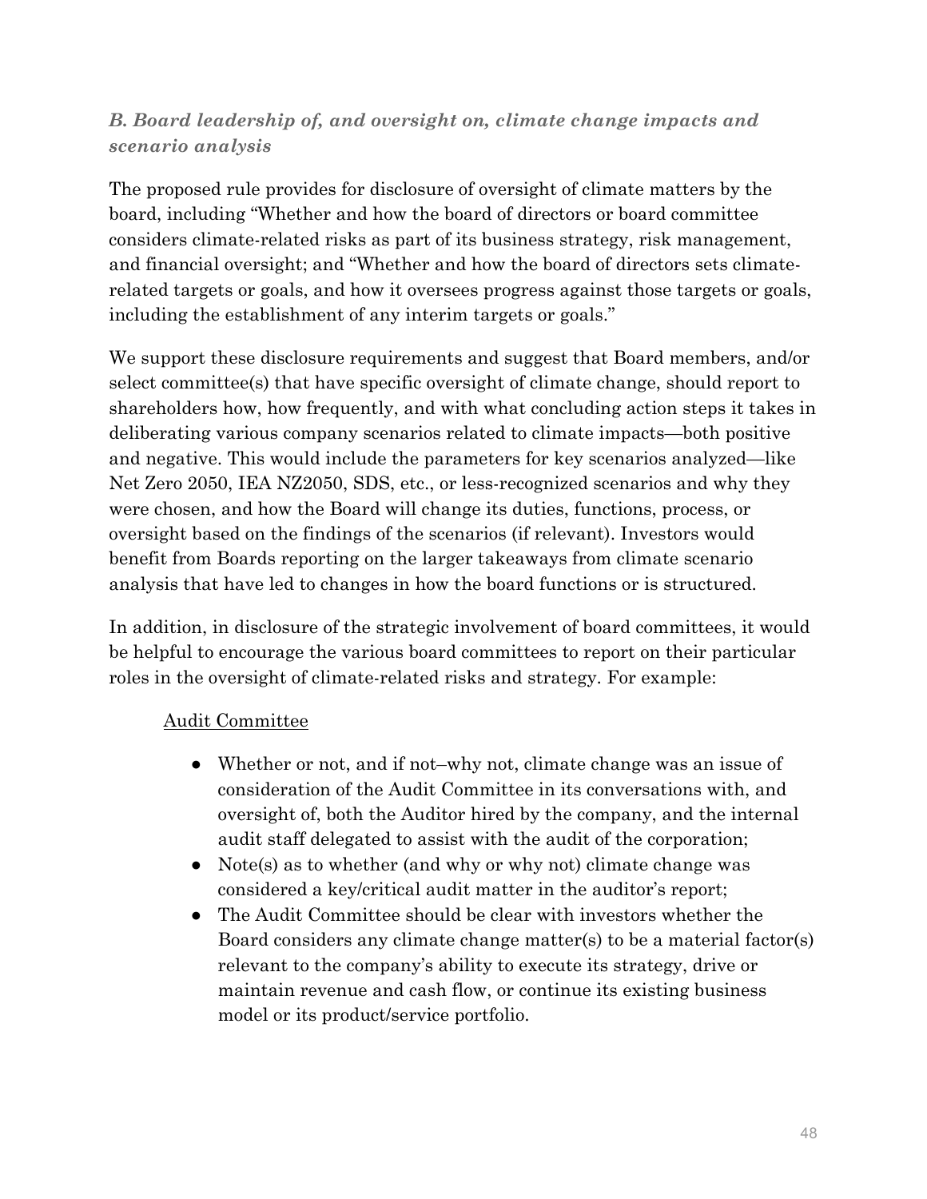### *B. Board leadership of, and oversight on, climate change impacts and scenario analysis*

The proposed rule provides for disclosure of oversight of climate matters by the board, including "Whether and how the board of directors or board committee considers climate-related risks as part of its business strategy, risk management, and financial oversight; and "Whether and how the board of directors sets climate-related targets or goals, and how it oversees progress against those targets or goals, including the establishment of any interim targets or goals."

We support these disclosure requirements and suggest that Board members, and/or select committee(s) that have specific oversight of climate change, should report to shareholders how, how frequently, and with what concluding action steps it takes in deliberating various company scenarios related to climate impacts—both positive and negative. This would include the parameters for key scenarios analyzed—like Net Zero 2050, IEA NZ2050, SDS, etc., or less-recognized scenarios and why they were chosen, and how the Board will change its duties, functions, process, or oversight based on the findings of the scenarios (if relevant). Investors would benefit from Boards reporting on the larger takeaways from climate scenario analysis that have led to changes in how the board functions or is structured.

In addition, in disclosure of the strategic involvement of board committees, it would be helpful to encourage the various board committees to report on their particular roles in the oversight of climate-related risks and strategy. For example:

<u>Audit Committee</u>

- Whether or not, and if not–why not, climate change was an issue of consideration of the Audit Committee in its conversations with, and oversight of, both the Auditor hired by the company, and the internal audit staff delegated to assist with the audit of the corporation;
- Note(s) as to whether (and why or why not) climate change was considered a key/critical audit matter in the auditor's report;
- The Audit Committee should be clear with investors whether the Board considers any climate change matter(s) to be a material factor(s) relevant to the company's ability to execute its strategy, drive or maintain revenue and cash flow, or continue its existing business model or its product/service portfolio.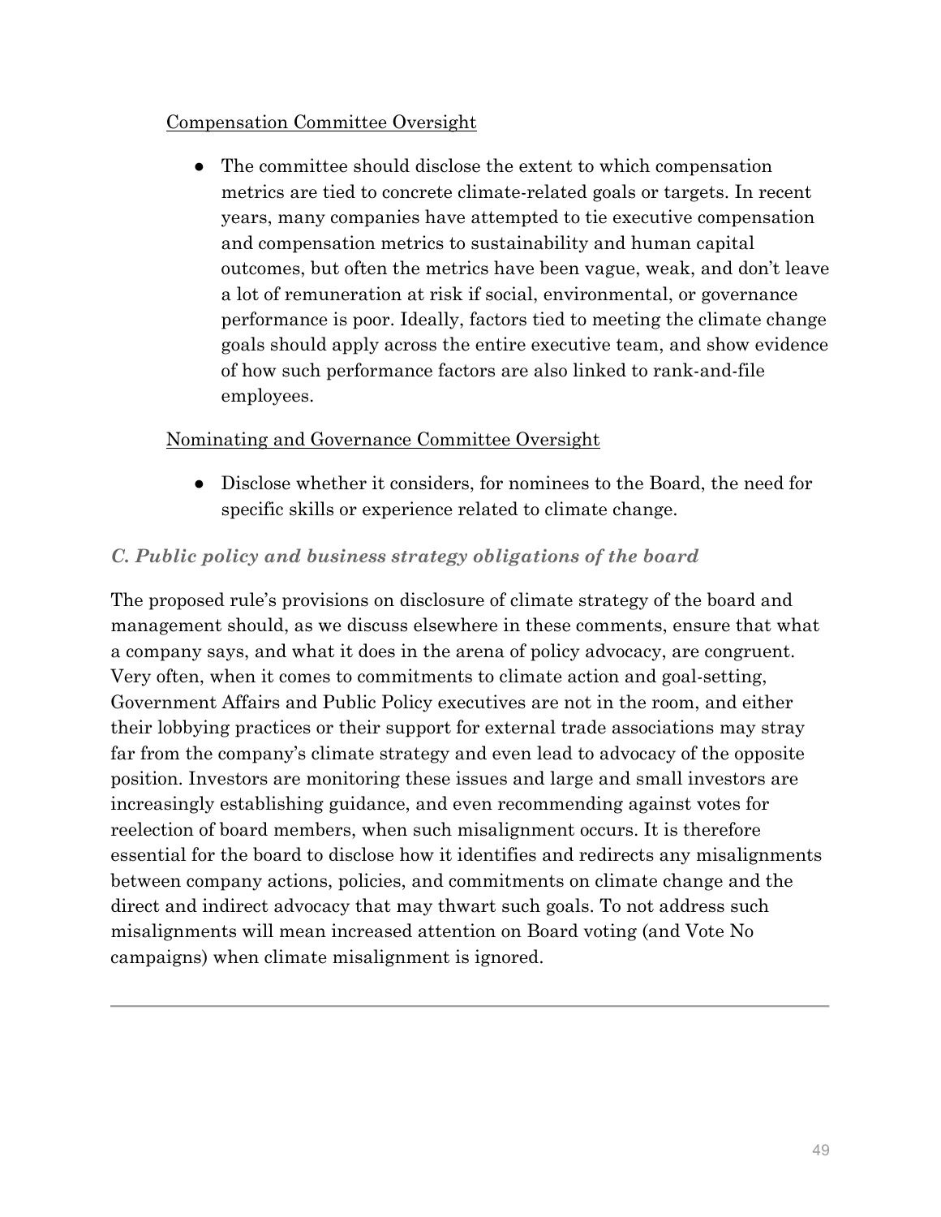<u>Compensation Committee Oversight</u>

- The committee should disclose the extent to which compensation metrics are tied to concrete climate-related goals or targets. In recent years, many companies have attempted to tie executive compensation and compensation metrics to sustainability and human capital outcomes, but often the metrics have been vague, weak, and don't leave a lot of remuneration at risk if social, environmental, or governance performance is poor. Ideally, factors tied to meeting the climate change goals should apply across the entire executive team, and show evidence of how such performance factors are also linked to rank-and-file employees.

<u>Nominating and Governance Committee Oversight</u>

- Disclose whether it considers, for nominees to the Board, the need for specific skills or experience related to climate change.

### *C. Public policy and business strategy obligations of the board*

The proposed rule's provisions on disclosure of climate strategy of the board and management should, as we discuss elsewhere in these comments, ensure that what a company says, and what it does in the arena of policy advocacy, are congruent. Very often, when it comes to commitments to climate action and goal-setting, Government Affairs and Public Policy executives are not in the room, and either their lobbying practices or their support for external trade associations may stray far from the company's climate strategy and even lead to advocacy of the opposite position. Investors are monitoring these issues and large and small investors are increasingly establishing guidance, and even recommending against votes for reelection of board members, when such misalignment occurs. It is therefore essential for the board to disclose how it identifies and redirects any misalignments between company actions, policies, and commitments on climate change and the direct and indirect advocacy that may thwart such goals. To not address such misalignments will mean increased attention on Board voting (and Vote No campaigns) when climate misalignment is ignored.

---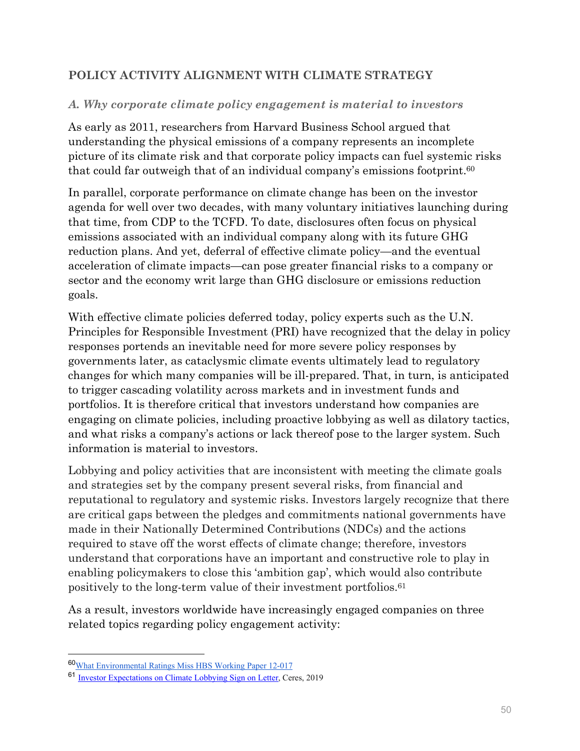## POLICY ACTIVITY ALIGNMENT WITH CLIMATE STRATEGY

### *A. Why corporate climate policy engagement is material to investors*

As early as 2011, researchers from Harvard Business School argued that understanding the physical emissions of a company represents an incomplete picture of its climate risk and that corporate policy impacts can fuel systemic risks that could far outweigh that of an individual company's emissions footprint.[60]

In parallel, corporate performance on climate change has been on the investor agenda for well over two decades, with many voluntary initiatives launching during that time, from CDP to the TCFD. To date, disclosures often focus on physical emissions associated with an individual company along with its future GHG reduction plans. And yet, deferral of effective climate policy—and the eventual acceleration of climate impacts—can pose greater financial risks to a company or sector and the economy writ large than GHG disclosure or emissions reduction goals.

With effective climate policies deferred today, policy experts such as the U.N. Principles for Responsible Investment (PRI) have recognized that the delay in policy responses portends an inevitable need for more severe policy responses by governments later, as cataclysmic climate events ultimately lead to regulatory changes for which many companies will be ill-prepared. That, in turn, is anticipated to trigger cascading volatility across markets and in investment funds and portfolios. It is therefore critical that investors understand how companies are engaging on climate policies, including proactive lobbying as well as dilatory tactics, and what risks a company's actions or lack thereof pose to the larger system. Such information is material to investors.

Lobbying and policy activities that are inconsistent with meeting the climate goals and strategies set by the company present several risks, from financial and reputational to regulatory and systemic risks. Investors largely recognize that there are critical gaps between the pledges and commitments national governments have made in their Nationally Determined Contributions (NDCs) and the actions required to stave off the worst effects of climate change; therefore, investors understand that corporations have an important and constructive role to play in enabling policymakers to close this 'ambition gap', which would also contribute positively to the long-term value of their investment portfolios.[61]

As a result, investors worldwide have increasingly engaged companies on three related topics regarding policy engagement activity:

---

[60] What Environmental Ratings Miss HBS Working Paper 12-017

[61] Investor Expectations on Climate Lobbying Sign on Letter, Ceres, 2019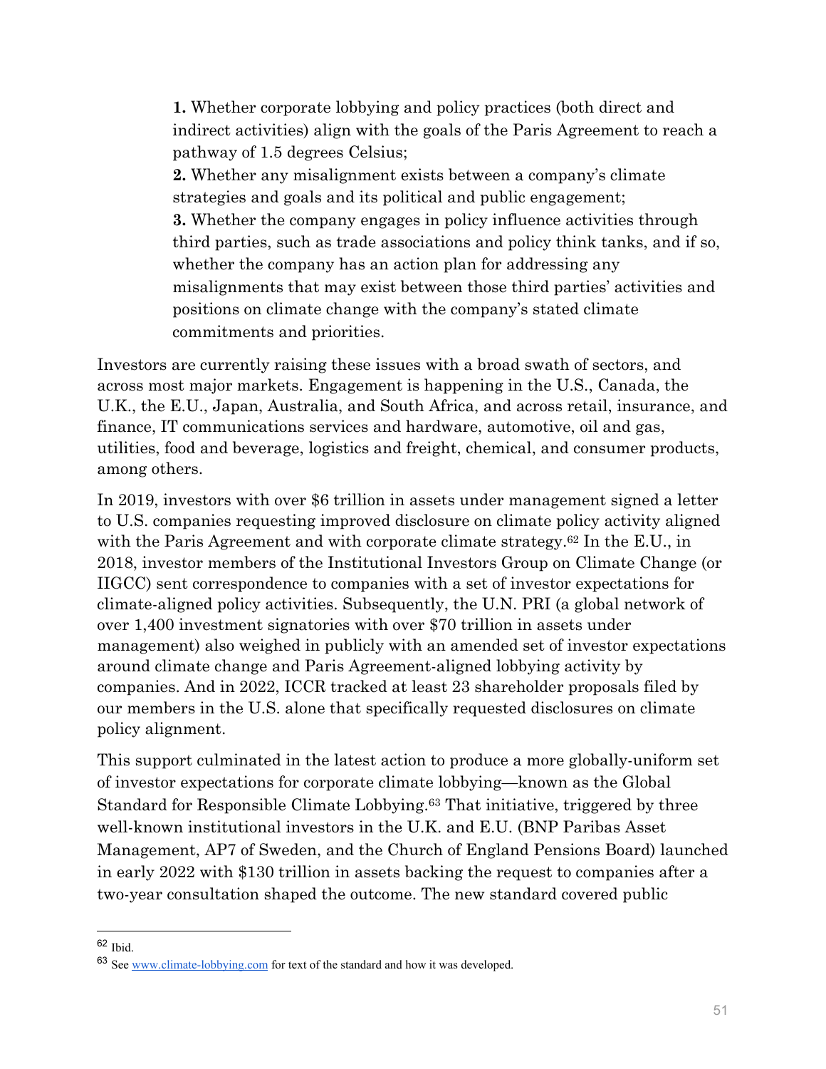> **1.** Whether corporate lobbying and policy practices (both direct and indirect activities) align with the goals of the Paris Agreement to reach a pathway of 1.5 degrees Celsius;
>
> **2.** Whether any misalignment exists between a company's climate strategies and goals and its political and public engagement;
>
> **3.** Whether the company engages in policy influence activities through third parties, such as trade associations and policy think tanks, and if so, whether the company has an action plan for addressing any misalignments that may exist between those third parties' activities and positions on climate change with the company's stated climate commitments and priorities.

Investors are currently raising these issues with a broad swath of sectors, and across most major markets. Engagement is happening in the U.S., Canada, the U.K., the E.U., Japan, Australia, and South Africa, and across retail, insurance, and finance, IT communications services and hardware, automotive, oil and gas, utilities, food and beverage, logistics and freight, chemical, and consumer products, among others.

In 2019, investors with over $6 trillion in assets under management signed a letter to U.S. companies requesting improved disclosure on climate policy activity aligned with the Paris Agreement and with corporate climate strategy.[62] In the E.U., in 2018, investor members of the Institutional Investors Group on Climate Change (or IIGCC) sent correspondence to companies with a set of investor expectations for climate-aligned policy activities. Subsequently, the U.N. PRI (a global network of over 1,400 investment signatories with over $70 trillion in assets under management) also weighed in publicly with an amended set of investor expectations around climate change and Paris Agreement-aligned lobbying activity by companies. And in 2022, ICCR tracked at least 23 shareholder proposals filed by our members in the U.S. alone that specifically requested disclosures on climate policy alignment.

This support culminated in the latest action to produce a more globally-uniform set of investor expectations for corporate climate lobbying—known as the Global Standard for Responsible Climate Lobbying.[63] That initiative, triggered by three well-known institutional investors in the U.K. and E.U. (BNP Paribas Asset Management, AP7 of Sweden, and the Church of England Pensions Board) launched in early 2022 with $130 trillion in assets backing the request to companies after a two-year consultation shaped the outcome. The new standard covered public

---

[62] Ibid.

[63] See [www.climate-lobbying.com](http://www.climate-lobbying.com) for text of the standard and how it was developed.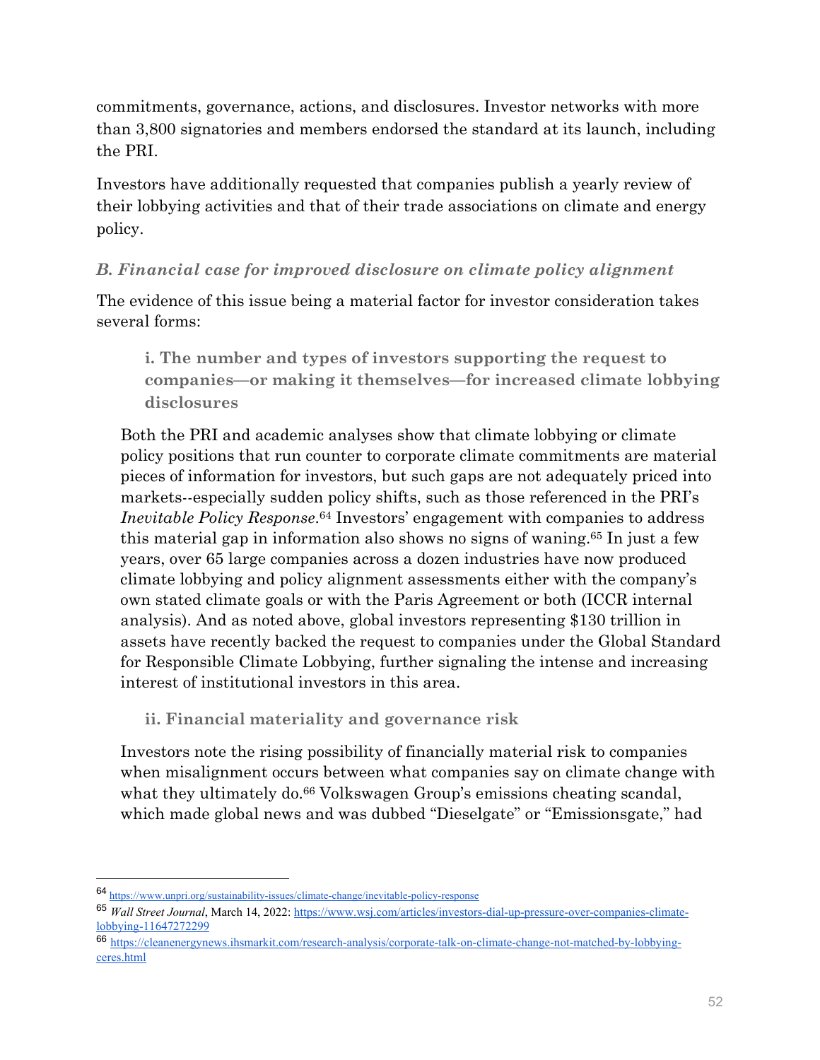commitments, governance, actions, and disclosures. Investor networks with more than 3,800 signatories and members endorsed the standard at its launch, including the PRI.

Investors have additionally requested that companies publish a yearly review of their lobbying activities and that of their trade associations on climate and energy policy.

### *B. Financial case for improved disclosure on climate policy alignment*

The evidence of this issue being a material factor for investor consideration takes several forms:

#### i. The number and types of investors supporting the request to companies—or making it themselves—for increased climate lobbying disclosures

Both the PRI and academic analyses show that climate lobbying or climate policy positions that run counter to corporate climate commitments are material pieces of information for investors, but such gaps are not adequately priced into markets--especially sudden policy shifts, such as those referenced in the PRI's *Inevitable Policy Response*.[64] Investors' engagement with companies to address this material gap in information also shows no signs of waning.[65] In just a few years, over 65 large companies across a dozen industries have now produced climate lobbying and policy alignment assessments either with the company's own stated climate goals or with the Paris Agreement or both (ICCR internal analysis). And as noted above, global investors representing $130 trillion in assets have recently backed the request to companies under the Global Standard for Responsible Climate Lobbying, further signaling the intense and increasing interest of institutional investors in this area.

#### ii. Financial materiality and governance risk

Investors note the rising possibility of financially material risk to companies when misalignment occurs between what companies say on climate change with what they ultimately do.[66] Volkswagen Group's emissions cheating scandal, which made global news and was dubbed "Dieselgate" or "Emissionsgate," had

---

[64] https://www.unpri.org/sustainability-issues/climate-change/inevitable-policy-response

[65] *Wall Street Journal*, March 14, 2022: https://www.wsj.com/articles/investors-dial-up-pressure-over-companies-climate-lobbying-11647272299

[66] https://cleanenergynews.ihsmarkit.com/research-analysis/corporate-talk-on-climate-change-not-matched-by-lobbying-ceres.html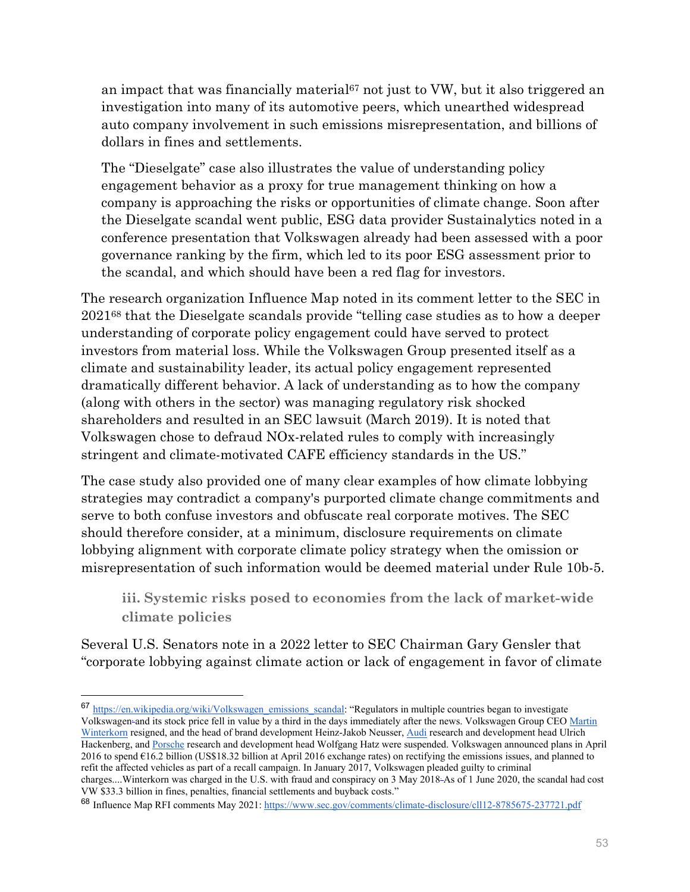an impact that was financially material[67] not just to VW, but it also triggered an investigation into many of its automotive peers, which unearthed widespread auto company involvement in such emissions misrepresentation, and billions of dollars in fines and settlements.

The "Dieselgate" case also illustrates the value of understanding policy engagement behavior as a proxy for true management thinking on how a company is approaching the risks or opportunities of climate change. Soon after the Dieselgate scandal went public, ESG data provider Sustainalytics noted in a conference presentation that Volkswagen already had been assessed with a poor governance ranking by the firm, which led to its poor ESG assessment prior to the scandal, and which should have been a red flag for investors.

The research organization Influence Map noted in its comment letter to the SEC in 2021[68] that the Dieselgate scandals provide "telling case studies as to how a deeper understanding of corporate policy engagement could have served to protect investors from material loss. While the Volkswagen Group presented itself as a climate and sustainability leader, its actual policy engagement represented dramatically different behavior. A lack of understanding as to how the company (along with others in the sector) was managing regulatory risk shocked shareholders and resulted in an SEC lawsuit (March 2019). It is noted that Volkswagen chose to defraud NOx-related rules to comply with increasingly stringent and climate-motivated CAFE efficiency standards in the US."

The case study also provided one of many clear examples of how climate lobbying strategies may contradict a company's purported climate change commitments and serve to both confuse investors and obfuscate real corporate motives. The SEC should therefore consider, at a minimum, disclosure requirements on climate lobbying alignment with corporate climate policy strategy when the omission or misrepresentation of such information would be deemed material under Rule 10b-5.

### iii. Systemic risks posed to economies from the lack of market-wide climate policies

Several U.S. Senators note in a 2022 letter to SEC Chairman Gary Gensler that "corporate lobbying against climate action or lack of engagement in favor of climate

---

[67] https://en.wikipedia.org/wiki/Volkswagen_emissions_scandal: "Regulators in multiple countries began to investigate Volkswagen and its stock price fell in value by a third in the days immediately after the news. Volkswagen Group CEO Martin Winterkorn resigned, and the head of brand development Heinz-Jakob Neusser, Audi research and development head Ulrich Hackenberg, and Porsche research and development head Wolfgang Hatz were suspended. Volkswagen announced plans in April 2016 to spend €16.2 billion (US$18.32 billion at April 2016 exchange rates) on rectifying the emissions issues, and planned to refit the affected vehicles as part of a recall campaign. In January 2017, Volkswagen pleaded guilty to criminal charges....Winterkorn was charged in the U.S. with fraud and conspiracy on 3 May 2018 As of 1 June 2020, the scandal had cost VW $33.3 billion in fines, penalties, financial settlements and buyback costs."

[68] Influence Map RFI comments May 2021: https://www.sec.gov/comments/climate-disclosure/cll12-8785675-237721.pdf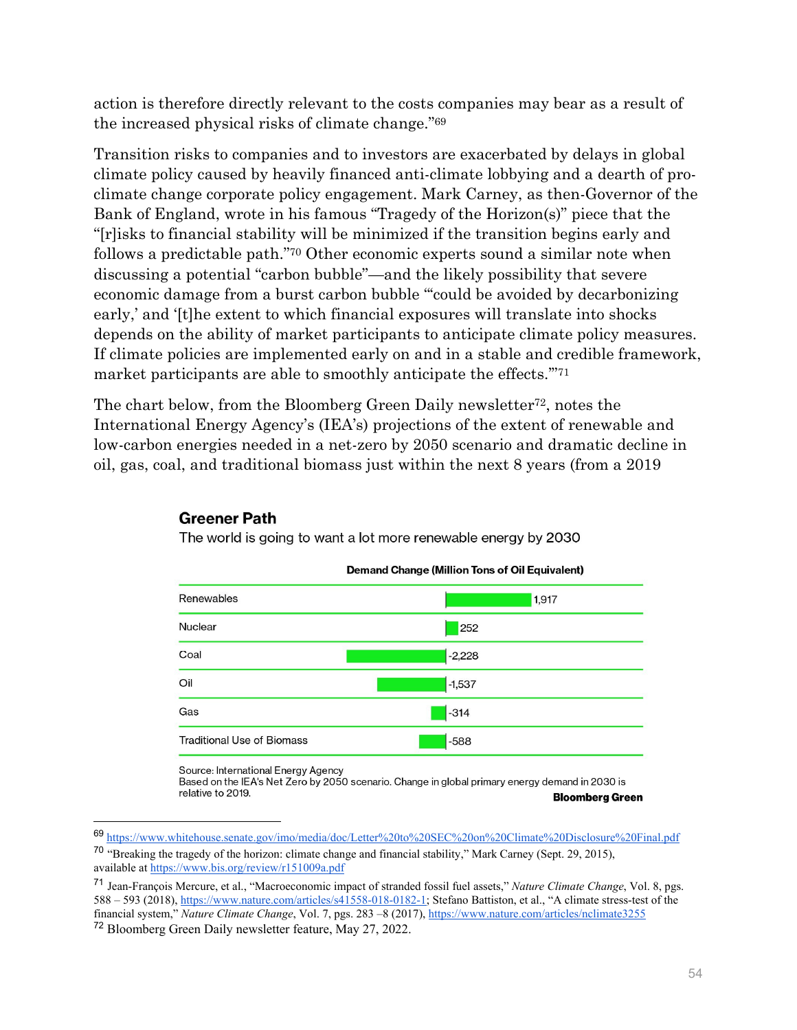action is therefore directly relevant to the costs companies may bear as a result of the increased physical risks of climate change."[69]

Transition risks to companies and to investors are exacerbated by delays in global climate policy caused by heavily financed anti-climate lobbying and a dearth of pro-climate change corporate policy engagement. Mark Carney, as then-Governor of the Bank of England, wrote in his famous "Tragedy of the Horizon(s)" piece that the "[r]isks to financial stability will be minimized if the transition begins early and follows a predictable path."[70] Other economic experts sound a similar note when discussing a potential "carbon bubble"—and the likely possibility that severe economic damage from a burst carbon bubble "'could be avoided by decarbonizing early,' and '[t]he extent to which financial exposures will translate into shocks depends on the ability of market participants to anticipate climate policy measures. If climate policies are implemented early on and in a stable and credible framework, market participants are able to smoothly anticipate the effects.'"[71]

The chart below, from the Bloomberg Green Daily newsletter[72], notes the International Energy Agency's (IEA's) projections of the extent of renewable and low-carbon energies needed in a net-zero by 2050 scenario and dramatic decline in oil, gas, coal, and traditional biomass just within the next 8 years (from a 2019

**Greener Path**

The world is going to want a lot more renewable energy by 2030

| | Demand Change (Million Tons of Oil Equivalent) |
|---|---|
| Renewables | 1,917 |
| Nuclear | 252 |
| Coal | -2,228 |
| Oil | -1,537 |
| Gas | -314 |
| Traditional Use of Biomass | -588 |

Source: International Energy Agency
Based on the IEA's Net Zero by 2050 scenario. Change in global primary energy demand in 2030 is relative to 2019.

**Bloomberg Green**

---

[69] https://www.whitehouse.senate.gov/imo/media/doc/Letter%20to%20SEC%20on%20Climate%20Disclosure%20Final.pdf

[70] "Breaking the tragedy of the horizon: climate change and financial stability," Mark Carney (Sept. 29, 2015), available at https://www.bis.org/review/r151009a.pdf

[71] Jean-François Mercure, et al., "Macroeconomic impact of stranded fossil fuel assets," *Nature Climate Change*, Vol. 8, pgs. 588 – 593 (2018), https://www.nature.com/articles/s41558-018-0182-1; Stefano Battiston, et al., "A climate stress-test of the financial system," *Nature Climate Change*, Vol. 7, pgs. 283 –8 (2017), https://www.nature.com/articles/nclimate3255

[72] Bloomberg Green Daily newsletter feature, May 27, 2022.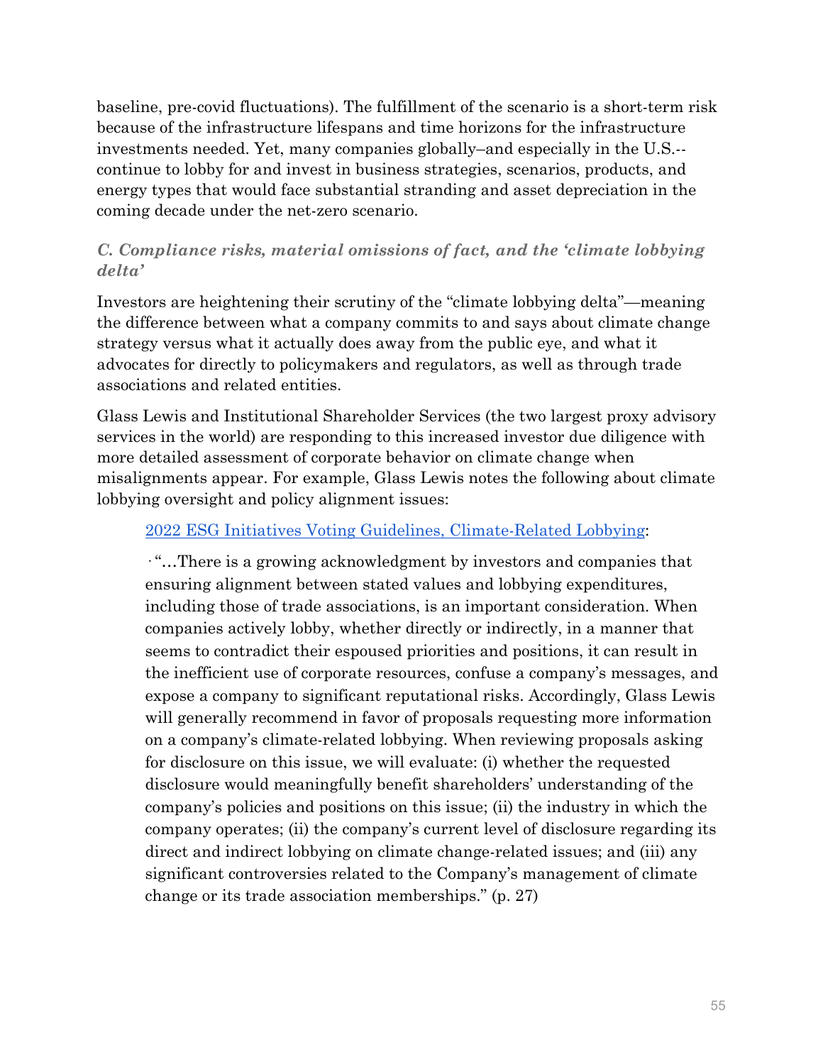baseline, pre-covid fluctuations). The fulfillment of the scenario is a short-term risk because of the infrastructure lifespans and time horizons for the infrastructure investments needed. Yet, many companies globally–and especially in the U.S.--continue to lobby for and invest in business strategies, scenarios, products, and energy types that would face substantial stranding and asset depreciation in the coming decade under the net-zero scenario.

### *C. Compliance risks, material omissions of fact, and the 'climate lobbying delta'*

Investors are heightening their scrutiny of the "climate lobbying delta"—meaning the difference between what a company commits to and says about climate change strategy versus what it actually does away from the public eye, and what it advocates for directly to policymakers and regulators, as well as through trade associations and related entities.

Glass Lewis and Institutional Shareholder Services (the two largest proxy advisory services in the world) are responding to this increased investor due diligence with more detailed assessment of corporate behavior on climate change when misalignments appear. For example, Glass Lewis notes the following about climate lobbying oversight and policy alignment issues:

> [2022 ESG Initiatives Voting Guidelines, Climate-Related Lobbying]():
>
> · "…There is a growing acknowledgment by investors and companies that ensuring alignment between stated values and lobbying expenditures, including those of trade associations, is an important consideration. When companies actively lobby, whether directly or indirectly, in a manner that seems to contradict their espoused priorities and positions, it can result in the inefficient use of corporate resources, confuse a company's messages, and expose a company to significant reputational risks. Accordingly, Glass Lewis will generally recommend in favor of proposals requesting more information on a company's climate-related lobbying. When reviewing proposals asking for disclosure on this issue, we will evaluate: (i) whether the requested disclosure would meaningfully benefit shareholders' understanding of the company's policies and positions on this issue; (ii) the industry in which the company operates; (ii) the company's current level of disclosure regarding its direct and indirect lobbying on climate change-related issues; and (iii) any significant controversies related to the Company's management of climate change or its trade association memberships." (p. 27)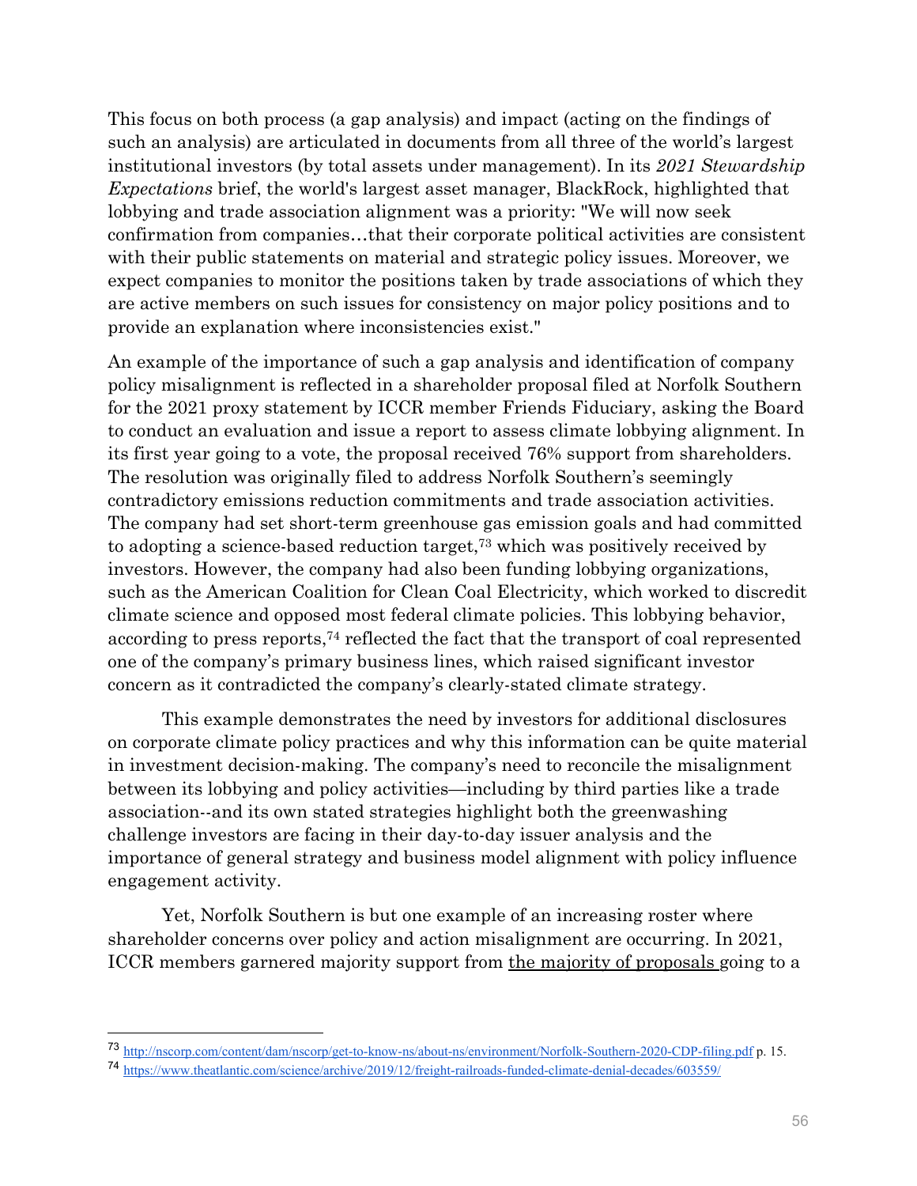This focus on both process (a gap analysis) and impact (acting on the findings of such an analysis) are articulated in documents from all three of the world's largest institutional investors (by total assets under management). In its *2021 Stewardship Expectations* brief, the world's largest asset manager, BlackRock, highlighted that lobbying and trade association alignment was a priority: "We will now seek confirmation from companies…that their corporate political activities are consistent with their public statements on material and strategic policy issues. Moreover, we expect companies to monitor the positions taken by trade associations of which they are active members on such issues for consistency on major policy positions and to provide an explanation where inconsistencies exist."

An example of the importance of such a gap analysis and identification of company policy misalignment is reflected in a shareholder proposal filed at Norfolk Southern for the 2021 proxy statement by ICCR member Friends Fiduciary, asking the Board to conduct an evaluation and issue a report to assess climate lobbying alignment. In its first year going to a vote, the proposal received 76% support from shareholders. The resolution was originally filed to address Norfolk Southern's seemingly contradictory emissions reduction commitments and trade association activities. The company had set short-term greenhouse gas emission goals and had committed to adopting a science-based reduction target,[73] which was positively received by investors. However, the company had also been funding lobbying organizations, such as the American Coalition for Clean Coal Electricity, which worked to discredit climate science and opposed most federal climate policies. This lobbying behavior, according to press reports,[74] reflected the fact that the transport of coal represented one of the company's primary business lines, which raised significant investor concern as it contradicted the company's clearly-stated climate strategy.

This example demonstrates the need by investors for additional disclosures on corporate climate policy practices and why this information can be quite material in investment decision-making. The company's need to reconcile the misalignment between its lobbying and policy activities—including by third parties like a trade association--and its own stated strategies highlight both the greenwashing challenge investors are facing in their day-to-day issuer analysis and the importance of general strategy and business model alignment with policy influence engagement activity.

Yet, Norfolk Southern is but one example of an increasing roster where shareholder concerns over policy and action misalignment are occurring. In 2021, ICCR members garnered majority support from the majority of proposals going to a

---

[73] http://nscorp.com/content/dam/nscorp/get-to-know-ns/about-ns/environment/Norfolk-Southern-2020-CDP-filing.pdf p. 15.

[74] https://www.theatlantic.com/science/archive/2019/12/freight-railroads-funded-climate-denial-decades/603559/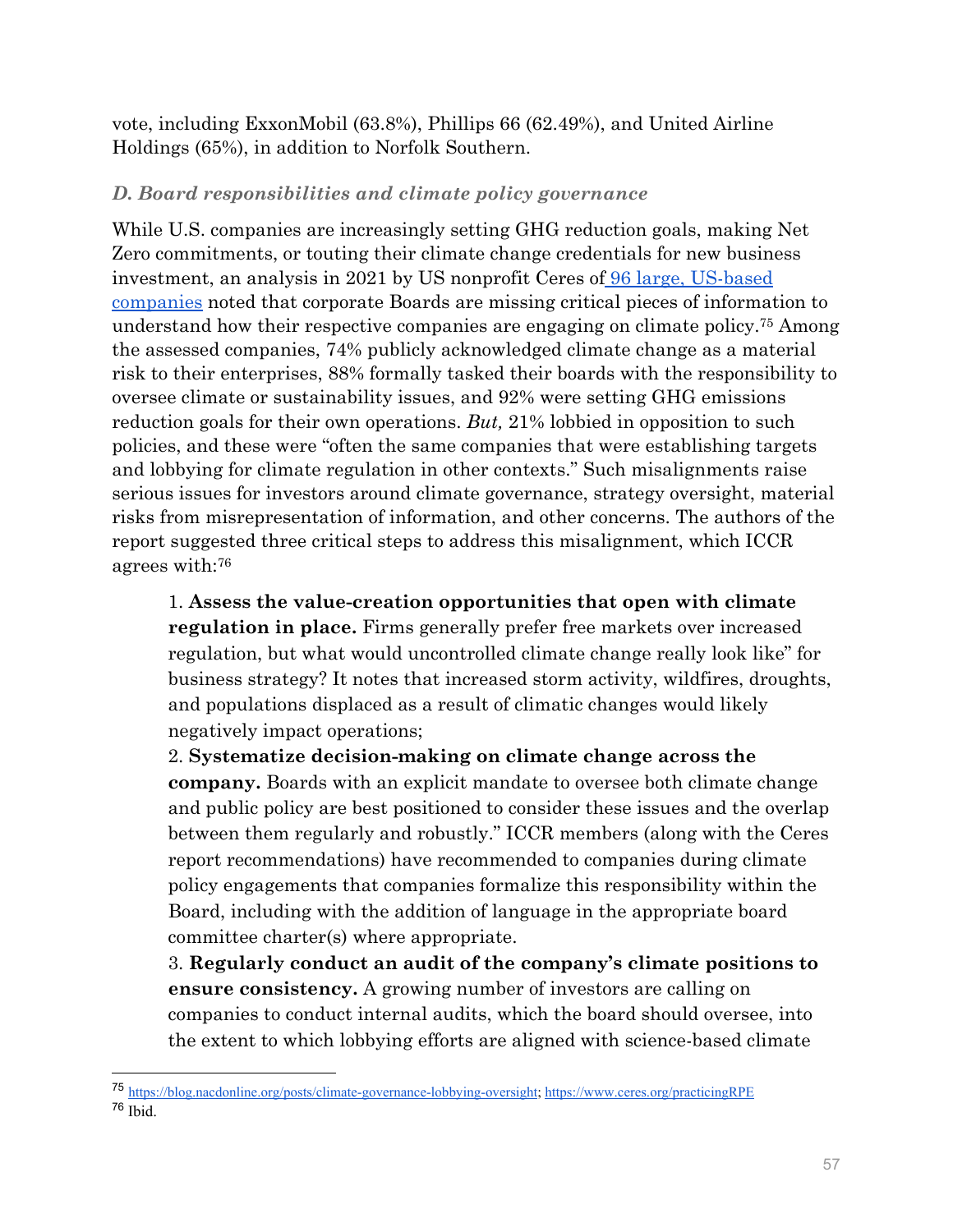vote, including ExxonMobil (63.8%), Phillips 66 (62.49%), and United Airline Holdings (65%), in addition to Norfolk Southern.

### *D. Board responsibilities and climate policy governance*

While U.S. companies are increasingly setting GHG reduction goals, making Net Zero commitments, or touting their climate change credentials for new business investment, an analysis in 2021 by US nonprofit Ceres of 96 large, US-based companies noted that corporate Boards are missing critical pieces of information to understand how their respective companies are engaging on climate policy.[75] Among the assessed companies, 74% publicly acknowledged climate change as a material risk to their enterprises, 88% formally tasked their boards with the responsibility to oversee climate or sustainability issues, and 92% were setting GHG emissions reduction goals for their own operations. *But,* 21% lobbied in opposition to such policies, and these were "often the same companies that were establishing targets and lobbying for climate regulation in other contexts." Such misalignments raise serious issues for investors around climate governance, strategy oversight, material risks from misrepresentation of information, and other concerns. The authors of the report suggested three critical steps to address this misalignment, which ICCR agrees with:[76]

> 1. **Assess the value-creation opportunities that open with climate regulation in place.** Firms generally prefer free markets over increased regulation, but what would uncontrolled climate change really look like" for business strategy? It notes that increased storm activity, wildfires, droughts, and populations displaced as a result of climatic changes would likely negatively impact operations;
> 2. **Systematize decision-making on climate change across the company.** Boards with an explicit mandate to oversee both climate change and public policy are best positioned to consider these issues and the overlap between them regularly and robustly." ICCR members (along with the Ceres report recommendations) have recommended to companies during climate policy engagements that companies formalize this responsibility within the Board, including with the addition of language in the appropriate board committee charter(s) where appropriate.
> 3. **Regularly conduct an audit of the company's climate positions to ensure consistency.** A growing number of investors are calling on companies to conduct internal audits, which the board should oversee, into the extent to which lobbying efforts are aligned with science-based climate

---

[75] https://blog.nacdonline.org/posts/climate-governance-lobbying-oversight; https://www.ceres.org/practicingRPE

[76] Ibid.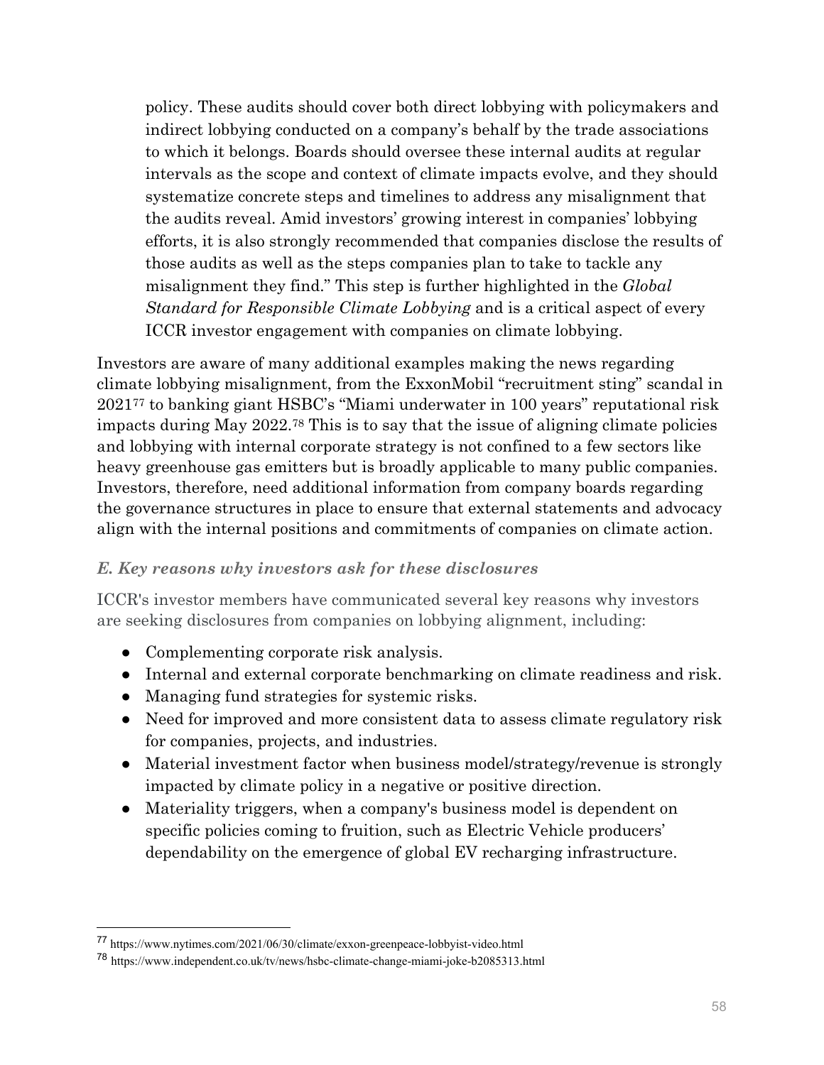policy. These audits should cover both direct lobbying with policymakers and indirect lobbying conducted on a company's behalf by the trade associations to which it belongs. Boards should oversee these internal audits at regular intervals as the scope and context of climate impacts evolve, and they should systematize concrete steps and timelines to address any misalignment that the audits reveal. Amid investors' growing interest in companies' lobbying efforts, it is also strongly recommended that companies disclose the results of those audits as well as the steps companies plan to take to tackle any misalignment they find." This step is further highlighted in the *Global Standard for Responsible Climate Lobbying* and is a critical aspect of every ICCR investor engagement with companies on climate lobbying.

Investors are aware of many additional examples making the news regarding climate lobbying misalignment, from the ExxonMobil "recruitment sting" scandal in 2021[77] to banking giant HSBC's "Miami underwater in 100 years" reputational risk impacts during May 2022.[78] This is to say that the issue of aligning climate policies and lobbying with internal corporate strategy is not confined to a few sectors like heavy greenhouse gas emitters but is broadly applicable to many public companies. Investors, therefore, need additional information from company boards regarding the governance structures in place to ensure that external statements and advocacy align with the internal positions and commitments of companies on climate action.

### *E. Key reasons why investors ask for these disclosures*

ICCR's investor members have communicated several key reasons why investors are seeking disclosures from companies on lobbying alignment, including:

- Complementing corporate risk analysis.
- Internal and external corporate benchmarking on climate readiness and risk.
- Managing fund strategies for systemic risks.
- Need for improved and more consistent data to assess climate regulatory risk for companies, projects, and industries.
- Material investment factor when business model/strategy/revenue is strongly impacted by climate policy in a negative or positive direction.
- Materiality triggers, when a company's business model is dependent on specific policies coming to fruition, such as Electric Vehicle producers' dependability on the emergence of global EV recharging infrastructure.

[77] https://www.nytimes.com/2021/06/30/climate/exxon-greenpeace-lobbyist-video.html

[78] https://www.independent.co.uk/tv/news/hsbc-climate-change-miami-joke-b2085313.html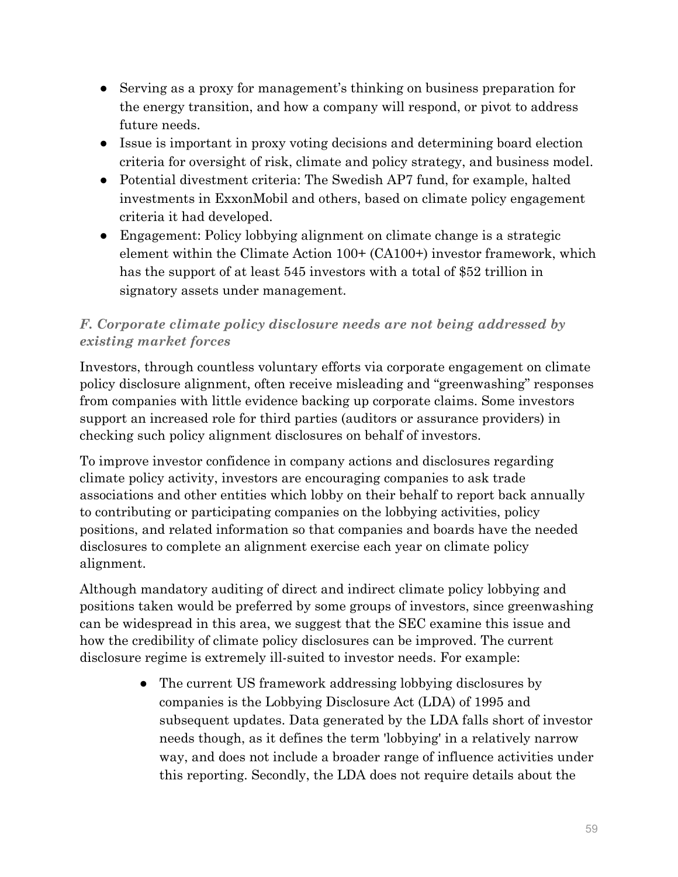- Serving as a proxy for management's thinking on business preparation for the energy transition, and how a company will respond, or pivot to address future needs.
- Issue is important in proxy voting decisions and determining board election criteria for oversight of risk, climate and policy strategy, and business model.
- Potential divestment criteria: The Swedish AP7 fund, for example, halted investments in ExxonMobil and others, based on climate policy engagement criteria it had developed.
- Engagement: Policy lobbying alignment on climate change is a strategic element within the Climate Action 100+ (CA100+) investor framework, which has the support of at least 545 investors with a total of $52 trillion in signatory assets under management.

### *F. Corporate climate policy disclosure needs are not being addressed by existing market forces*

Investors, through countless voluntary efforts via corporate engagement on climate policy disclosure alignment, often receive misleading and "greenwashing" responses from companies with little evidence backing up corporate claims. Some investors support an increased role for third parties (auditors or assurance providers) in checking such policy alignment disclosures on behalf of investors.

To improve investor confidence in company actions and disclosures regarding climate policy activity, investors are encouraging companies to ask trade associations and other entities which lobby on their behalf to report back annually to contributing or participating companies on the lobbying activities, policy positions, and related information so that companies and boards have the needed disclosures to complete an alignment exercise each year on climate policy alignment.

Although mandatory auditing of direct and indirect climate policy lobbying and positions taken would be preferred by some groups of investors, since greenwashing can be widespread in this area, we suggest that the SEC examine this issue and how the credibility of climate policy disclosures can be improved. The current disclosure regime is extremely ill-suited to investor needs. For example:

- The current US framework addressing lobbying disclosures by companies is the Lobbying Disclosure Act (LDA) of 1995 and subsequent updates. Data generated by the LDA falls short of investor needs though, as it defines the term 'lobbying' in a relatively narrow way, and does not include a broader range of influence activities under this reporting. Secondly, the LDA does not require details about the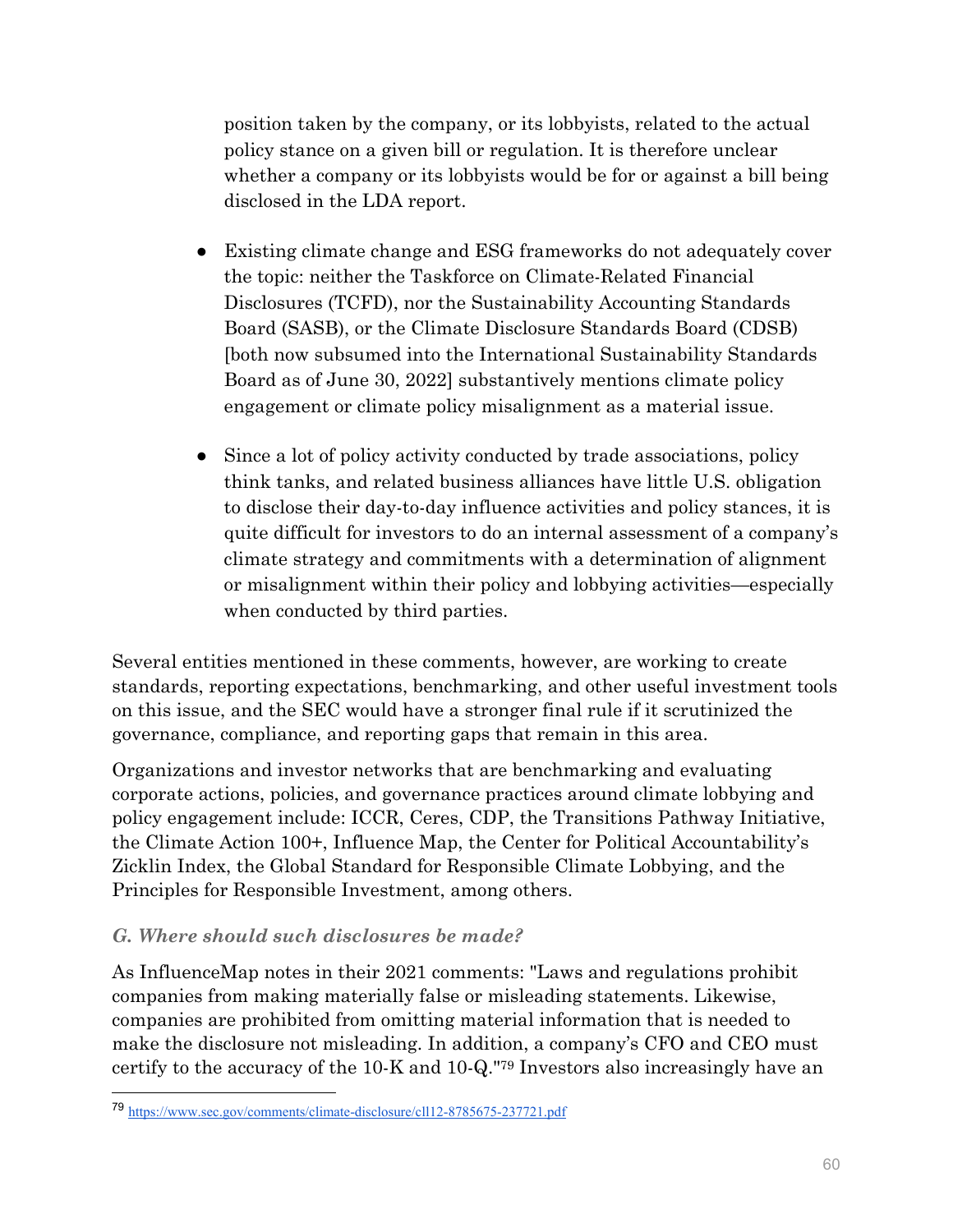position taken by the company, or its lobbyists, related to the actual policy stance on a given bill or regulation. It is therefore unclear whether a company or its lobbyists would be for or against a bill being disclosed in the LDA report.

- Existing climate change and ESG frameworks do not adequately cover the topic: neither the Taskforce on Climate-Related Financial Disclosures (TCFD), nor the Sustainability Accounting Standards Board (SASB), or the Climate Disclosure Standards Board (CDSB) [both now subsumed into the International Sustainability Standards Board as of June 30, 2022] substantively mentions climate policy engagement or climate policy misalignment as a material issue.

- Since a lot of policy activity conducted by trade associations, policy think tanks, and related business alliances have little U.S. obligation to disclose their day-to-day influence activities and policy stances, it is quite difficult for investors to do an internal assessment of a company's climate strategy and commitments with a determination of alignment or misalignment within their policy and lobbying activities—especially when conducted by third parties.

Several entities mentioned in these comments, however, are working to create standards, reporting expectations, benchmarking, and other useful investment tools on this issue, and the SEC would have a stronger final rule if it scrutinized the governance, compliance, and reporting gaps that remain in this area.

Organizations and investor networks that are benchmarking and evaluating corporate actions, policies, and governance practices around climate lobbying and policy engagement include: ICCR, Ceres, CDP, the Transitions Pathway Initiative, the Climate Action 100+, Influence Map, the Center for Political Accountability's Zicklin Index, the Global Standard for Responsible Climate Lobbying, and the Principles for Responsible Investment, among others.

### *G. Where should such disclosures be made?*

As InfluenceMap notes in their 2021 comments: "Laws and regulations prohibit companies from making materially false or misleading statements. Likewise, companies are prohibited from omitting material information that is needed to make the disclosure not misleading. In addition, a company's CFO and CEO must certify to the accuracy of the 10-K and 10-Q."[79] Investors also increasingly have an

[79] https://www.sec.gov/comments/climate-disclosure/cll12-8785675-237721.pdf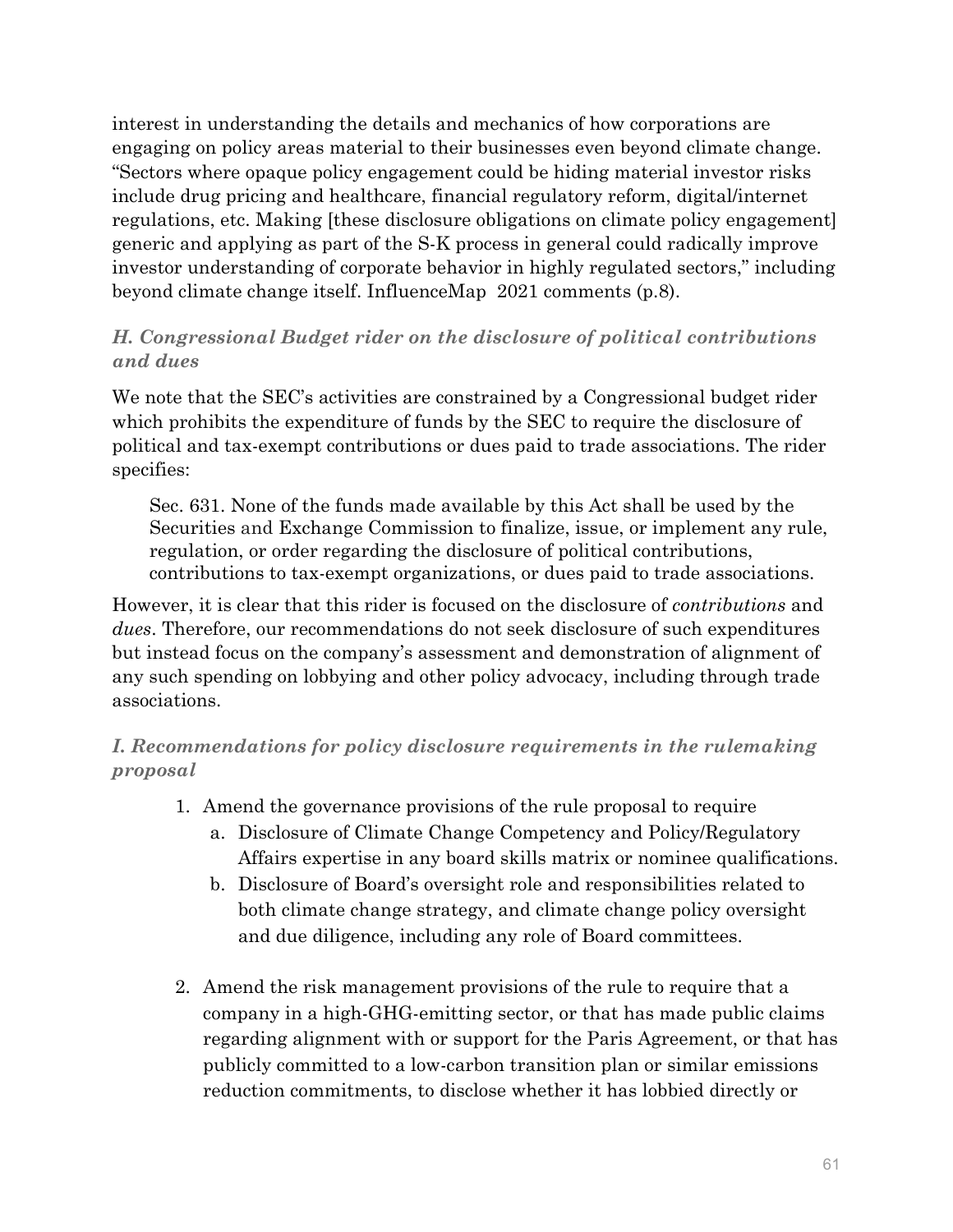interest in understanding the details and mechanics of how corporations are engaging on policy areas material to their businesses even beyond climate change. "Sectors where opaque policy engagement could be hiding material investor risks include drug pricing and healthcare, financial regulatory reform, digital/internet regulations, etc. Making [these disclosure obligations on climate policy engagement] generic and applying as part of the S-K process in general could radically improve investor understanding of corporate behavior in highly regulated sectors," including beyond climate change itself. InfluenceMap 2021 comments (p.8).

### *H. Congressional Budget rider on the disclosure of political contributions and dues*

We note that the SEC's activities are constrained by a Congressional budget rider which prohibits the expenditure of funds by the SEC to require the disclosure of political and tax-exempt contributions or dues paid to trade associations. The rider specifies:

> Sec. 631. None of the funds made available by this Act shall be used by the Securities and Exchange Commission to finalize, issue, or implement any rule, regulation, or order regarding the disclosure of political contributions, contributions to tax-exempt organizations, or dues paid to trade associations.

However, it is clear that this rider is focused on the disclosure of *contributions* and *dues*. Therefore, our recommendations do not seek disclosure of such expenditures but instead focus on the company's assessment and demonstration of alignment of any such spending on lobbying and other policy advocacy, including through trade associations.

### *I. Recommendations for policy disclosure requirements in the rulemaking proposal*

1. Amend the governance provisions of the rule proposal to require
   a. Disclosure of Climate Change Competency and Policy/Regulatory Affairs expertise in any board skills matrix or nominee qualifications.
   b. Disclosure of Board's oversight role and responsibilities related to both climate change strategy, and climate change policy oversight and due diligence, including any role of Board committees.

2. Amend the risk management provisions of the rule to require that a company in a high-GHG-emitting sector, or that has made public claims regarding alignment with or support for the Paris Agreement, or that has publicly committed to a low-carbon transition plan or similar emissions reduction commitments, to disclose whether it has lobbied directly or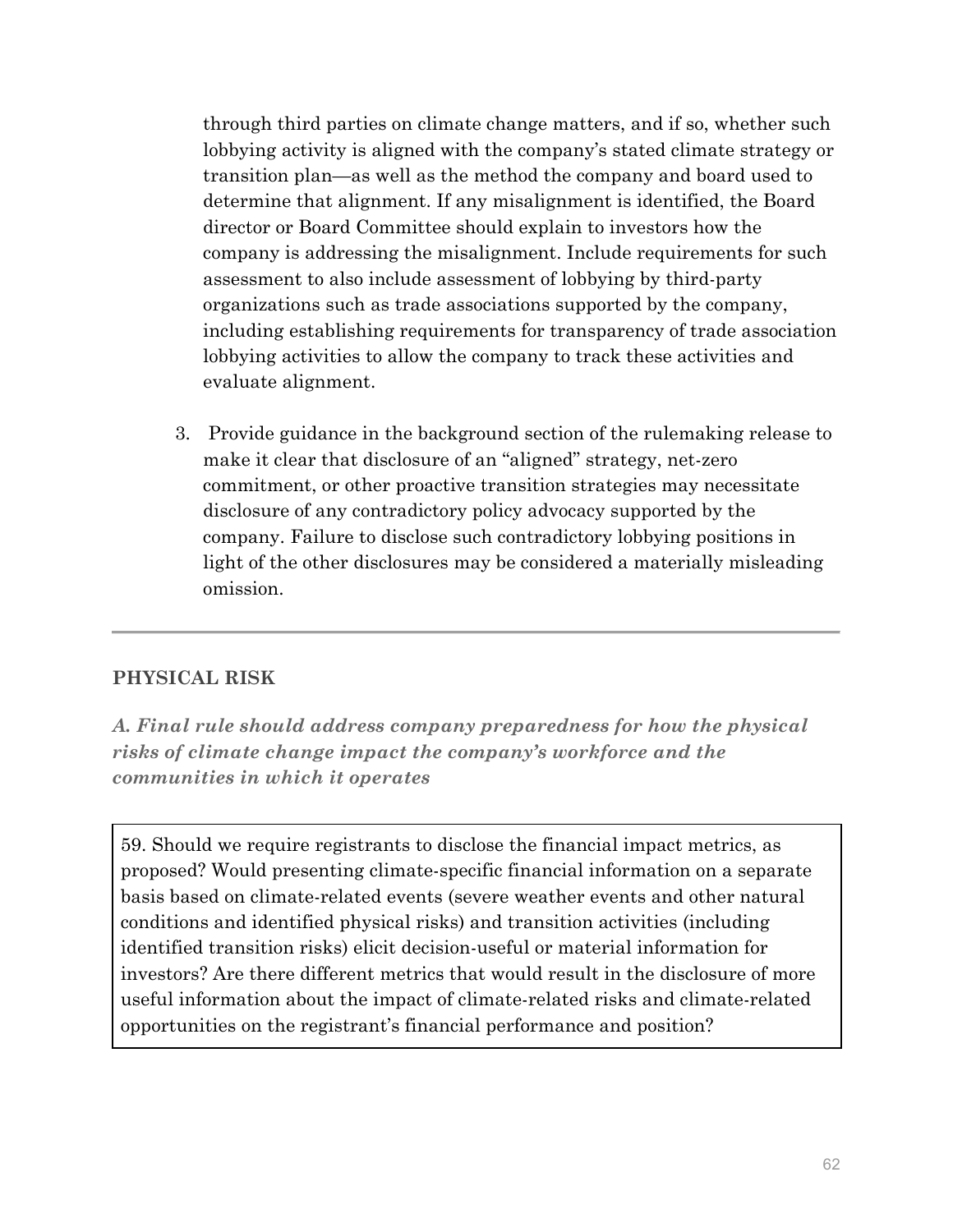through third parties on climate change matters, and if so, whether such lobbying activity is aligned with the company's stated climate strategy or transition plan—as well as the method the company and board used to determine that alignment. If any misalignment is identified, the Board director or Board Committee should explain to investors how the company is addressing the misalignment. Include requirements for such assessment to also include assessment of lobbying by third-party organizations such as trade associations supported by the company, including establishing requirements for transparency of trade association lobbying activities to allow the company to track these activities and evaluate alignment.

3. Provide guidance in the background section of the rulemaking release to make it clear that disclosure of an "aligned" strategy, net-zero commitment, or other proactive transition strategies may necessitate disclosure of any contradictory policy advocacy supported by the company. Failure to disclose such contradictory lobbying positions in light of the other disclosures may be considered a materially misleading omission.

---

## PHYSICAL RISK

### *A. Final rule should address company preparedness for how the physical risks of climate change impact the company's workforce and the communities in which it operates*

> 59. Should we require registrants to disclose the financial impact metrics, as proposed? Would presenting climate-specific financial information on a separate basis based on climate-related events (severe weather events and other natural conditions and identified physical risks) and transition activities (including identified transition risks) elicit decision-useful or material information for investors? Are there different metrics that would result in the disclosure of more useful information about the impact of climate-related risks and climate-related opportunities on the registrant's financial performance and position?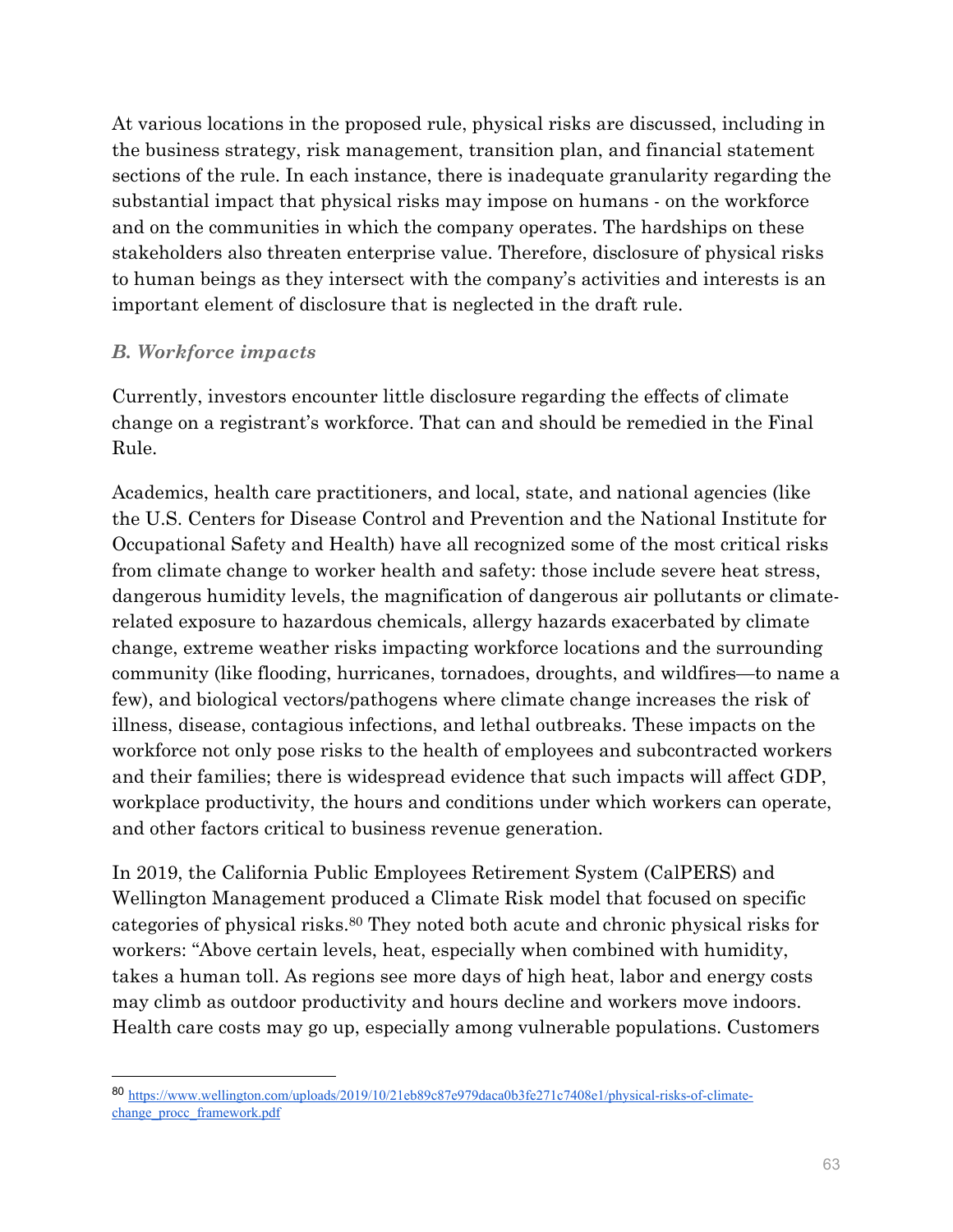At various locations in the proposed rule, physical risks are discussed, including in the business strategy, risk management, transition plan, and financial statement sections of the rule. In each instance, there is inadequate granularity regarding the substantial impact that physical risks may impose on humans - on the workforce and on the communities in which the company operates. The hardships on these stakeholders also threaten enterprise value. Therefore, disclosure of physical risks to human beings as they intersect with the company's activities and interests is an important element of disclosure that is neglected in the draft rule.

### *B. Workforce impacts*

Currently, investors encounter little disclosure regarding the effects of climate change on a registrant's workforce. That can and should be remedied in the Final Rule.

Academics, health care practitioners, and local, state, and national agencies (like the U.S. Centers for Disease Control and Prevention and the National Institute for Occupational Safety and Health) have all recognized some of the most critical risks from climate change to worker health and safety: those include severe heat stress, dangerous humidity levels, the magnification of dangerous air pollutants or climate-related exposure to hazardous chemicals, allergy hazards exacerbated by climate change, extreme weather risks impacting workforce locations and the surrounding community (like flooding, hurricanes, tornadoes, droughts, and wildfires—to name a few), and biological vectors/pathogens where climate change increases the risk of illness, disease, contagious infections, and lethal outbreaks. These impacts on the workforce not only pose risks to the health of employees and subcontracted workers and their families; there is widespread evidence that such impacts will affect GDP, workplace productivity, the hours and conditions under which workers can operate, and other factors critical to business revenue generation.

In 2019, the California Public Employees Retirement System (CalPERS) and Wellington Management produced a Climate Risk model that focused on specific categories of physical risks.[80] They noted both acute and chronic physical risks for workers: "Above certain levels, heat, especially when combined with humidity, takes a human toll. As regions see more days of high heat, labor and energy costs may climb as outdoor productivity and hours decline and workers move indoors. Health care costs may go up, especially among vulnerable populations. Customers

---

[80] https://www.wellington.com/uploads/2019/10/21eb89c87e979daca0b3fe271c7408e1/physical-risks-of-climate-change_procc_framework.pdf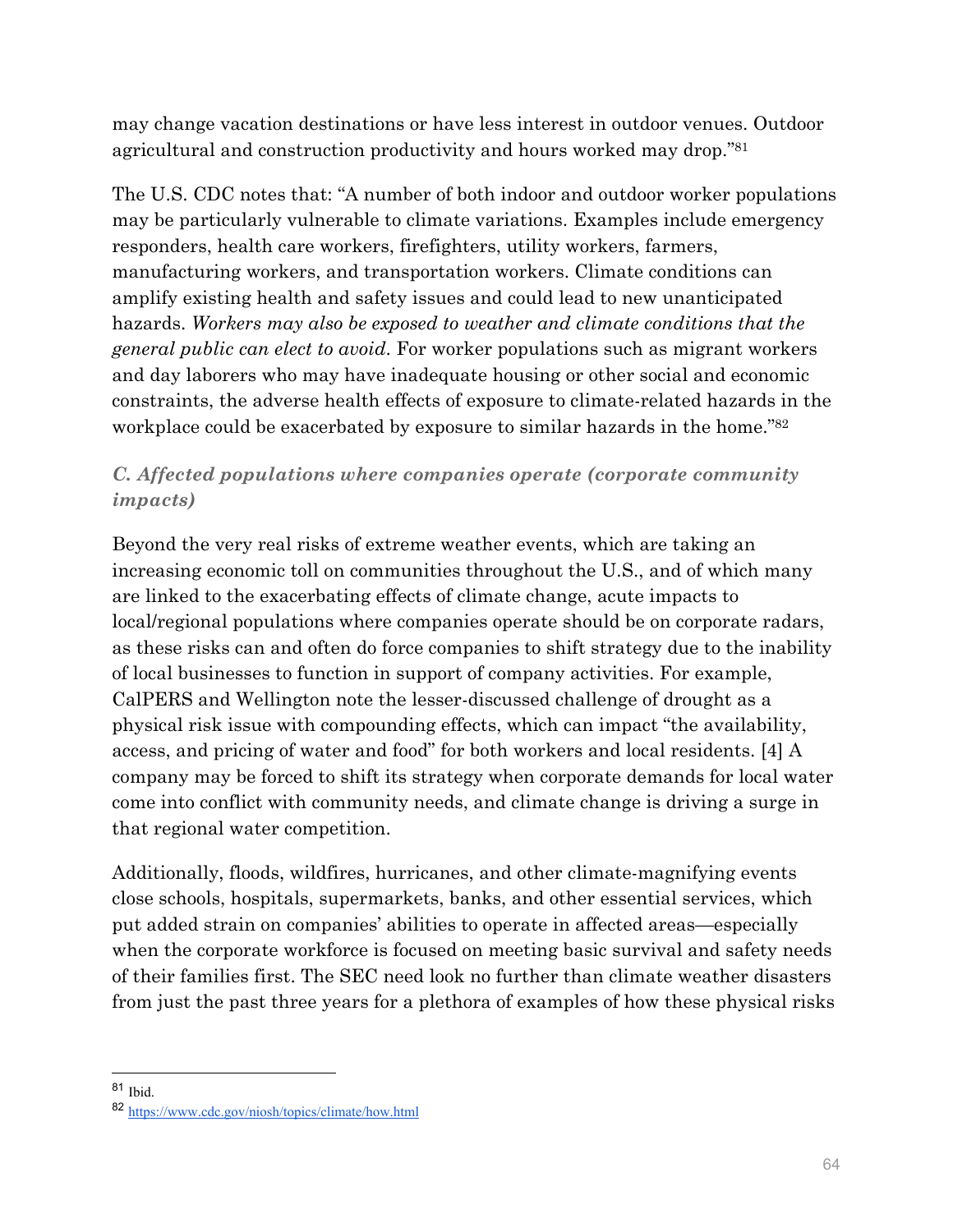may change vacation destinations or have less interest in outdoor venues. Outdoor agricultural and construction productivity and hours worked may drop."[81]

The U.S. CDC notes that: "A number of both indoor and outdoor worker populations may be particularly vulnerable to climate variations. Examples include emergency responders, health care workers, firefighters, utility workers, farmers, manufacturing workers, and transportation workers. Climate conditions can amplify existing health and safety issues and could lead to new unanticipated hazards. *Workers may also be exposed to weather and climate conditions that the general public can elect to avoid*. For worker populations such as migrant workers and day laborers who may have inadequate housing or other social and economic constraints, the adverse health effects of exposure to climate-related hazards in the workplace could be exacerbated by exposure to similar hazards in the home."[82]

### *C. Affected populations where companies operate (corporate community impacts)*

Beyond the very real risks of extreme weather events, which are taking an increasing economic toll on communities throughout the U.S., and of which many are linked to the exacerbating effects of climate change, acute impacts to local/regional populations where companies operate should be on corporate radars, as these risks can and often do force companies to shift strategy due to the inability of local businesses to function in support of company activities. For example, CalPERS and Wellington note the lesser-discussed challenge of drought as a physical risk issue with compounding effects, which can impact "the availability, access, and pricing of water and food" for both workers and local residents. [4] A company may be forced to shift its strategy when corporate demands for local water come into conflict with community needs, and climate change is driving a surge in that regional water competition.

Additionally, floods, wildfires, hurricanes, and other climate-magnifying events close schools, hospitals, supermarkets, banks, and other essential services, which put added strain on companies' abilities to operate in affected areas—especially when the corporate workforce is focused on meeting basic survival and safety needs of their families first. The SEC need look no further than climate weather disasters from just the past three years for a plethora of examples of how these physical risks

---

[81] Ibid.

[82] https://www.cdc.gov/niosh/topics/climate/how.html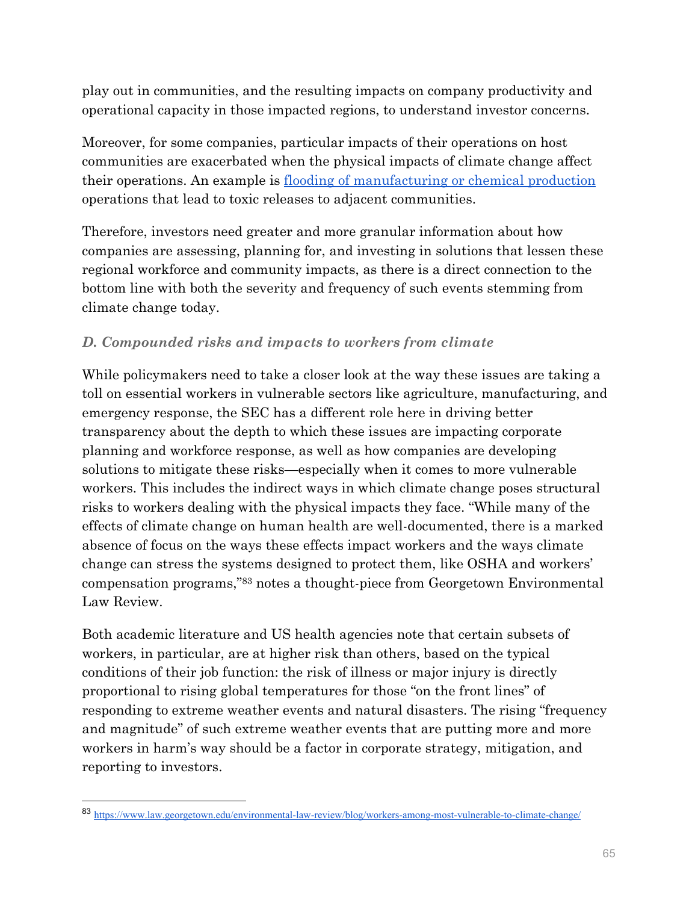play out in communities, and the resulting impacts on company productivity and operational capacity in those impacted regions, to understand investor concerns.

Moreover, for some companies, particular impacts of their operations on host communities are exacerbated when the physical impacts of climate change affect their operations. An example is [flooding of manufacturing or chemical production]() operations that lead to toxic releases to adjacent communities.

Therefore, investors need greater and more granular information about how companies are assessing, planning for, and investing in solutions that lessen these regional workforce and community impacts, as there is a direct connection to the bottom line with both the severity and frequency of such events stemming from climate change today.

### *D. Compounded risks and impacts to workers from climate*

While policymakers need to take a closer look at the way these issues are taking a toll on essential workers in vulnerable sectors like agriculture, manufacturing, and emergency response, the SEC has a different role here in driving better transparency about the depth to which these issues are impacting corporate planning and workforce response, as well as how companies are developing solutions to mitigate these risks—especially when it comes to more vulnerable workers. This includes the indirect ways in which climate change poses structural risks to workers dealing with the physical impacts they face. "While many of the effects of climate change on human health are well-documented, there is a marked absence of focus on the ways these effects impact workers and the ways climate change can stress the systems designed to protect them, like OSHA and workers' compensation programs,"[83] notes a thought-piece from Georgetown Environmental Law Review.

Both academic literature and US health agencies note that certain subsets of workers, in particular, are at higher risk than others, based on the typical conditions of their job function: the risk of illness or major injury is directly proportional to rising global temperatures for those "on the front lines" of responding to extreme weather events and natural disasters. The rising "frequency and magnitude" of such extreme weather events that are putting more and more workers in harm's way should be a factor in corporate strategy, mitigation, and reporting to investors.

---

[83] https://www.law.georgetown.edu/environmental-law-review/blog/workers-among-most-vulnerable-to-climate-change/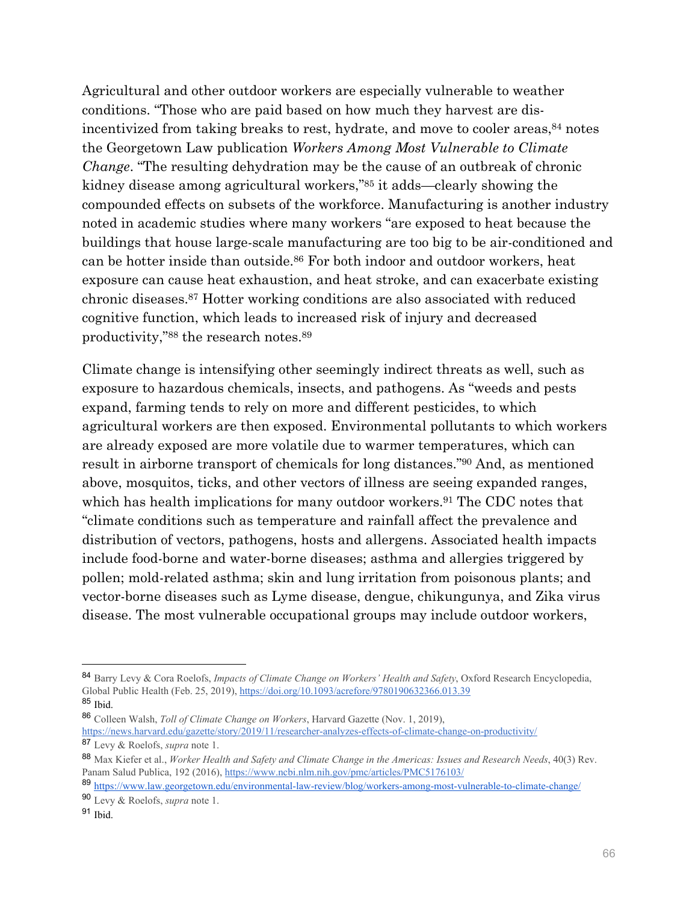Agricultural and other outdoor workers are especially vulnerable to weather conditions. "Those who are paid based on how much they harvest are dis-incentivized from taking breaks to rest, hydrate, and move to cooler areas,[84] notes the Georgetown Law publication *Workers Among Most Vulnerable to Climate Change*. "The resulting dehydration may be the cause of an outbreak of chronic kidney disease among agricultural workers,"[85] it adds—clearly showing the compounded effects on subsets of the workforce. Manufacturing is another industry noted in academic studies where many workers "are exposed to heat because the buildings that house large-scale manufacturing are too big to be air-conditioned and can be hotter inside than outside.[86] For both indoor and outdoor workers, heat exposure can cause heat exhaustion, and heat stroke, and can exacerbate existing chronic diseases.[87] Hotter working conditions are also associated with reduced cognitive function, which leads to increased risk of injury and decreased productivity,"[88] the research notes.[89]

Climate change is intensifying other seemingly indirect threats as well, such as exposure to hazardous chemicals, insects, and pathogens. As "weeds and pests expand, farming tends to rely on more and different pesticides, to which agricultural workers are then exposed. Environmental pollutants to which workers are already exposed are more volatile due to warmer temperatures, which can result in airborne transport of chemicals for long distances."[90] And, as mentioned above, mosquitos, ticks, and other vectors of illness are seeing expanded ranges, which has health implications for many outdoor workers.[91] The CDC notes that "climate conditions such as temperature and rainfall affect the prevalence and distribution of vectors, pathogens, hosts and allergens. Associated health impacts include food-borne and water-borne diseases; asthma and allergies triggered by pollen; mold-related asthma; skin and lung irritation from poisonous plants; and vector-borne diseases such as Lyme disease, dengue, chikungunya, and Zika virus disease. The most vulnerable occupational groups may include outdoor workers,

---

[84] Barry Levy & Cora Roelofs, *Impacts of Climate Change on Workers' Health and Safety*, Oxford Research Encyclopedia, Global Public Health (Feb. 25, 2019), https://doi.org/10.1093/acrefore/9780190632366.013.39

[85] Ibid.

[86] Colleen Walsh, *Toll of Climate Change on Workers*, Harvard Gazette (Nov. 1, 2019), https://news.harvard.edu/gazette/story/2019/11/researcher-analyzes-effects-of-climate-change-on-productivity/

[87] Levy & Roelofs, *supra* note 1.

[88] Max Kiefer et al., *Worker Health and Safety and Climate Change in the Americas: Issues and Research Needs*, 40(3) Rev. Panam Salud Publica, 192 (2016), https://www.ncbi.nlm.nih.gov/pmc/articles/PMC5176103/

[89] https://www.law.georgetown.edu/environmental-law-review/blog/workers-among-most-vulnerable-to-climate-change/

[90] Levy & Roelofs, *supra* note 1.

[91] Ibid.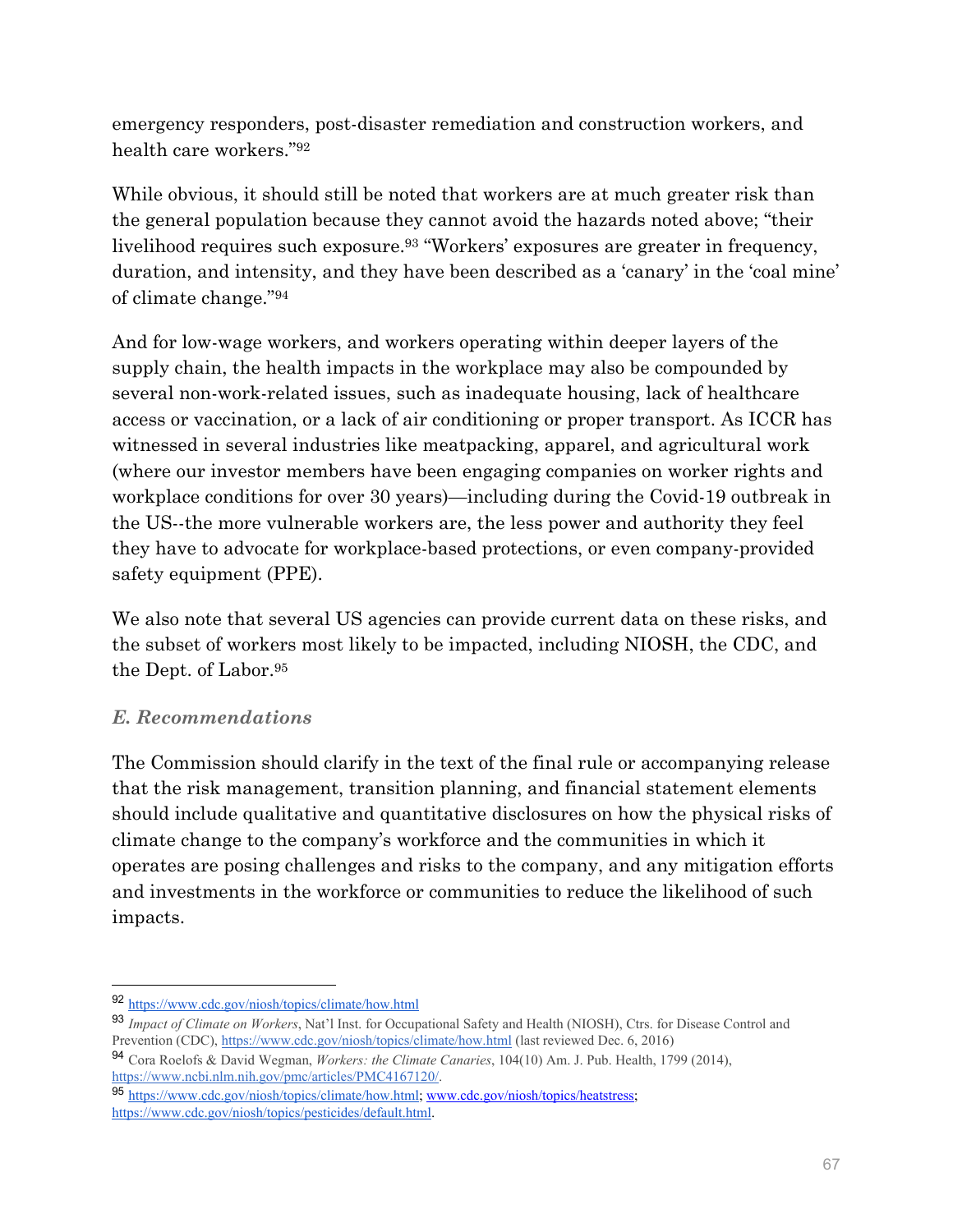emergency responders, post-disaster remediation and construction workers, and health care workers."[92]

While obvious, it should still be noted that workers are at much greater risk than the general population because they cannot avoid the hazards noted above; "their livelihood requires such exposure.[93] "Workers' exposures are greater in frequency, duration, and intensity, and they have been described as a 'canary' in the 'coal mine' of climate change."[94]

And for low-wage workers, and workers operating within deeper layers of the supply chain, the health impacts in the workplace may also be compounded by several non-work-related issues, such as inadequate housing, lack of healthcare access or vaccination, or a lack of air conditioning or proper transport. As ICCR has witnessed in several industries like meatpacking, apparel, and agricultural work (where our investor members have been engaging companies on worker rights and workplace conditions for over 30 years)—including during the Covid-19 outbreak in the US--the more vulnerable workers are, the less power and authority they feel they have to advocate for workplace-based protections, or even company-provided safety equipment (PPE).

We also note that several US agencies can provide current data on these risks, and the subset of workers most likely to be impacted, including NIOSH, the CDC, and the Dept. of Labor.[95]

### *E. Recommendations*

The Commission should clarify in the text of the final rule or accompanying release that the risk management, transition planning, and financial statement elements should include qualitative and quantitative disclosures on how the physical risks of climate change to the company's workforce and the communities in which it operates are posing challenges and risks to the company, and any mitigation efforts and investments in the workforce or communities to reduce the likelihood of such impacts.

---

[92] https://www.cdc.gov/niosh/topics/climate/how.html

[93] *Impact of Climate on Workers*, Nat'l Inst. for Occupational Safety and Health (NIOSH), Ctrs. for Disease Control and Prevention (CDC), https://www.cdc.gov/niosh/topics/climate/how.html (last reviewed Dec. 6, 2016)

[94] Cora Roelofs & David Wegman, *Workers: the Climate Canaries*, 104(10) Am. J. Pub. Health, 1799 (2014), https://www.ncbi.nlm.nih.gov/pmc/articles/PMC4167120/.

[95] https://www.cdc.gov/niosh/topics/climate/how.html; www.cdc.gov/niosh/topics/heatstress; https://www.cdc.gov/niosh/topics/pesticides/default.html.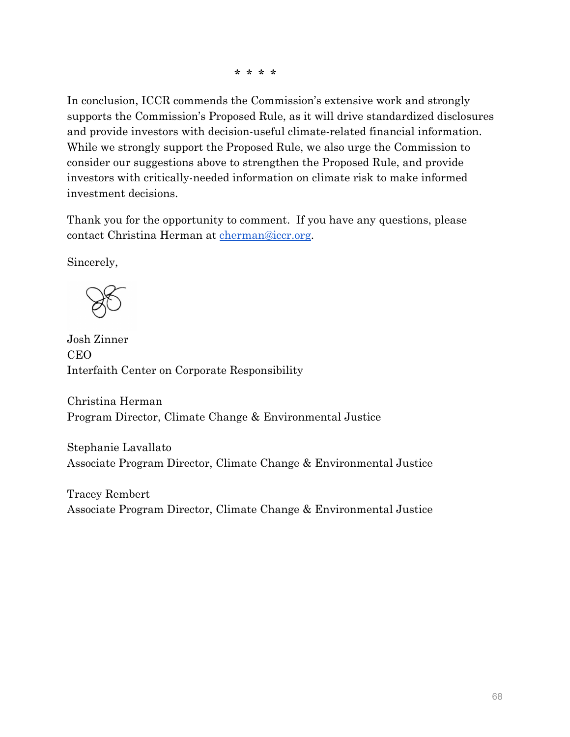\* \* \* \*

In conclusion, ICCR commends the Commission's extensive work and strongly supports the Commission's Proposed Rule, as it will drive standardized disclosures and provide investors with decision-useful climate-related financial information. While we strongly support the Proposed Rule, we also urge the Commission to consider our suggestions above to strengthen the Proposed Rule, and provide investors with critically-needed information on climate risk to make informed investment decisions.

Thank you for the opportunity to comment. If you have any questions, please contact Christina Herman at cherman@iccr.org.

Sincerely,

Josh Zinner
CEO
Interfaith Center on Corporate Responsibility

Christina Herman
Program Director, Climate Change & Environmental Justice

Stephanie Lavallato
Associate Program Director, Climate Change & Environmental Justice

Tracey Rembert
Associate Program Director, Climate Change & Environmental Justice